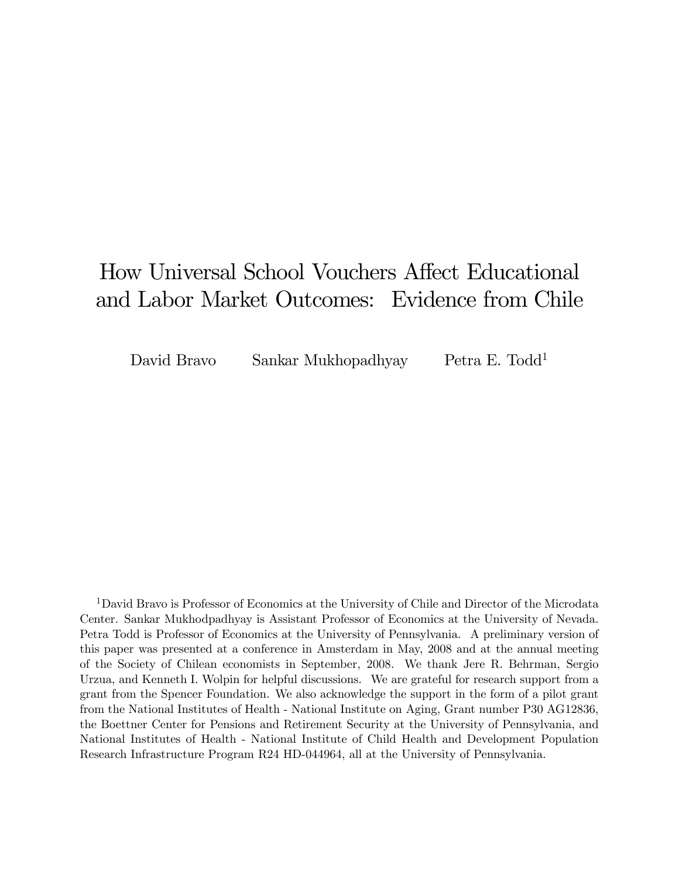# How Universal School Vouchers Affect Educational and Labor Market Outcomes: Evidence from Chile

David Bravo    Sankar Mukhopadhyay    Petra E. Todd[1]

[1]David Bravo is Professor of Economics at the University of Chile and Director of the Microdata Center. Sankar Mukhodpadhyay is Assistant Professor of Economics at the University of Nevada. Petra Todd is Professor of Economics at the University of Pennsylvania. A preliminary version of this paper was presented at a conference in Amsterdam in May, 2008 and at the annual meeting of the Society of Chilean economists in September, 2008. We thank Jere R. Behrman, Sergio Urzua, and Kenneth I. Wolpin for helpful discussions. We are grateful for research support from a grant from the Spencer Foundation. We also acknowledge the support in the form of a pilot grant from the National Institutes of Health - National Institute on Aging, Grant number P30 AG12836, the Boettner Center for Pensions and Retirement Security at the University of Pennsylvania, and National Institutes of Health - National Institute of Child Health and Development Population Research Infrastructure Program R24 HD-044964, all at the University of Pennsylvania.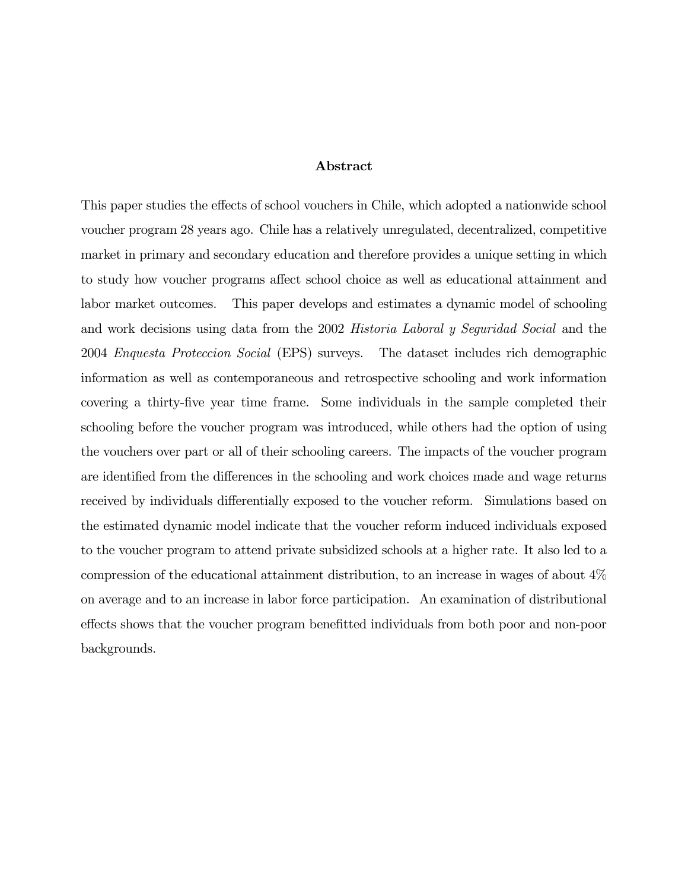## Abstract

This paper studies the effects of school vouchers in Chile, which adopted a nationwide school voucher program 28 years ago. Chile has a relatively unregulated, decentralized, competitive market in primary and secondary education and therefore provides a unique setting in which to study how voucher programs affect school choice as well as educational attainment and labor market outcomes. This paper develops and estimates a dynamic model of schooling and work decisions using data from the 2002 *Historia Laboral y Seguridad Social* and the 2004 *Enquesta Proteccion Social* (EPS) surveys. The dataset includes rich demographic information as well as contemporaneous and retrospective schooling and work information covering a thirty-five year time frame. Some individuals in the sample completed their schooling before the voucher program was introduced, while others had the option of using the vouchers over part or all of their schooling careers. The impacts of the voucher program are identified from the differences in the schooling and work choices made and wage returns received by individuals differentially exposed to the voucher reform. Simulations based on the estimated dynamic model indicate that the voucher reform induced individuals exposed to the voucher program to attend private subsidized schools at a higher rate. It also led to a compression of the educational attainment distribution, to an increase in wages of about 4% on average and to an increase in labor force participation. An examination of distributional effects shows that the voucher program benefitted individuals from both poor and non-poor backgrounds.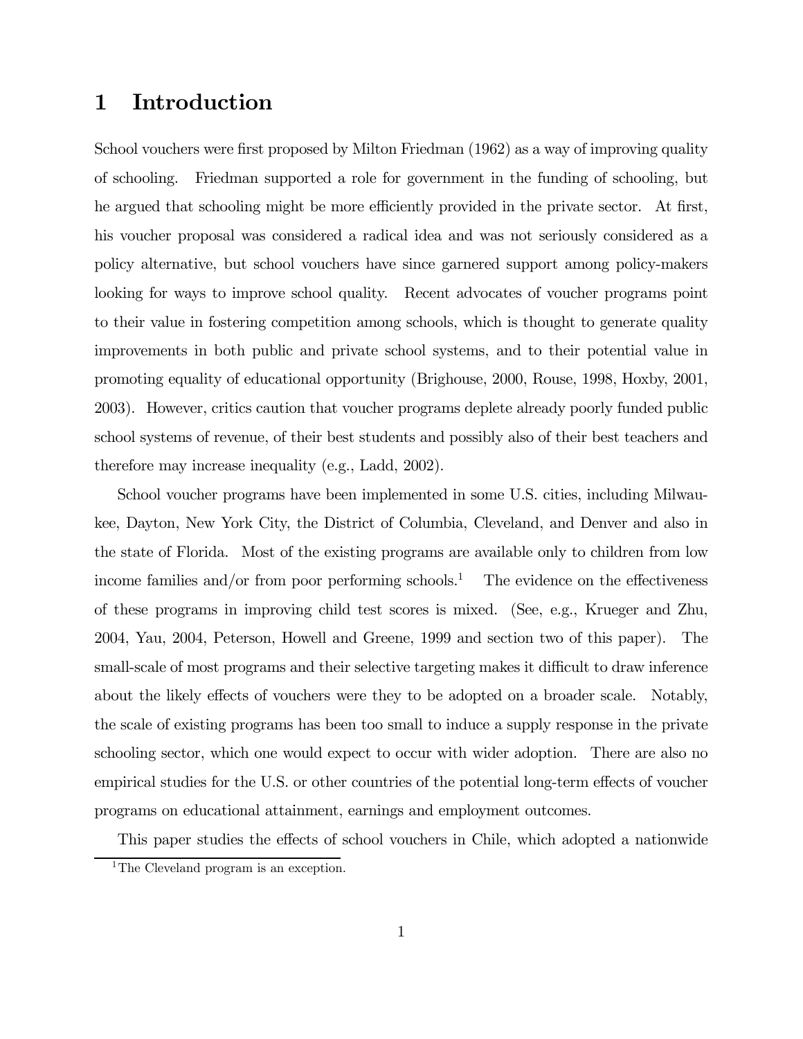# 1 Introduction

School vouchers were first proposed by Milton Friedman (1962) as a way of improving quality of schooling. Friedman supported a role for government in the funding of schooling, but he argued that schooling might be more efficiently provided in the private sector. At first, his voucher proposal was considered a radical idea and was not seriously considered as a policy alternative, but school vouchers have since garnered support among policy-makers looking for ways to improve school quality. Recent advocates of voucher programs point to their value in fostering competition among schools, which is thought to generate quality improvements in both public and private school systems, and to their potential value in promoting equality of educational opportunity (Brighouse, 2000, Rouse, 1998, Hoxby, 2001, 2003). However, critics caution that voucher programs deplete already poorly funded public school systems of revenue, of their best students and possibly also of their best teachers and therefore may increase inequality (e.g., Ladd, 2002).

School voucher programs have been implemented in some U.S. cities, including Milwaukee, Dayton, New York City, the District of Columbia, Cleveland, and Denver and also in the state of Florida. Most of the existing programs are available only to children from low income families and/or from poor performing schools.[1] The evidence on the effectiveness of these programs in improving child test scores is mixed. (See, e.g., Krueger and Zhu, 2004, Yau, 2004, Peterson, Howell and Greene, 1999 and section two of this paper). The small-scale of most programs and their selective targeting makes it difficult to draw inference about the likely effects of vouchers were they to be adopted on a broader scale. Notably, the scale of existing programs has been too small to induce a supply response in the private schooling sector, which one would expect to occur with wider adoption. There are also no empirical studies for the U.S. or other countries of the potential long-term effects of voucher programs on educational attainment, earnings and employment outcomes.

This paper studies the effects of school vouchers in Chile, which adopted a nationwide

[1] The Cleveland program is an exception.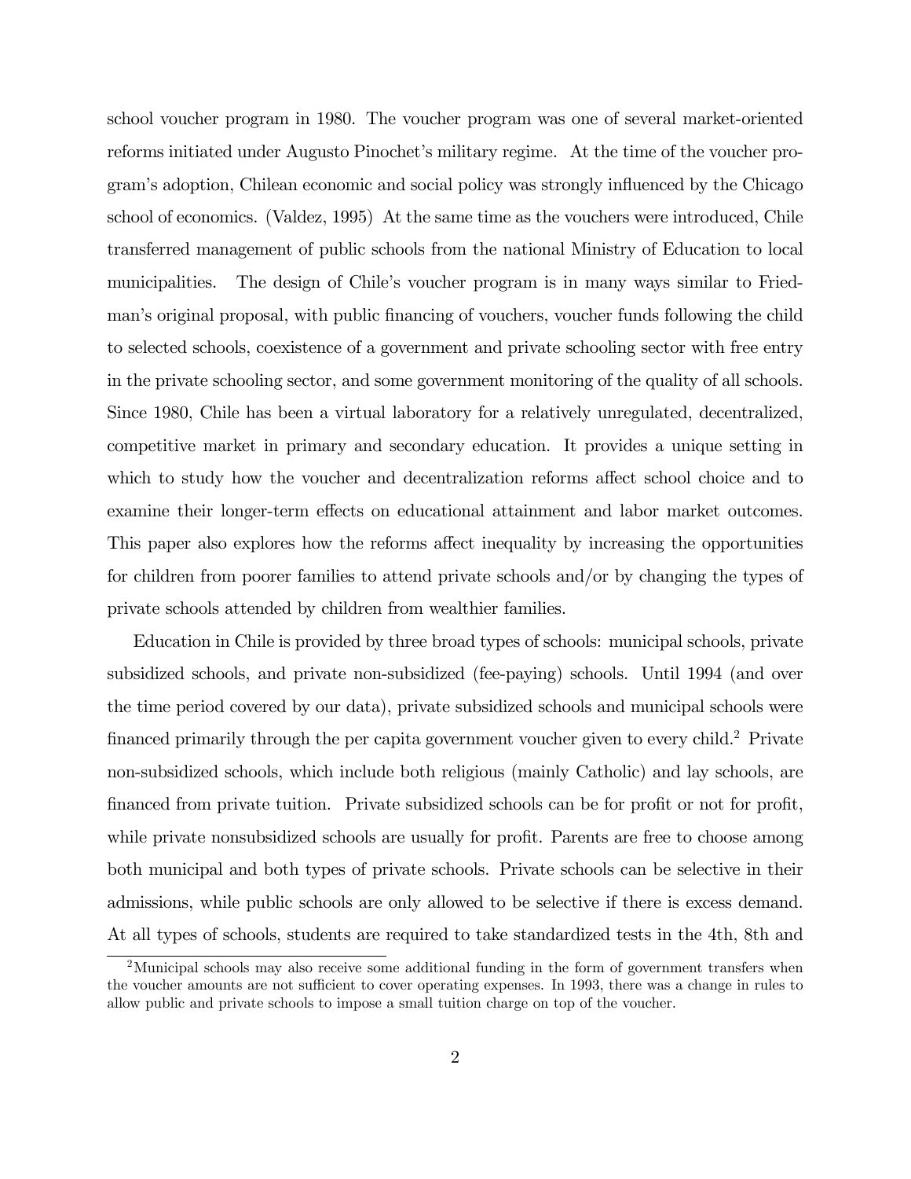school voucher program in 1980. The voucher program was one of several market-oriented reforms initiated under Augusto Pinochet's military regime. At the time of the voucher program's adoption, Chilean economic and social policy was strongly influenced by the Chicago school of economics. (Valdez, 1995) At the same time as the vouchers were introduced, Chile transferred management of public schools from the national Ministry of Education to local municipalities. The design of Chile's voucher program is in many ways similar to Friedman's original proposal, with public financing of vouchers, voucher funds following the child to selected schools, coexistence of a government and private schooling sector with free entry in the private schooling sector, and some government monitoring of the quality of all schools. Since 1980, Chile has been a virtual laboratory for a relatively unregulated, decentralized, competitive market in primary and secondary education. It provides a unique setting in which to study how the voucher and decentralization reforms affect school choice and to examine their longer-term effects on educational attainment and labor market outcomes. This paper also explores how the reforms affect inequality by increasing the opportunities for children from poorer families to attend private schools and/or by changing the types of private schools attended by children from wealthier families.

Education in Chile is provided by three broad types of schools: municipal schools, private subsidized schools, and private non-subsidized (fee-paying) schools. Until 1994 (and over the time period covered by our data), private subsidized schools and municipal schools were financed primarily through the per capita government voucher given to every child.[2] Private non-subsidized schools, which include both religious (mainly Catholic) and lay schools, are financed from private tuition. Private subsidized schools can be for profit or not for profit, while private nonsubsidized schools are usually for profit. Parents are free to choose among both municipal and both types of private schools. Private schools can be selective in their admissions, while public schools are only allowed to be selective if there is excess demand. At all types of schools, students are required to take standardized tests in the 4th, 8th and

[2] Municipal schools may also receive some additional funding in the form of government transfers when the voucher amounts are not sufficient to cover operating expenses. In 1993, there was a change in rules to allow public and private schools to impose a small tuition charge on top of the voucher.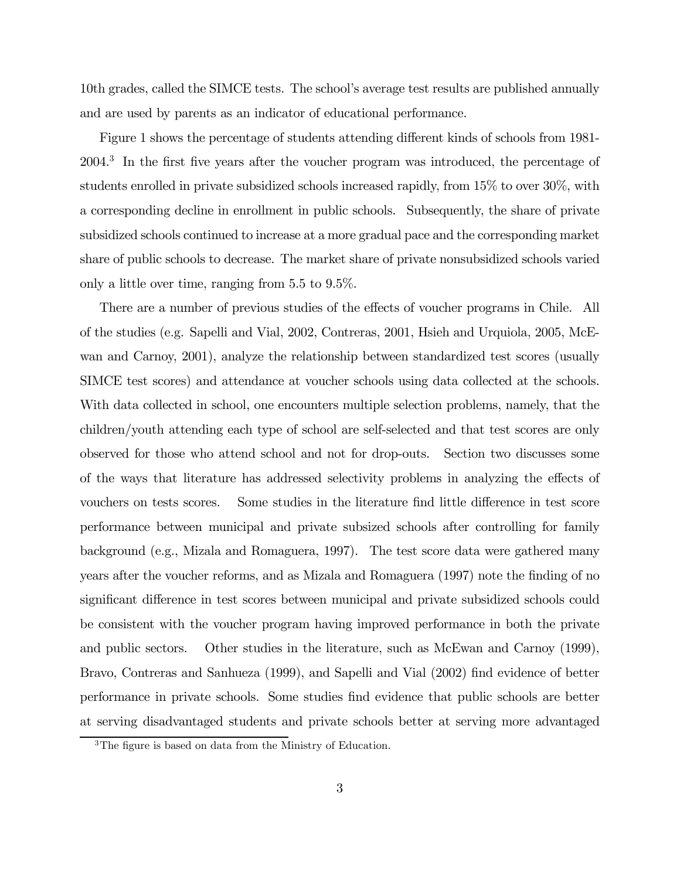10th grades, called the SIMCE tests. The school's average test results are published annually and are used by parents as an indicator of educational performance.

Figure 1 shows the percentage of students attending different kinds of schools from 1981-2004.[3] In the first five years after the voucher program was introduced, the percentage of students enrolled in private subsidized schools increased rapidly, from 15% to over 30%, with a corresponding decline in enrollment in public schools. Subsequently, the share of private subsidized schools continued to increase at a more gradual pace and the corresponding market share of public schools to decrease. The market share of private nonsubsidized schools varied only a little over time, ranging from 5.5 to 9.5%.

There are a number of previous studies of the effects of voucher programs in Chile. All of the studies (e.g. Sapelli and Vial, 2002, Contreras, 2001, Hsieh and Urquiola, 2005, McEwan and Carnoy, 2001), analyze the relationship between standardized test scores (usually SIMCE test scores) and attendance at voucher schools using data collected at the schools. With data collected in school, one encounters multiple selection problems, namely, that the children/youth attending each type of school are self-selected and that test scores are only observed for those who attend school and not for drop-outs. Section two discusses some of the ways that literature has addressed selectivity problems in analyzing the effects of vouchers on tests scores. Some studies in the literature find little difference in test score performance between municipal and private subsized schools after controlling for family background (e.g., Mizala and Romaguera, 1997). The test score data were gathered many years after the voucher reforms, and as Mizala and Romaguera (1997) note the finding of no significant difference in test scores between municipal and private subsidized schools could be consistent with the voucher program having improved performance in both the private and public sectors. Other studies in the literature, such as McEwan and Carnoy (1999), Bravo, Contreras and Sanhueza (1999), and Sapelli and Vial (2002) find evidence of better performance in private schools. Some studies find evidence that public schools are better at serving disadvantaged students and private schools better at serving more advantaged

[3] The figure is based on data from the Ministry of Education.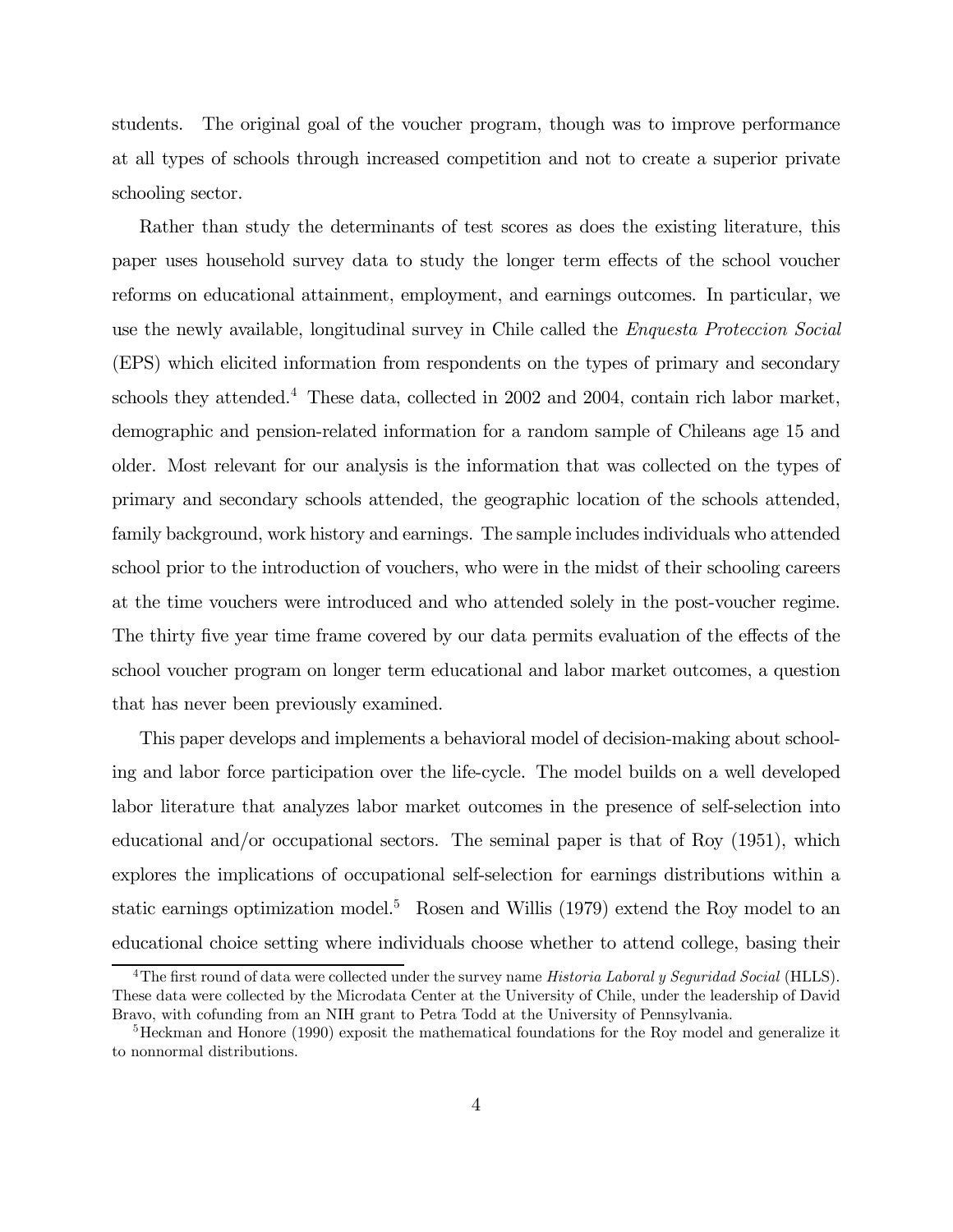students. The original goal of the voucher program, though was to improve performance at all types of schools through increased competition and not to create a superior private schooling sector.

Rather than study the determinants of test scores as does the existing literature, this paper uses household survey data to study the longer term effects of the school voucher reforms on educational attainment, employment, and earnings outcomes. In particular, we use the newly available, longitudinal survey in Chile called the *Enquesta Proteccion Social* (EPS) which elicited information from respondents on the types of primary and secondary schools they attended.[4] These data, collected in 2002 and 2004, contain rich labor market, demographic and pension-related information for a random sample of Chileans age 15 and older. Most relevant for our analysis is the information that was collected on the types of primary and secondary schools attended, the geographic location of the schools attended, family background, work history and earnings. The sample includes individuals who attended school prior to the introduction of vouchers, who were in the midst of their schooling careers at the time vouchers were introduced and who attended solely in the post-voucher regime. The thirty five year time frame covered by our data permits evaluation of the effects of the school voucher program on longer term educational and labor market outcomes, a question that has never been previously examined.

This paper develops and implements a behavioral model of decision-making about schooling and labor force participation over the life-cycle. The model builds on a well developed labor literature that analyzes labor market outcomes in the presence of self-selection into educational and/or occupational sectors. The seminal paper is that of Roy (1951), which explores the implications of occupational self-selection for earnings distributions within a static earnings optimization model.[5] Rosen and Willis (1979) extend the Roy model to an educational choice setting where individuals choose whether to attend college, basing their

[4] The first round of data were collected under the survey name *Historia Laboral y Seguridad Social* (HLLS). These data were collected by the Microdata Center at the University of Chile, under the leadership of David Bravo, with cofunding from an NIH grant to Petra Todd at the University of Pennsylvania.

[5] Heckman and Honore (1990) exposit the mathematical foundations for the Roy model and generalize it to nonnormal distributions.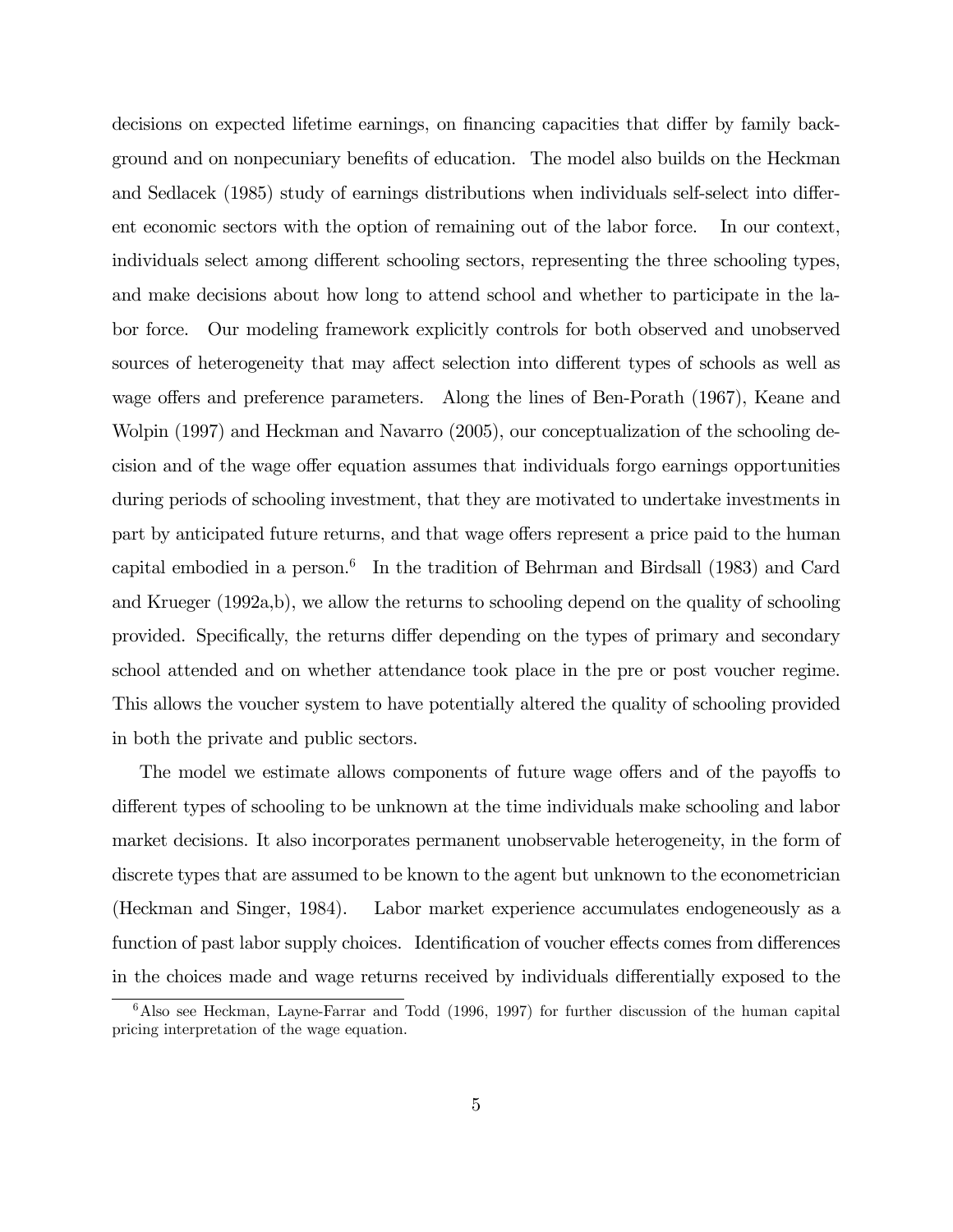decisions on expected lifetime earnings, on financing capacities that differ by family background and on nonpecuniary benefits of education. The model also builds on the Heckman and Sedlacek (1985) study of earnings distributions when individuals self-select into different economic sectors with the option of remaining out of the labor force. In our context, individuals select among different schooling sectors, representing the three schooling types, and make decisions about how long to attend school and whether to participate in the labor force. Our modeling framework explicitly controls for both observed and unobserved sources of heterogeneity that may affect selection into different types of schools as well as wage offers and preference parameters. Along the lines of Ben-Porath (1967), Keane and Wolpin (1997) and Heckman and Navarro (2005), our conceptualization of the schooling decision and of the wage offer equation assumes that individuals forgo earnings opportunities during periods of schooling investment, that they are motivated to undertake investments in part by anticipated future returns, and that wage offers represent a price paid to the human capital embodied in a person.[6] In the tradition of Behrman and Birdsall (1983) and Card and Krueger (1992a,b), we allow the returns to schooling depend on the quality of schooling provided. Specifically, the returns differ depending on the types of primary and secondary school attended and on whether attendance took place in the pre or post voucher regime. This allows the voucher system to have potentially altered the quality of schooling provided in both the private and public sectors.

The model we estimate allows components of future wage offers and of the payoffs to different types of schooling to be unknown at the time individuals make schooling and labor market decisions. It also incorporates permanent unobservable heterogeneity, in the form of discrete types that are assumed to be known to the agent but unknown to the econometrician (Heckman and Singer, 1984). Labor market experience accumulates endogeneously as a function of past labor supply choices. Identification of voucher effects comes from differences in the choices made and wage returns received by individuals differentially exposed to the

[6] Also see Heckman, Layne-Farrar and Todd (1996, 1997) for further discussion of the human capital pricing interpretation of the wage equation.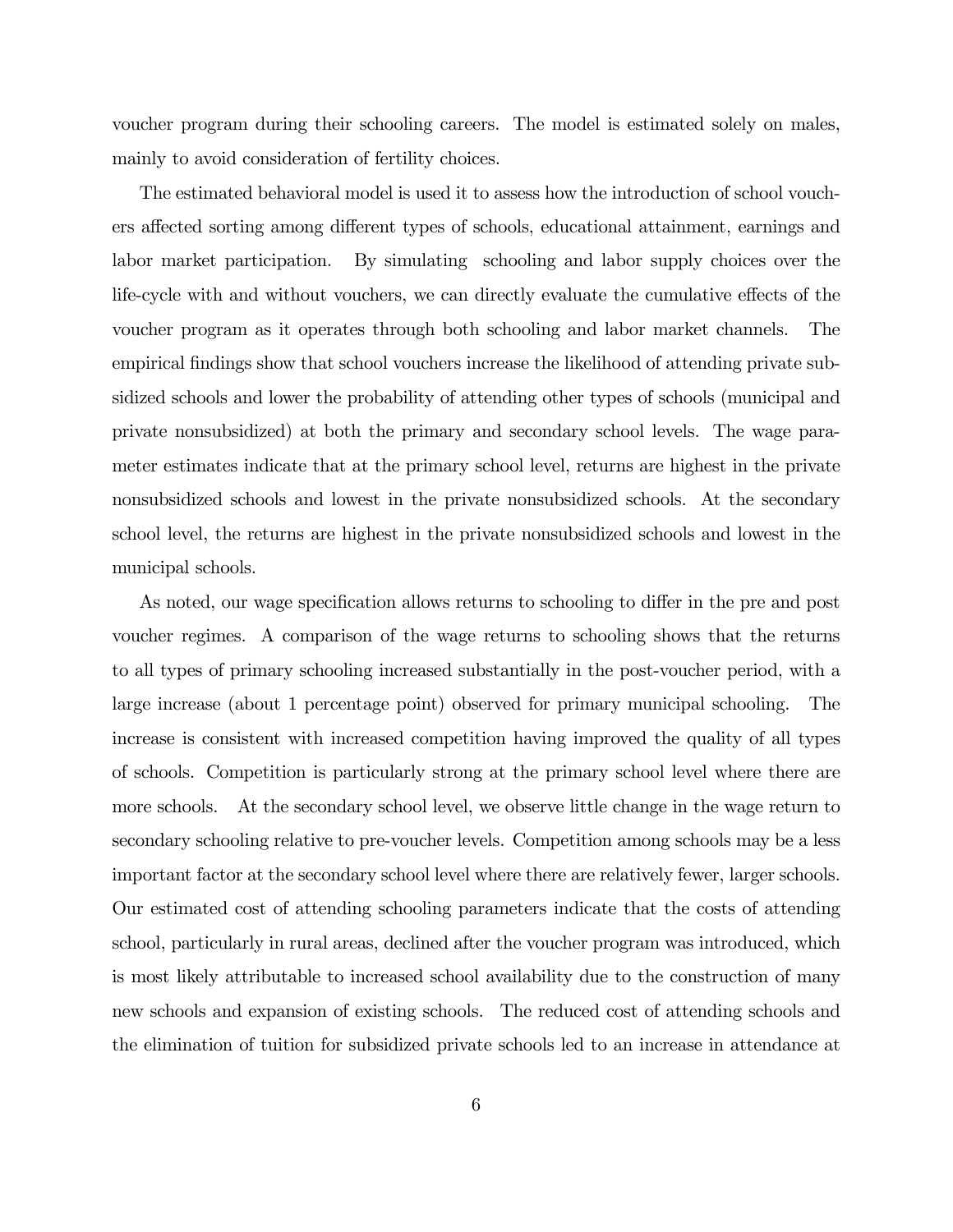voucher program during their schooling careers. The model is estimated solely on males, mainly to avoid consideration of fertility choices.

The estimated behavioral model is used it to assess how the introduction of school vouchers affected sorting among different types of schools, educational attainment, earnings and labor market participation. By simulating schooling and labor supply choices over the life-cycle with and without vouchers, we can directly evaluate the cumulative effects of the voucher program as it operates through both schooling and labor market channels. The empirical findings show that school vouchers increase the likelihood of attending private subsidized schools and lower the probability of attending other types of schools (municipal and private nonsubsidized) at both the primary and secondary school levels. The wage parameter estimates indicate that at the primary school level, returns are highest in the private nonsubsidized schools and lowest in the private nonsubsidized schools. At the secondary school level, the returns are highest in the private nonsubsidized schools and lowest in the municipal schools.

As noted, our wage specification allows returns to schooling to differ in the pre and post voucher regimes. A comparison of the wage returns to schooling shows that the returns to all types of primary schooling increased substantially in the post-voucher period, with a large increase (about 1 percentage point) observed for primary municipal schooling. The increase is consistent with increased competition having improved the quality of all types of schools. Competition is particularly strong at the primary school level where there are more schools. At the secondary school level, we observe little change in the wage return to secondary schooling relative to pre-voucher levels. Competition among schools may be a less important factor at the secondary school level where there are relatively fewer, larger schools. Our estimated cost of attending schooling parameters indicate that the costs of attending school, particularly in rural areas, declined after the voucher program was introduced, which is most likely attributable to increased school availability due to the construction of many new schools and expansion of existing schools. The reduced cost of attending schools and the elimination of tuition for subsidized private schools led to an increase in attendance at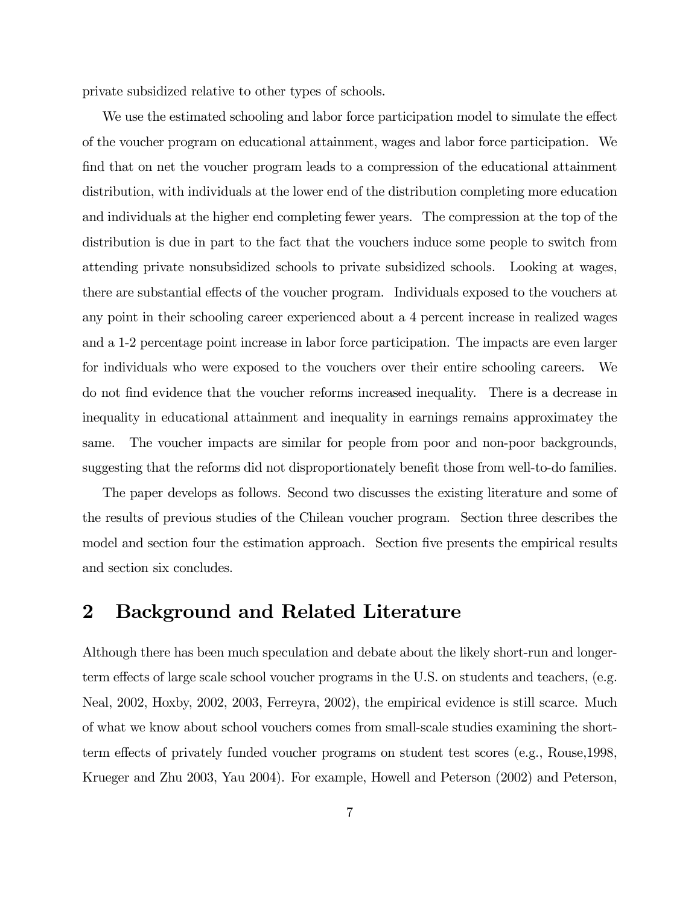private subsidized relative to other types of schools.

We use the estimated schooling and labor force participation model to simulate the effect of the voucher program on educational attainment, wages and labor force participation. We find that on net the voucher program leads to a compression of the educational attainment distribution, with individuals at the lower end of the distribution completing more education and individuals at the higher end completing fewer years. The compression at the top of the distribution is due in part to the fact that the vouchers induce some people to switch from attending private nonsubsidized schools to private subsidized schools. Looking at wages, there are substantial effects of the voucher program. Individuals exposed to the vouchers at any point in their schooling career experienced about a 4 percent increase in realized wages and a 1-2 percentage point increase in labor force participation. The impacts are even larger for individuals who were exposed to the vouchers over their entire schooling careers. We do not find evidence that the voucher reforms increased inequality. There is a decrease in inequality in educational attainment and inequality in earnings remains approximatey the same. The voucher impacts are similar for people from poor and non-poor backgrounds, suggesting that the reforms did not disproportionately benefit those from well-to-do families.

The paper develops as follows. Second two discusses the existing literature and some of the results of previous studies of the Chilean voucher program. Section three describes the model and section four the estimation approach. Section five presents the empirical results and section six concludes.

## 2 Background and Related Literature

Although there has been much speculation and debate about the likely short-run and longer-term effects of large scale school voucher programs in the U.S. on students and teachers, (e.g. Neal, 2002, Hoxby, 2002, 2003, Ferreyra, 2002), the empirical evidence is still scarce. Much of what we know about school vouchers comes from small-scale studies examining the short-term effects of privately funded voucher programs on student test scores (e.g., Rouse,1998, Krueger and Zhu 2003, Yau 2004). For example, Howell and Peterson (2002) and Peterson,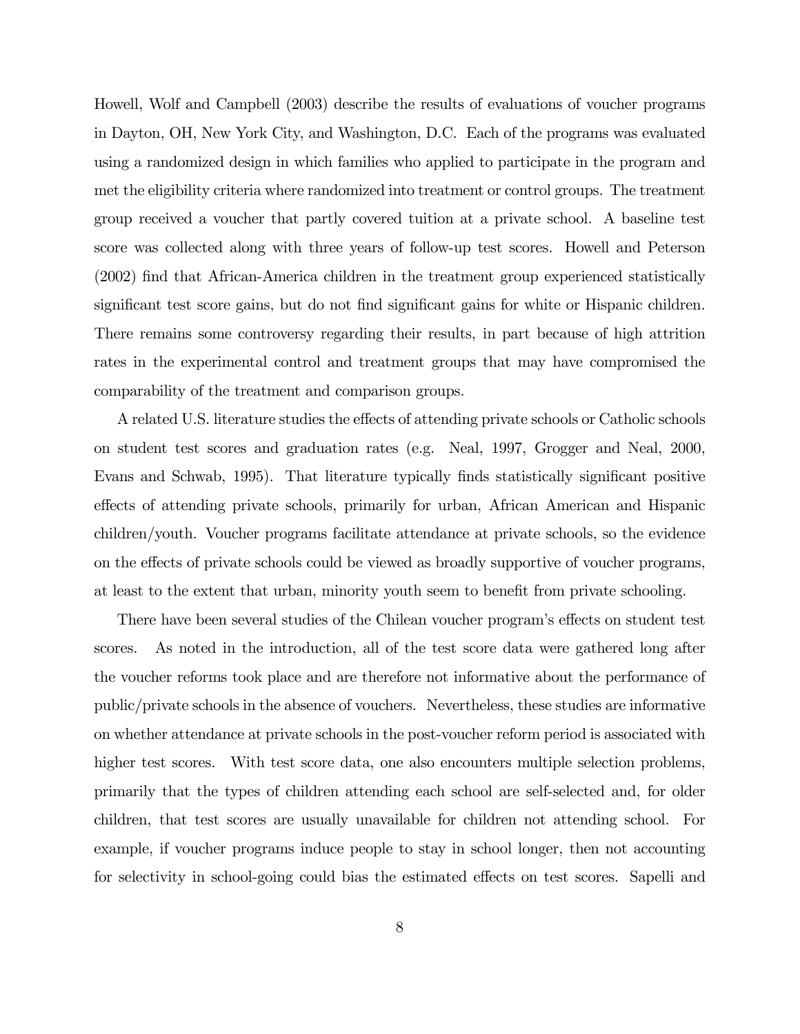Howell, Wolf and Campbell (2003) describe the results of evaluations of voucher programs in Dayton, OH, New York City, and Washington, D.C. Each of the programs was evaluated using a randomized design in which families who applied to participate in the program and met the eligibility criteria where randomized into treatment or control groups. The treatment group received a voucher that partly covered tuition at a private school. A baseline test score was collected along with three years of follow-up test scores. Howell and Peterson (2002) find that African-America children in the treatment group experienced statistically significant test score gains, but do not find significant gains for white or Hispanic children. There remains some controversy regarding their results, in part because of high attrition rates in the experimental control and treatment groups that may have compromised the comparability of the treatment and comparison groups.

A related U.S. literature studies the effects of attending private schools or Catholic schools on student test scores and graduation rates (e.g. Neal, 1997, Grogger and Neal, 2000, Evans and Schwab, 1995). That literature typically finds statistically significant positive effects of attending private schools, primarily for urban, African American and Hispanic children/youth. Voucher programs facilitate attendance at private schools, so the evidence on the effects of private schools could be viewed as broadly supportive of voucher programs, at least to the extent that urban, minority youth seem to benefit from private schooling.

There have been several studies of the Chilean voucher program's effects on student test scores. As noted in the introduction, all of the test score data were gathered long after the voucher reforms took place and are therefore not informative about the performance of public/private schools in the absence of vouchers. Nevertheless, these studies are informative on whether attendance at private schools in the post-voucher reform period is associated with higher test scores. With test score data, one also encounters multiple selection problems, primarily that the types of children attending each school are self-selected and, for older children, that test scores are usually unavailable for children not attending school. For example, if voucher programs induce people to stay in school longer, then not accounting for selectivity in school-going could bias the estimated effects on test scores. Sapelli and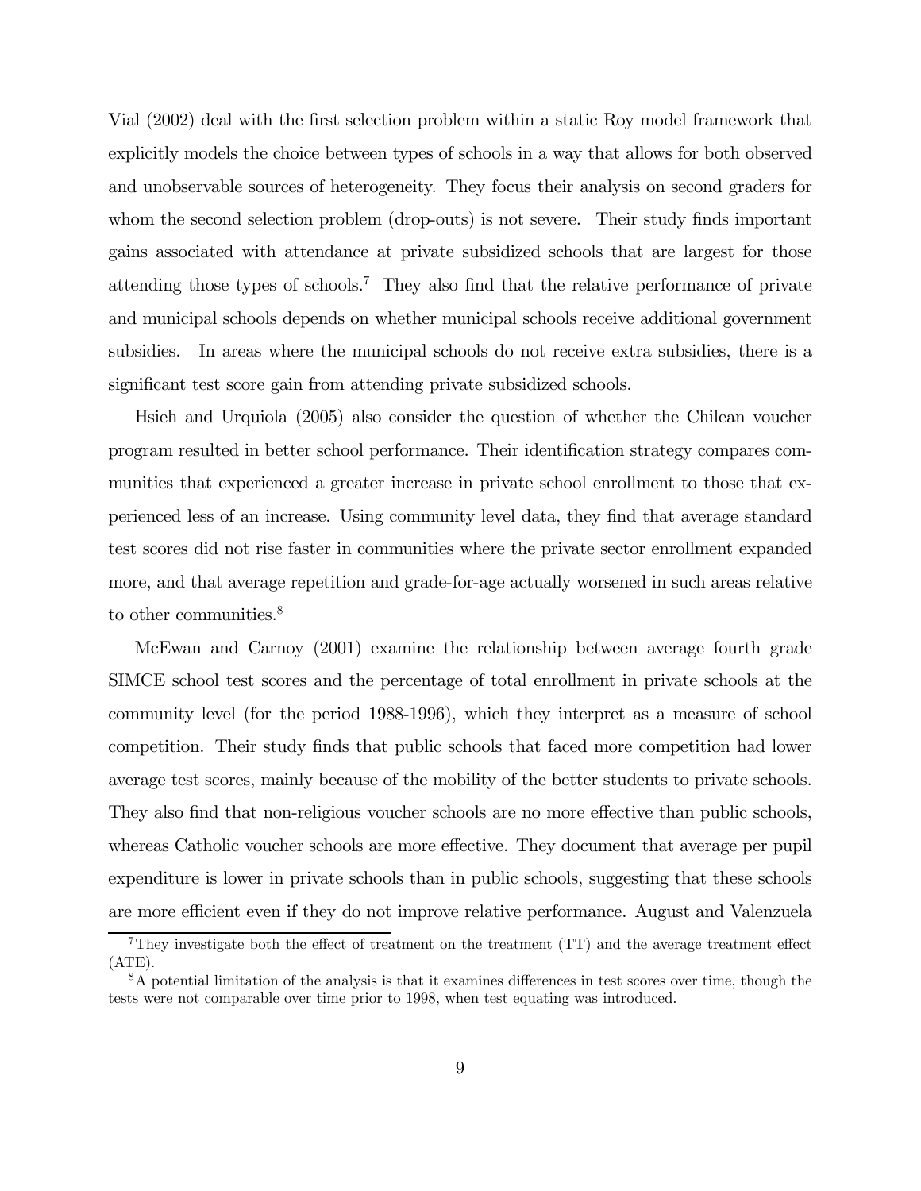Vial (2002) deal with the first selection problem within a static Roy model framework that explicitly models the choice between types of schools in a way that allows for both observed and unobservable sources of heterogeneity. They focus their analysis on second graders for whom the second selection problem (drop-outs) is not severe. Their study finds important gains associated with attendance at private subsidized schools that are largest for those attending those types of schools.[7] They also find that the relative performance of private and municipal schools depends on whether municipal schools receive additional government subsidies. In areas where the municipal schools do not receive extra subsidies, there is a significant test score gain from attending private subsidized schools.

Hsieh and Urquiola (2005) also consider the question of whether the Chilean voucher program resulted in better school performance. Their identification strategy compares communities that experienced a greater increase in private school enrollment to those that experienced less of an increase. Using community level data, they find that average standard test scores did not rise faster in communities where the private sector enrollment expanded more, and that average repetition and grade-for-age actually worsened in such areas relative to other communities.[8]

McEwan and Carnoy (2001) examine the relationship between average fourth grade SIMCE school test scores and the percentage of total enrollment in private schools at the community level (for the period 1988-1996), which they interpret as a measure of school competition. Their study finds that public schools that faced more competition had lower average test scores, mainly because of the mobility of the better students to private schools. They also find that non-religious voucher schools are no more effective than public schools, whereas Catholic voucher schools are more effective. They document that average per pupil expenditure is lower in private schools than in public schools, suggesting that these schools are more efficient even if they do not improve relative performance. August and Valenzuela

[7] They investigate both the effect of treatment on the treatment (TT) and the average treatment effect (ATE).

[8] A potential limitation of the analysis is that it examines differences in test scores over time, though the tests were not comparable over time prior to 1998, when test equating was introduced.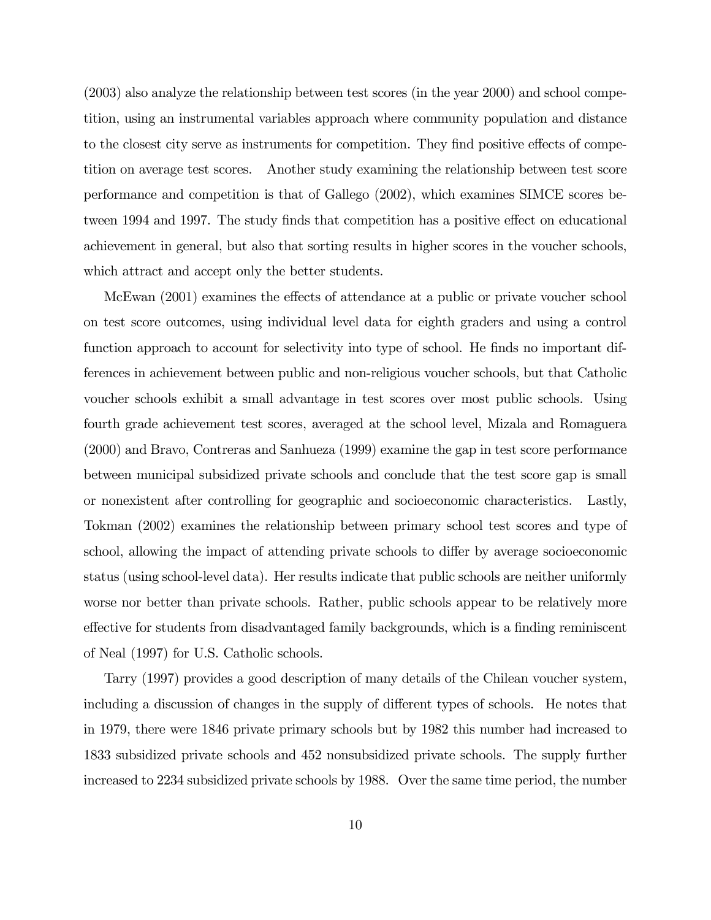(2003) also analyze the relationship between test scores (in the year 2000) and school competition, using an instrumental variables approach where community population and distance to the closest city serve as instruments for competition. They find positive effects of competition on average test scores. Another study examining the relationship between test score performance and competition is that of Gallego (2002), which examines SIMCE scores between 1994 and 1997. The study finds that competition has a positive effect on educational achievement in general, but also that sorting results in higher scores in the voucher schools, which attract and accept only the better students.

McEwan (2001) examines the effects of attendance at a public or private voucher school on test score outcomes, using individual level data for eighth graders and using a control function approach to account for selectivity into type of school. He finds no important differences in achievement between public and non-religious voucher schools, but that Catholic voucher schools exhibit a small advantage in test scores over most public schools. Using fourth grade achievement test scores, averaged at the school level, Mizala and Romaguera (2000) and Bravo, Contreras and Sanhueza (1999) examine the gap in test score performance between municipal subsidized private schools and conclude that the test score gap is small or nonexistent after controlling for geographic and socioeconomic characteristics. Lastly, Tokman (2002) examines the relationship between primary school test scores and type of school, allowing the impact of attending private schools to differ by average socioeconomic status (using school-level data). Her results indicate that public schools are neither uniformly worse nor better than private schools. Rather, public schools appear to be relatively more effective for students from disadvantaged family backgrounds, which is a finding reminiscent of Neal (1997) for U.S. Catholic schools.

Tarry (1997) provides a good description of many details of the Chilean voucher system, including a discussion of changes in the supply of different types of schools. He notes that in 1979, there were 1846 private primary schools but by 1982 this number had increased to 1833 subsidized private schools and 452 nonsubsidized private schools. The supply further increased to 2234 subsidized private schools by 1988. Over the same time period, the number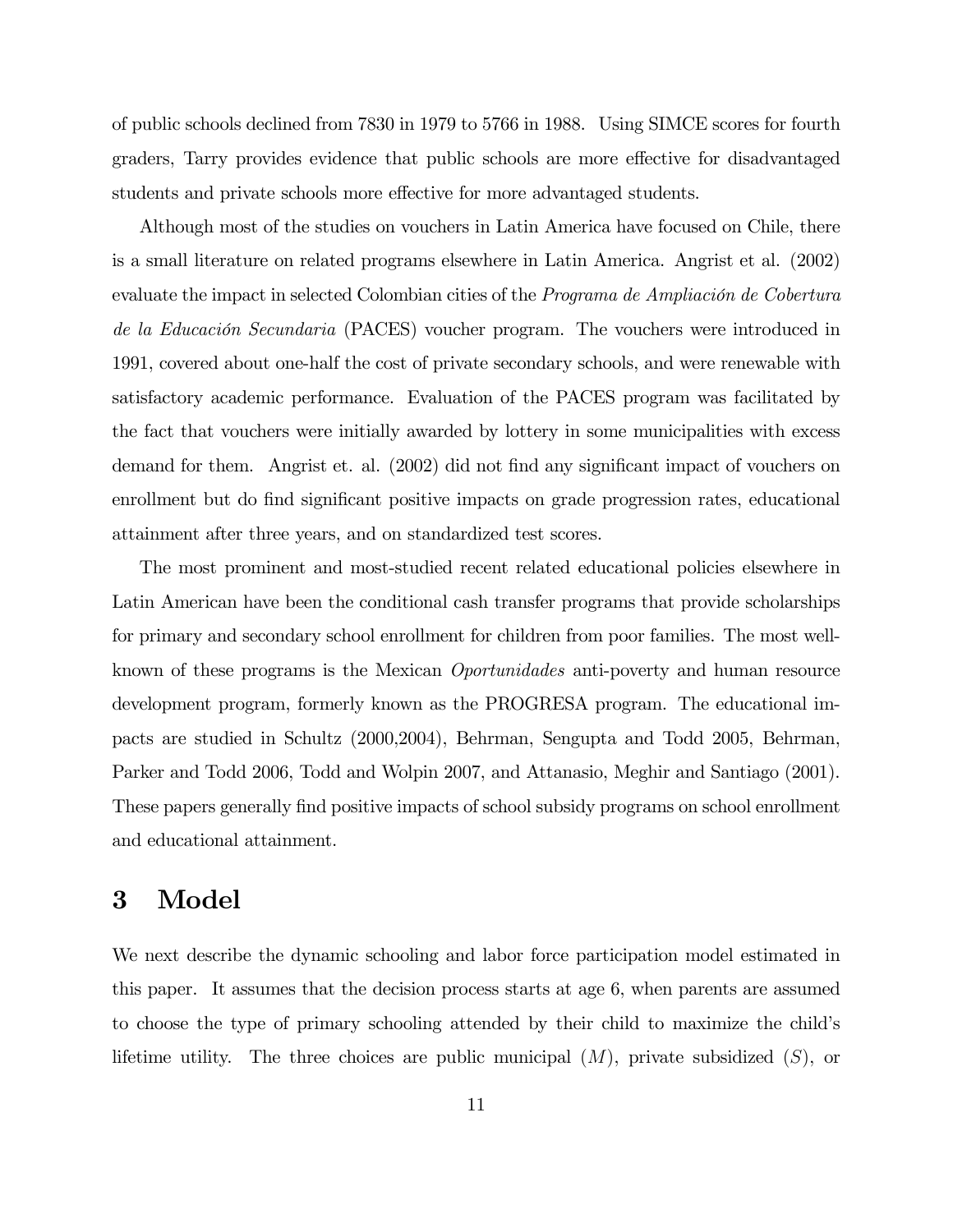of public schools declined from 7830 in 1979 to 5766 in 1988. Using SIMCE scores for fourth graders, Tarry provides evidence that public schools are more effective for disadvantaged students and private schools more effective for more advantaged students.

Although most of the studies on vouchers in Latin America have focused on Chile, there is a small literature on related programs elsewhere in Latin America. Angrist et al. (2002) evaluate the impact in selected Colombian cities of the *Programa de Ampliación de Cobertura de la Educación Secundaria* (PACES) voucher program. The vouchers were introduced in 1991, covered about one-half the cost of private secondary schools, and were renewable with satisfactory academic performance. Evaluation of the PACES program was facilitated by the fact that vouchers were initially awarded by lottery in some municipalities with excess demand for them. Angrist et. al. (2002) did not find any significant impact of vouchers on enrollment but do find significant positive impacts on grade progression rates, educational attainment after three years, and on standardized test scores.

The most prominent and most-studied recent related educational policies elsewhere in Latin American have been the conditional cash transfer programs that provide scholarships for primary and secondary school enrollment for children from poor families. The most well-known of these programs is the Mexican *Oportunidades* anti-poverty and human resource development program, formerly known as the PROGRESA program. The educational impacts are studied in Schultz (2000,2004), Behrman, Sengupta and Todd 2005, Behrman, Parker and Todd 2006, Todd and Wolpin 2007, and Attanasio, Meghir and Santiago (2001). These papers generally find positive impacts of school subsidy programs on school enrollment and educational attainment.

# 3 Model

We next describe the dynamic schooling and labor force participation model estimated in this paper. It assumes that the decision process starts at age 6, when parents are assumed to choose the type of primary schooling attended by their child to maximize the child's lifetime utility. The three choices are public municipal ($M$), private subsidized ($S$), or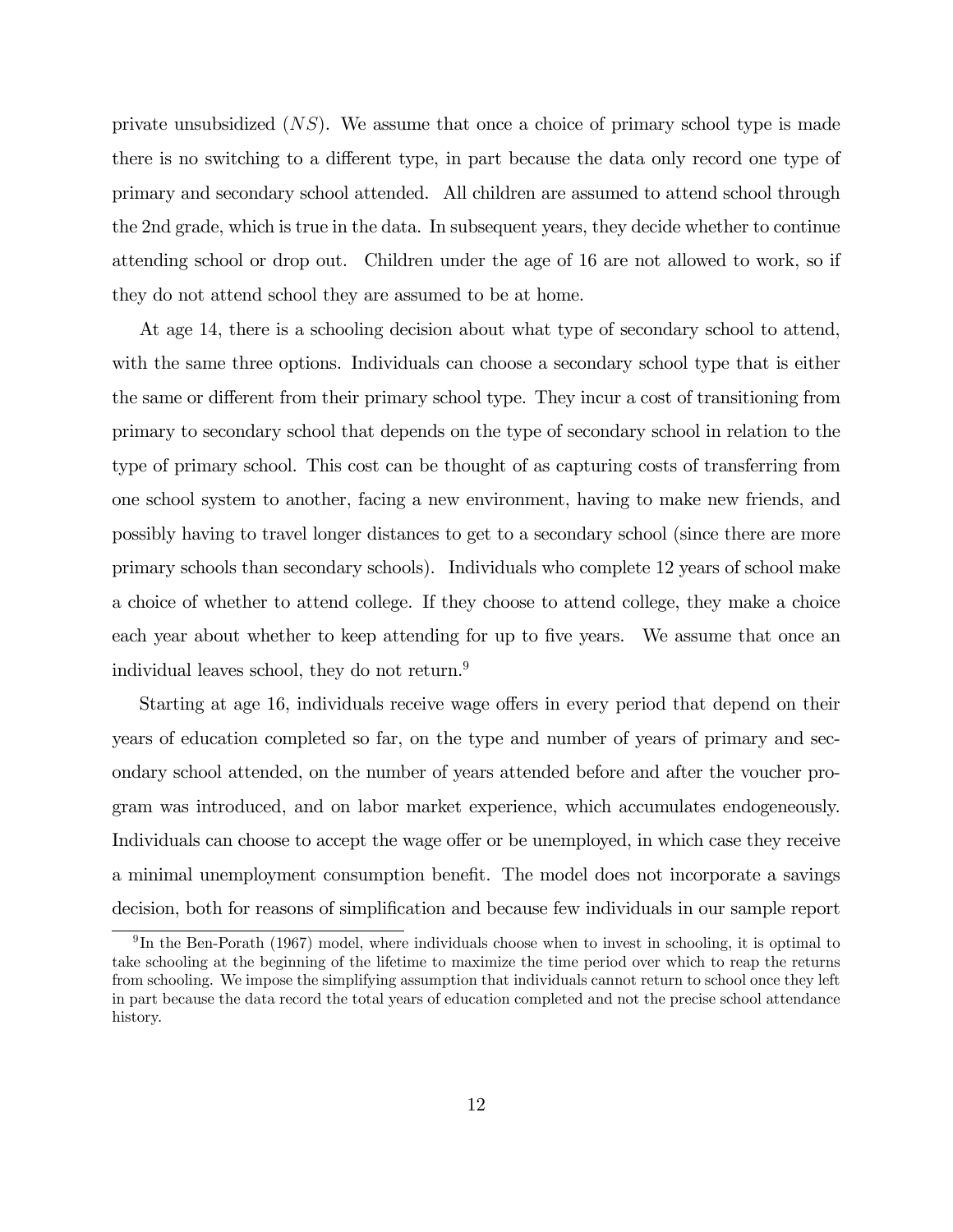private unsubsidized ($NS$). We assume that once a choice of primary school type is made there is no switching to a different type, in part because the data only record one type of primary and secondary school attended. All children are assumed to attend school through the 2nd grade, which is true in the data. In subsequent years, they decide whether to continue attending school or drop out. Children under the age of 16 are not allowed to work, so if they do not attend school they are assumed to be at home.

At age 14, there is a schooling decision about what type of secondary school to attend, with the same three options. Individuals can choose a secondary school type that is either the same or different from their primary school type. They incur a cost of transitioning from primary to secondary school that depends on the type of secondary school in relation to the type of primary school. This cost can be thought of as capturing costs of transferring from one school system to another, facing a new environment, having to make new friends, and possibly having to travel longer distances to get to a secondary school (since there are more primary schools than secondary schools). Individuals who complete 12 years of school make a choice of whether to attend college. If they choose to attend college, they make a choice each year about whether to keep attending for up to five years. We assume that once an individual leaves school, they do not return.[9]

Starting at age 16, individuals receive wage offers in every period that depend on their years of education completed so far, on the type and number of years of primary and secondary school attended, on the number of years attended before and after the voucher program was introduced, and on labor market experience, which accumulates endogeneously. Individuals can choose to accept the wage offer or be unemployed, in which case they receive a minimal unemployment consumption benefit. The model does not incorporate a savings decision, both for reasons of simplification and because few individuals in our sample report

[9]In the Ben-Porath (1967) model, where individuals choose when to invest in schooling, it is optimal to take schooling at the beginning of the lifetime to maximize the time period over which to reap the returns from schooling. We impose the simplifying assumption that individuals cannot return to school once they left in part because the data record the total years of education completed and not the precise school attendance history.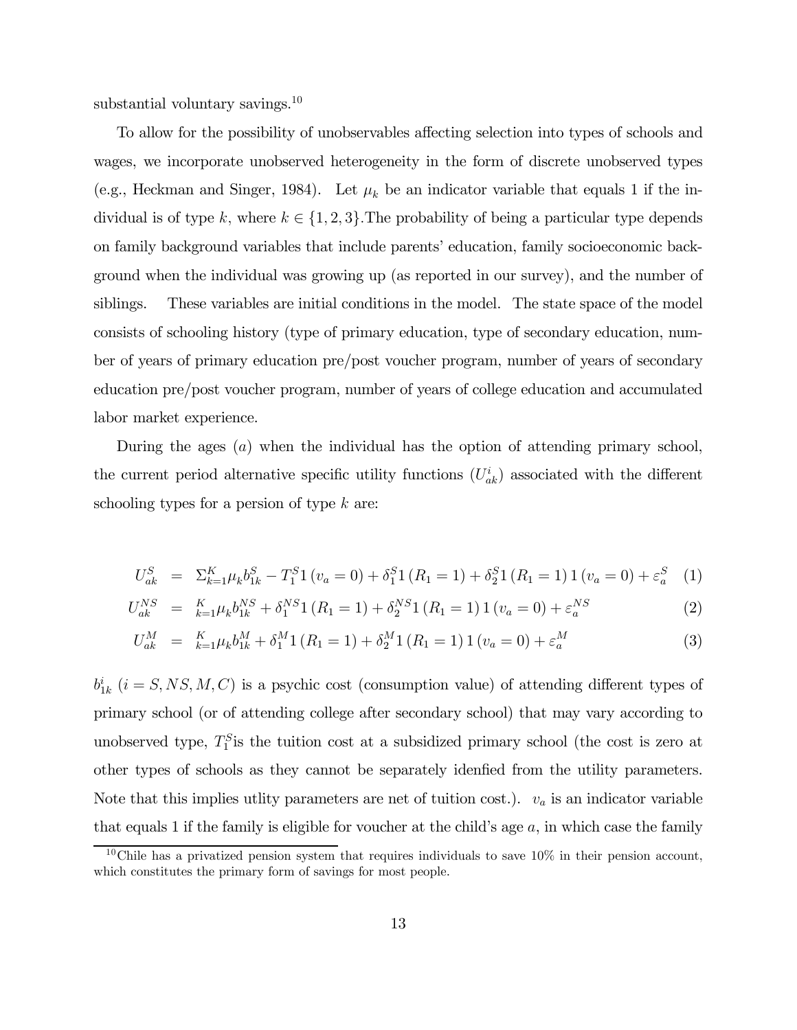substantial voluntary savings.[10]

To allow for the possibility of unobservables affecting selection into types of schools and wages, we incorporate unobserved heterogeneity in the form of discrete unobserved types (e.g., Heckman and Singer, 1984). Let $\mu_k$ be an indicator variable that equals 1 if the individual is of type $k$, where $k \in \{1, 2, 3\}$.The probability of being a particular type depends on family background variables that include parents' education, family socioeconomic background when the individual was growing up (as reported in our survey), and the number of siblings. These variables are initial conditions in the model. The state space of the model consists of schooling history (type of primary education, type of secondary education, number of years of primary education pre/post voucher program, number of years of secondary education pre/post voucher program, number of years of college education and accumulated labor market experience.

During the ages ($a$) when the individual has the option of attending primary school, the current period alternative specific utility functions ($U^i_{ak}$) associated with the different schooling types for a persion of type $k$ are:

$$U^S_{ak} = \Sigma^K_{k=1} \mu_k b^S_{1k} - T^S_1 1(v_a = 0) + \delta^S_1 1(R_1 = 1) + \delta^S_2 1(R_1 = 1) 1(v_a = 0) + \varepsilon^S_a \quad (1)$$

$$U^{NS}_{ak} = {}_{k=1}^{K} \mu_k b^{NS}_{1k} + \delta^{NS}_1 1(R_1 = 1) + \delta^{NS}_2 1(R_1 = 1) 1(v_a = 0) + \varepsilon^{NS}_a \quad (2)$$

$$U^M_{ak} = {}_{k=1}^{K} \mu_k b^M_{1k} + \delta^M_1 1(R_1 = 1) + \delta^M_2 1(R_1 = 1) 1(v_a = 0) + \varepsilon^M_a \quad (3)$$

$b^i_{1k}$ ($i = S, NS, M, C$) is a psychic cost (consumption value) of attending different types of primary school (or of attending college after secondary school) that may vary according to unobserved type, $T^S_1$is the tuition cost at a subsidized primary school (the cost is zero at other types of schools as they cannot be separately idenfied from the utility parameters. Note that this implies utlity parameters are net of tuition cost.). $v_a$ is an indicator variable that equals 1 if the family is eligible for voucher at the child's age $a$, in which case the family

[10] Chile has a privatized pension system that requires individuals to save 10% in their pension account, which constitutes the primary form of savings for most people.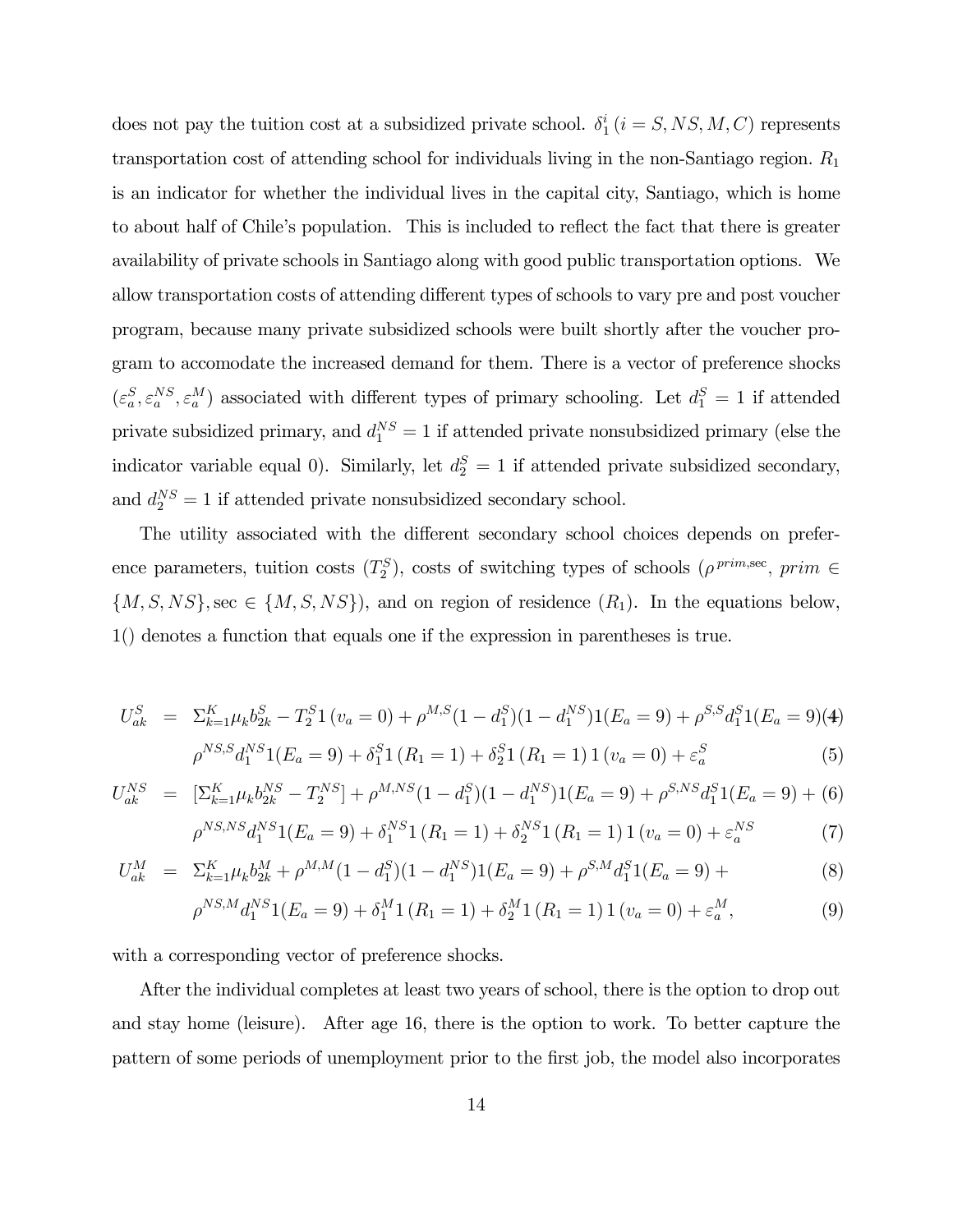does not pay the tuition cost at a subsidized private school. $\delta_1^i$ $(i = S, NS, M, C)$ represents transportation cost of attending school for individuals living in the non-Santiago region. $R_1$ is an indicator for whether the individual lives in the capital city, Santiago, which is home to about half of Chile's population. This is included to reflect the fact that there is greater availability of private schools in Santiago along with good public transportation options. We allow transportation costs of attending different types of schools to vary pre and post voucher program, because many private subsidized schools were built shortly after the voucher program to accomodate the increased demand for them. There is a vector of preference shocks $(\varepsilon_a^S, \varepsilon_a^{NS}, \varepsilon_a^M)$ associated with different types of primary schooling. Let $d_1^S = 1$ if attended private subsidized primary, and $d_1^{NS} = 1$ if attended private nonsubsidized primary (else the indicator variable equal 0). Similarly, let $d_2^S = 1$ if attended private subsidized secondary, and $d_2^{NS} = 1$ if attended private nonsubsidized secondary school.

The utility associated with the different secondary school choices depends on preference parameters, tuition costs $(T_2^S)$, costs of switching types of schools ($\rho^{prim,\sec}$, $prim \in \{M, S, NS\}, \sec \in \{M, S, NS\}$), and on region of residence $(R_1)$. In the equations below, 1() denotes a function that equals one if the expression in parentheses is true.

$$
\begin{aligned}
U_{ak}^S &= \Sigma_{k=1}^K \mu_k b_{2k}^S - T_2^S 1\,(v_a = 0) + \rho^{M,S}(1 - d_1^S)(1 - d_1^{NS})1(E_a = 9) + \rho^{S,S} d_1^S 1(E_a = 9) \quad (4)\\
&\quad \rho^{NS,S} d_1^{NS} 1(E_a = 9) + \delta_1^S 1\,(R_1 = 1) + \delta_2^S 1\,(R_1 = 1)\,1\,(v_a = 0) + \varepsilon_a^S \quad (5)\\
U_{ak}^{NS} &= [\Sigma_{k=1}^K \mu_k b_{2k}^{NS} - T_2^{NS}] + \rho^{M,NS}(1 - d_1^S)(1 - d_1^{NS})1(E_a = 9) + \rho^{S,NS} d_1^S 1(E_a = 9) + \quad (6)\\
&\quad \rho^{NS,NS} d_1^{NS} 1(E_a = 9) + \delta_1^{NS} 1\,(R_1 = 1) + \delta_2^{NS} 1\,(R_1 = 1)\,1\,(v_a = 0) + \varepsilon_a^{NS} \quad (7)\\
U_{ak}^M &= \Sigma_{k=1}^K \mu_k b_{2k}^M + \rho^{M,M}(1 - d_1^S)(1 - d_1^{NS})1(E_a = 9) + \rho^{S,M} d_1^S 1(E_a = 9) + \quad (8)\\
&\quad \rho^{NS,M} d_1^{NS} 1(E_a = 9) + \delta_1^M 1\,(R_1 = 1) + \delta_2^M 1\,(R_1 = 1)\,1\,(v_a = 0) + \varepsilon_a^M, \quad (9)
\end{aligned}
$$

with a corresponding vector of preference shocks.

After the individual completes at least two years of school, there is the option to drop out and stay home (leisure). After age 16, there is the option to work. To better capture the pattern of some periods of unemployment prior to the first job, the model also incorporates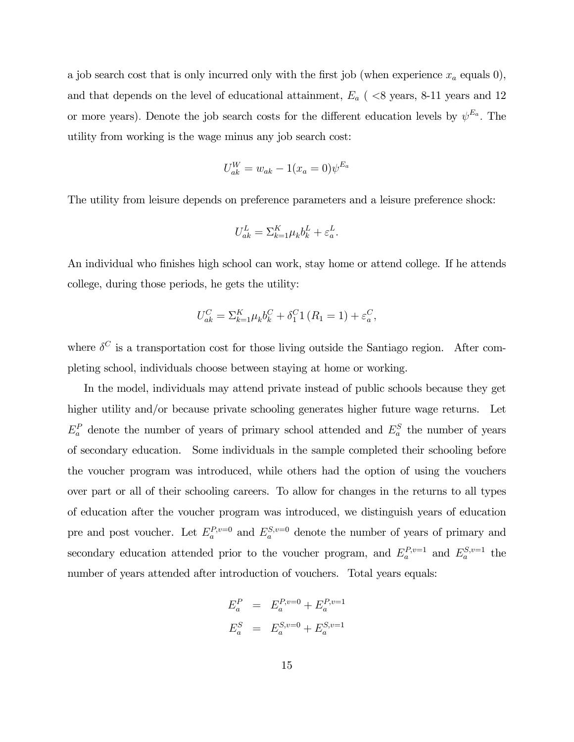a job search cost that is only incurred only with the first job (when experience $x_a$ equals 0), and that depends on the level of educational attainment, $E_a$ ( <8 years, 8-11 years and 12 or more years). Denote the job search costs for the different education levels by $\psi^{E_a}$. The utility from working is the wage minus any job search cost:

$$U_{ak}^{W} = w_{ak} - 1(x_a = 0)\psi^{E_a}$$

The utility from leisure depends on preference parameters and a leisure preference shock:

$$U_{ak}^{L} = \Sigma_{k=1}^{K} \mu_k b_k^L + \varepsilon_a^L.$$

An individual who finishes high school can work, stay home or attend college. If he attends college, during those periods, he gets the utility:

$$U_{ak}^{C} = \Sigma_{k=1}^{K} \mu_k b_k^C + \delta_1^C 1\left(R_1 = 1\right) + \varepsilon_a^C,$$

where $\delta^C$ is a transportation cost for those living outside the Santiago region. After completing school, individuals choose between staying at home or working.

In the model, individuals may attend private instead of public schools because they get higher utility and/or because private schooling generates higher future wage returns. Let $E_a^P$ denote the number of years of primary school attended and $E_a^S$ the number of years of secondary education. Some individuals in the sample completed their schooling before the voucher program was introduced, while others had the option of using the vouchers over part or all of their schooling careers. To allow for changes in the returns to all types of education after the voucher program was introduced, we distinguish years of education pre and post voucher. Let $E_a^{P,v=0}$ and $E_a^{S,v=0}$ denote the number of years of primary and secondary education attended prior to the voucher program, and $E_a^{P,v=1}$ and $E_a^{S,v=1}$ the number of years attended after introduction of vouchers. Total years equals:

$$\begin{aligned} E_a^P &= E_a^{P,v=0} + E_a^{P,v=1} \\ E_a^S &= E_a^{S,v=0} + E_a^{S,v=1} \end{aligned}$$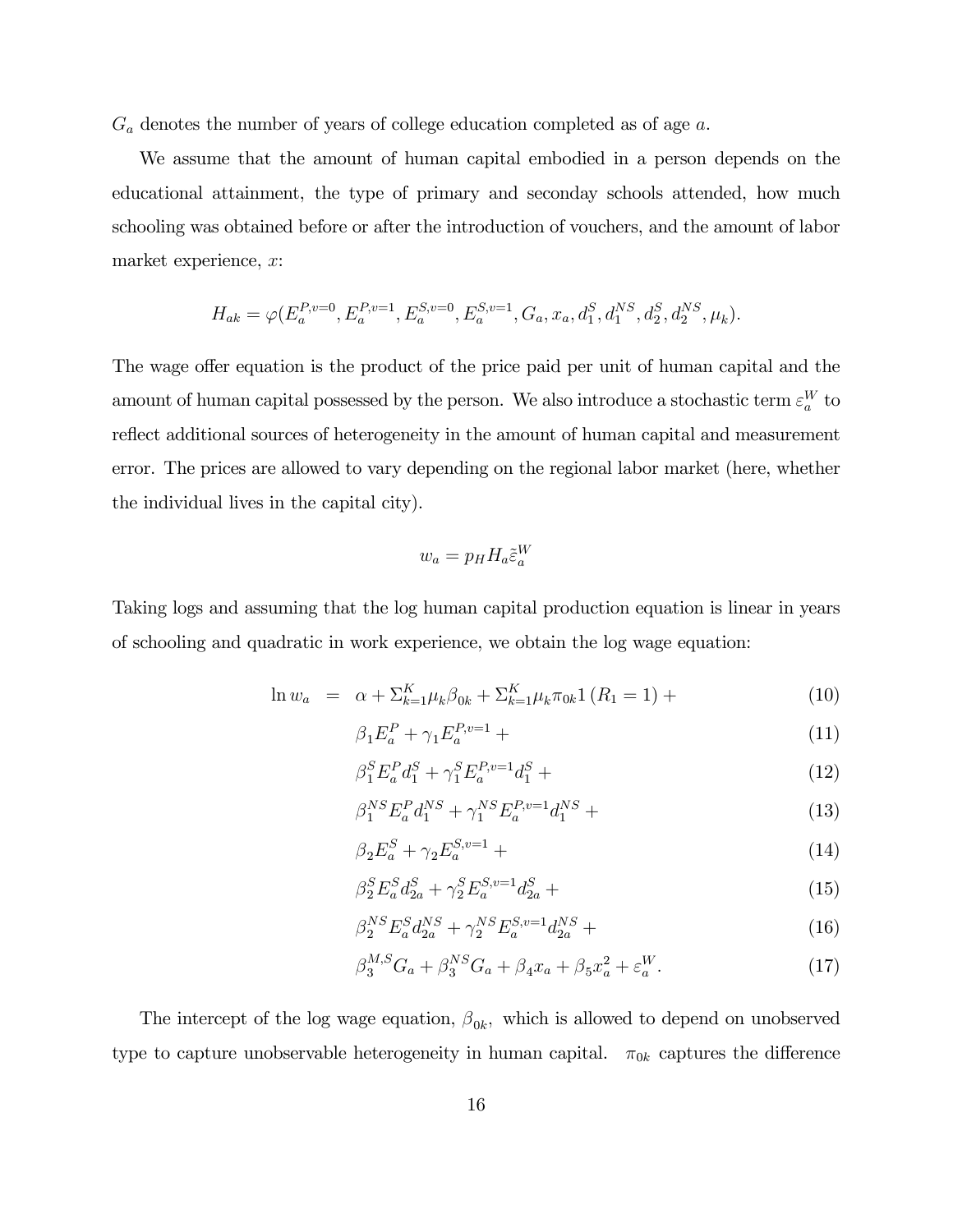$G_a$ denotes the number of years of college education completed as of age $a$.

We assume that the amount of human capital embodied in a person depends on the educational attainment, the type of primary and seconday schools attended, how much schooling was obtained before or after the introduction of vouchers, and the amount of labor market experience, $x$:

$$H_{ak} = \varphi(E_a^{P,v=0}, E_a^{P,v=1}, E_a^{S,v=0}, E_a^{S,v=1}, G_a, x_a, d_1^S, d_1^{NS}, d_2^S, d_2^{NS}, \mu_k).$$

The wage offer equation is the product of the price paid per unit of human capital and the amount of human capital possessed by the person. We also introduce a stochastic term $\varepsilon_a^W$ to reflect additional sources of heterogeneity in the amount of human capital and measurement error. The prices are allowed to vary depending on the regional labor market (here, whether the individual lives in the capital city).

$$w_a = p_H H_a \tilde{\varepsilon}_a^W$$

Taking logs and assuming that the log human capital production equation is linear in years of schooling and quadratic in work experience, we obtain the log wage equation:

$$\begin{aligned}
\ln w_a \;=\; & \alpha + \Sigma_{k=1}^K \mu_k \beta_{0k} + \Sigma_{k=1}^K \mu_k \pi_{0k} 1\left(R_1 = 1\right) + && (10)\\
& \beta_1 E_a^P + \gamma_1 E_a^{P,v=1} + && (11)\\
& \beta_1^S E_a^P d_1^S + \gamma_1^S E_a^{P,v=1} d_1^S + && (12)\\
& \beta_1^{NS} E_a^P d_1^{NS} + \gamma_1^{NS} E_a^{P,v=1} d_1^{NS} + && (13)\\
& \beta_2 E_a^S + \gamma_2 E_a^{S,v=1} + && (14)\\
& \beta_2^S E_a^S d_{2a}^S + \gamma_2^S E_a^{S,v=1} d_{2a}^S + && (15)\\
& \beta_2^{NS} E_a^S d_{2a}^{NS} + \gamma_2^{NS} E_a^{S,v=1} d_{2a}^{NS} + && (16)\\
& \beta_3^{M,S} G_a + \beta_3^{NS} G_a + \beta_4 x_a + \beta_5 x_a^2 + \varepsilon_a^W. && (17)
\end{aligned}$$

The intercept of the log wage equation, $\beta_{0k}$, which is allowed to depend on unobserved type to capture unobservable heterogeneity in human capital. $\pi_{0k}$ captures the difference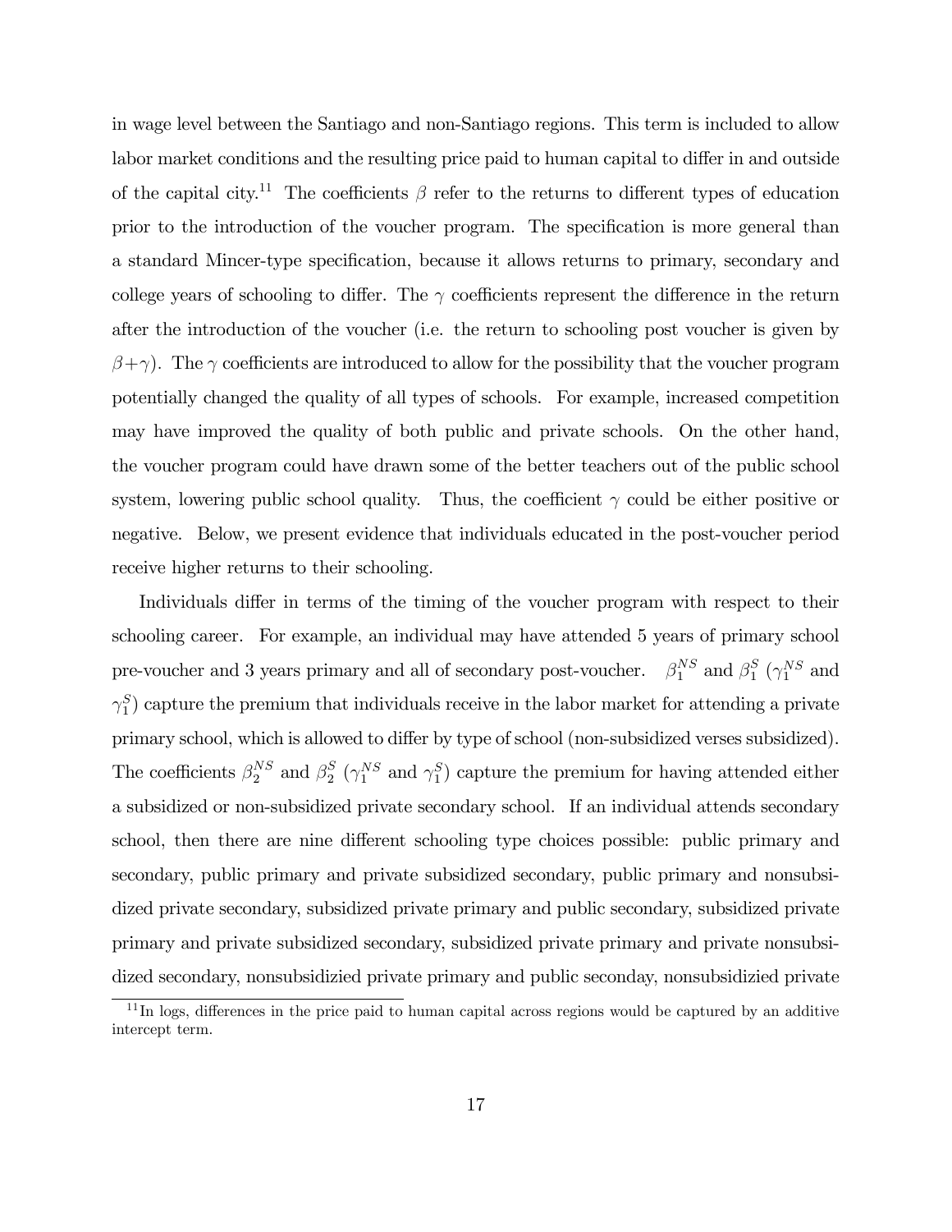in wage level between the Santiago and non-Santiago regions. This term is included to allow labor market conditions and the resulting price paid to human capital to differ in and outside of the capital city.[11] The coefficients $\beta$ refer to the returns to different types of education prior to the introduction of the voucher program. The specification is more general than a standard Mincer-type specification, because it allows returns to primary, secondary and college years of schooling to differ. The $\gamma$ coefficients represent the difference in the return after the introduction of the voucher (i.e. the return to schooling post voucher is given by $\beta+\gamma$). The $\gamma$ coefficients are introduced to allow for the possibility that the voucher program potentially changed the quality of all types of schools. For example, increased competition may have improved the quality of both public and private schools. On the other hand, the voucher program could have drawn some of the better teachers out of the public school system, lowering public school quality. Thus, the coefficient $\gamma$ could be either positive or negative. Below, we present evidence that individuals educated in the post-voucher period receive higher returns to their schooling.

Individuals differ in terms of the timing of the voucher program with respect to their schooling career. For example, an individual may have attended 5 years of primary school pre-voucher and 3 years primary and all of secondary post-voucher. $\beta_1^{NS}$ and $\beta_1^{S}$ ($\gamma_1^{NS}$ and $\gamma_1^{S}$) capture the premium that individuals receive in the labor market for attending a private primary school, which is allowed to differ by type of school (non-subsidized verses subsidized). The coefficients $\beta_2^{NS}$ and $\beta_2^{S}$ ($\gamma_1^{NS}$ and $\gamma_1^{S}$) capture the premium for having attended either a subsidized or non-subsidized private secondary school. If an individual attends secondary school, then there are nine different schooling type choices possible: public primary and secondary, public primary and private subsidized secondary, public primary and nonsubsidized private secondary, subsidized private primary and public secondary, subsidized private primary and private subsidized secondary, subsidized private primary and private nonsubsidized secondary, nonsubsidizied private primary and public seconday, nonsubsidizied private

[11] In logs, differences in the price paid to human capital across regions would be captured by an additive intercept term.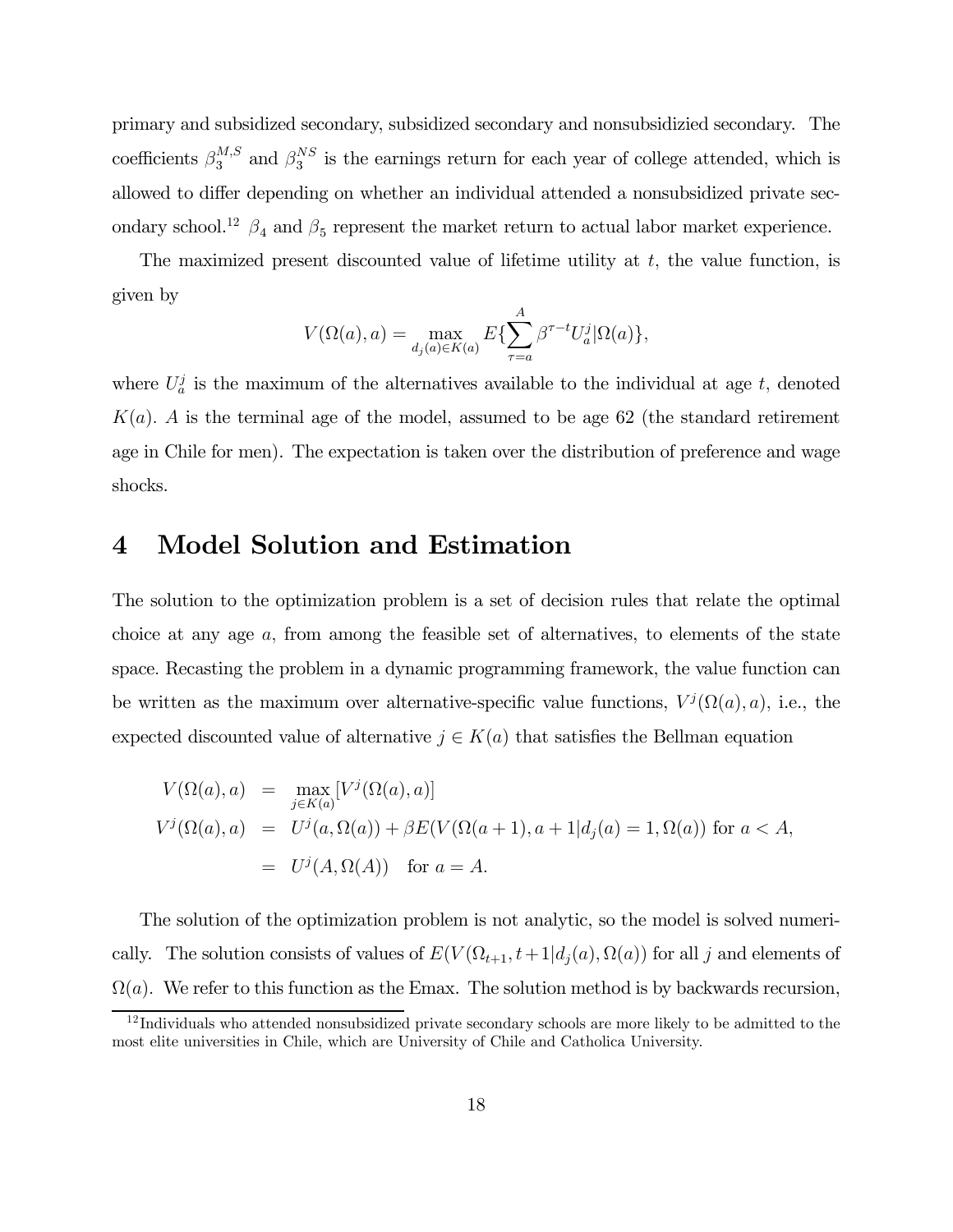primary and subsidized secondary, subsidized secondary and nonsubsidizied secondary. The coefficients $\beta_3^{M,S}$ and $\beta_3^{NS}$ is the earnings return for each year of college attended, which is allowed to differ depending on whether an individual attended a nonsubsidized private secondary school.[12] $\beta_4$ and $\beta_5$ represent the market return to actual labor market experience.

The maximized present discounted value of lifetime utility at $t$, the value function, is given by

$$V(\Omega(a), a) = \max_{d_j(a) \in K(a)} E\{\sum_{\tau=a}^{A} \beta^{\tau-t} U_a^j | \Omega(a)\},$$

where $U_a^j$ is the maximum of the alternatives available to the individual at age $t$, denoted $K(a)$. $A$ is the terminal age of the model, assumed to be age 62 (the standard retirement age in Chile for men). The expectation is taken over the distribution of preference and wage shocks.

# 4 Model Solution and Estimation

The solution to the optimization problem is a set of decision rules that relate the optimal choice at any age $a$, from among the feasible set of alternatives, to elements of the state space. Recasting the problem in a dynamic programming framework, the value function can be written as the maximum over alternative-specific value functions, $V^j(\Omega(a), a)$, i.e., the expected discounted value of alternative $j \in K(a)$ that satisfies the Bellman equation

$$\begin{aligned}
V(\Omega(a), a) &= \max_{j \in K(a)} [V^j(\Omega(a), a)] \\
V^j(\Omega(a), a) &= U^j(a, \Omega(a)) + \beta E(V(\Omega(a+1), a+1 | d_j(a) = 1, \Omega(a)) \text{ for } a < A, \\
&= U^j(A, \Omega(A)) \quad \text{for } a = A.
\end{aligned}$$

The solution of the optimization problem is not analytic, so the model is solved numerically. The solution consists of values of $E(V(\Omega_{t+1}, t+1 | d_j(a), \Omega(a))$ for all $j$ and elements of $\Omega(a)$. We refer to this function as the Emax. The solution method is by backwards recursion,

[12] Individuals who attended nonsubsidized private secondary schools are more likely to be admitted to the most elite universities in Chile, which are University of Chile and Catholica University.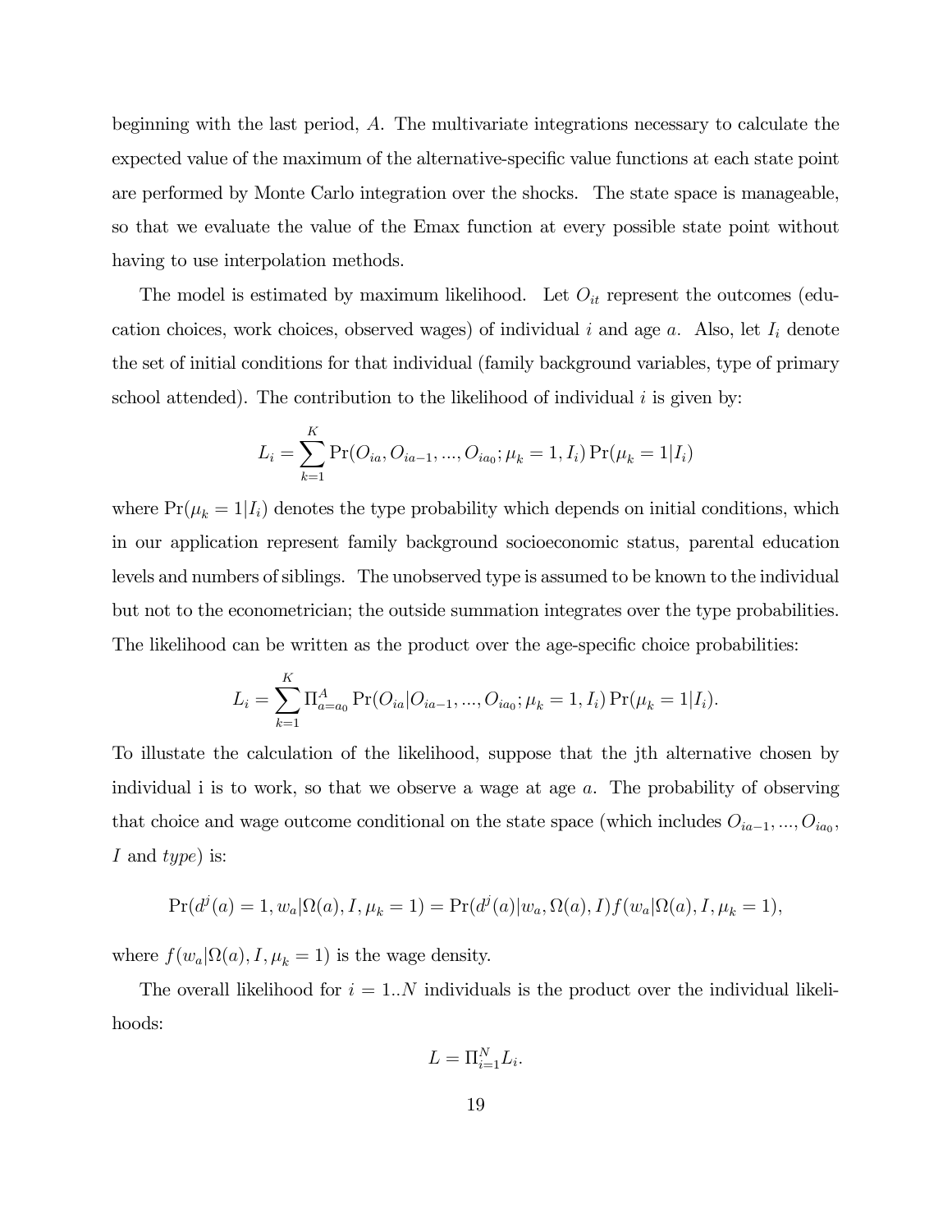beginning with the last period, $A$. The multivariate integrations necessary to calculate the expected value of the maximum of the alternative-specific value functions at each state point are performed by Monte Carlo integration over the shocks. The state space is manageable, so that we evaluate the value of the Emax function at every possible state point without having to use interpolation methods.

The model is estimated by maximum likelihood. Let $O_{it}$ represent the outcomes (education choices, work choices, observed wages) of individual $i$ and age $a$. Also, let $I_i$ denote the set of initial conditions for that individual (family background variables, type of primary school attended). The contribution to the likelihood of individual $i$ is given by:

$$L_i = \sum_{k=1}^{K} \Pr(O_{ia}, O_{ia-1}, ..., O_{ia_0}; \mu_k = 1, I_i) \Pr(\mu_k = 1|I_i)$$

where $\Pr(\mu_k = 1|I_i)$ denotes the type probability which depends on initial conditions, which in our application represent family background socioeconomic status, parental education levels and numbers of siblings. The unobserved type is assumed to be known to the individual but not to the econometrician; the outside summation integrates over the type probabilities. The likelihood can be written as the product over the age-specific choice probabilities:

$$L_i = \sum_{k=1}^{K} \Pi_{a=a_0}^{A} \Pr(O_{ia}|O_{ia-1}, ..., O_{ia_0}; \mu_k = 1, I_i) \Pr(\mu_k = 1|I_i).$$

To illustate the calculation of the likelihood, suppose that the jth alternative chosen by individual i is to work, so that we observe a wage at age $a$. The probability of observing that choice and wage outcome conditional on the state space (which includes $O_{ia-1}, ..., O_{ia_0}$, $I$ and *type*) is:

$$\Pr(d^j(a) = 1, w_a|\Omega(a), I, \mu_k = 1) = \Pr(d^j(a)|w_a, \Omega(a), I) f(w_a|\Omega(a), I, \mu_k = 1),$$

where $f(w_a|\Omega(a), I, \mu_k = 1)$ is the wage density.

The overall likelihood for $i = 1..N$ individuals is the product over the individual likelihoods:

$$L = \Pi_{i=1}^{N} L_i.$$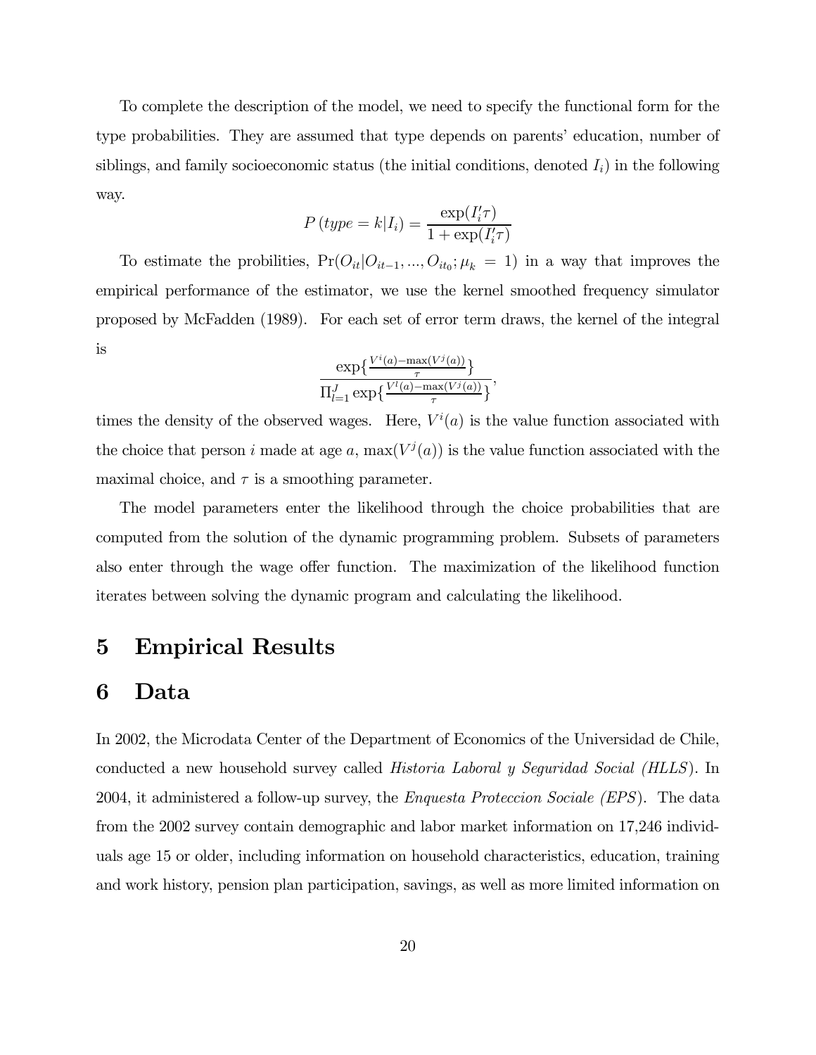To complete the description of the model, we need to specify the functional form for the type probabilities. They are assumed that type depends on parents' education, number of siblings, and family socioeconomic status (the initial conditions, denoted $I_i$) in the following way.

$$P\left(type = k|I_i\right) = \frac{\exp(I_i'\tau)}{1+\exp(I_i'\tau)}$$

To estimate the probilities, $\Pr(O_{it}|O_{it-1},...,O_{it_0};\mu_k = 1)$ in a way that improves the empirical performance of the estimator, we use the kernel smoothed frequency simulator proposed by McFadden (1989). For each set of error term draws, the kernel of the integral is

$$\frac{\exp\{\frac{V^i(a)-\max(V^j(a))}{\tau}\}}{\Pi_{l=1}^J \exp\{\frac{V^l(a)-\max(V^j(a))}{\tau}\}},$$

times the density of the observed wages. Here, $V^i(a)$ is the value function associated with the choice that person $i$ made at age $a$, $\max(V^j(a))$ is the value function associated with the maximal choice, and $\tau$ is a smoothing parameter.

The model parameters enter the likelihood through the choice probabilities that are computed from the solution of the dynamic programming problem. Subsets of parameters also enter through the wage offer function. The maximization of the likelihood function iterates between solving the dynamic program and calculating the likelihood.

# 5 Empirical Results

# 6 Data

In 2002, the Microdata Center of the Department of Economics of the Universidad de Chile, conducted a new household survey called *Historia Laboral y Seguridad Social (HLLS)*. In 2004, it administered a follow-up survey, the *Enquesta Proteccion Sociale (EPS)*. The data from the 2002 survey contain demographic and labor market information on 17,246 individuals age 15 or older, including information on household characteristics, education, training and work history, pension plan participation, savings, as well as more limited information on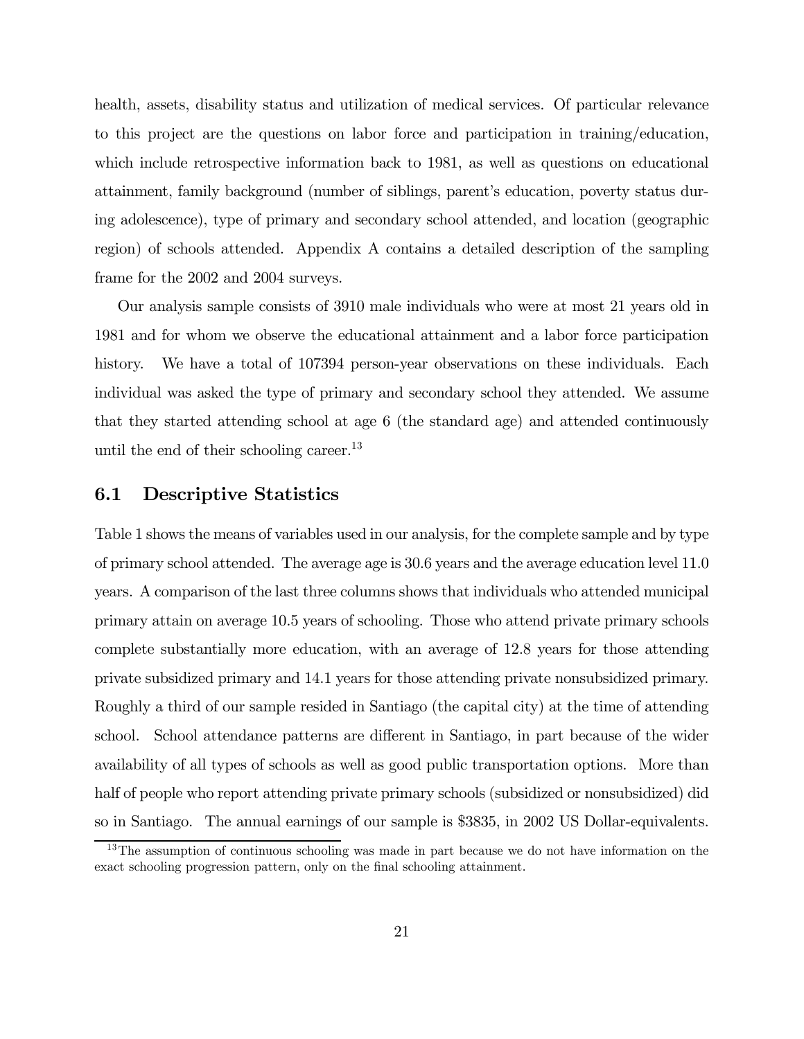health, assets, disability status and utilization of medical services. Of particular relevance to this project are the questions on labor force and participation in training/education, which include retrospective information back to 1981, as well as questions on educational attainment, family background (number of siblings, parent's education, poverty status during adolescence), type of primary and secondary school attended, and location (geographic region) of schools attended. Appendix A contains a detailed description of the sampling frame for the 2002 and 2004 surveys.

Our analysis sample consists of 3910 male individuals who were at most 21 years old in 1981 and for whom we observe the educational attainment and a labor force participation history. We have a total of 107394 person-year observations on these individuals. Each individual was asked the type of primary and secondary school they attended. We assume that they started attending school at age 6 (the standard age) and attended continuously until the end of their schooling career.[13]

## 6.1 Descriptive Statistics

Table 1 shows the means of variables used in our analysis, for the complete sample and by type of primary school attended. The average age is 30.6 years and the average education level 11.0 years. A comparison of the last three columns shows that individuals who attended municipal primary attain on average 10.5 years of schooling. Those who attend private primary schools complete substantially more education, with an average of 12.8 years for those attending private subsidized primary and 14.1 years for those attending private nonsubsidized primary. Roughly a third of our sample resided in Santiago (the capital city) at the time of attending school. School attendance patterns are different in Santiago, in part because of the wider availability of all types of schools as well as good public transportation options. More than half of people who report attending private primary schools (subsidized or nonsubsidized) did so in Santiago. The annual earnings of our sample is \$3835, in 2002 US Dollar-equivalents.

[13] The assumption of continuous schooling was made in part because we do not have information on the exact schooling progression pattern, only on the final schooling attainment.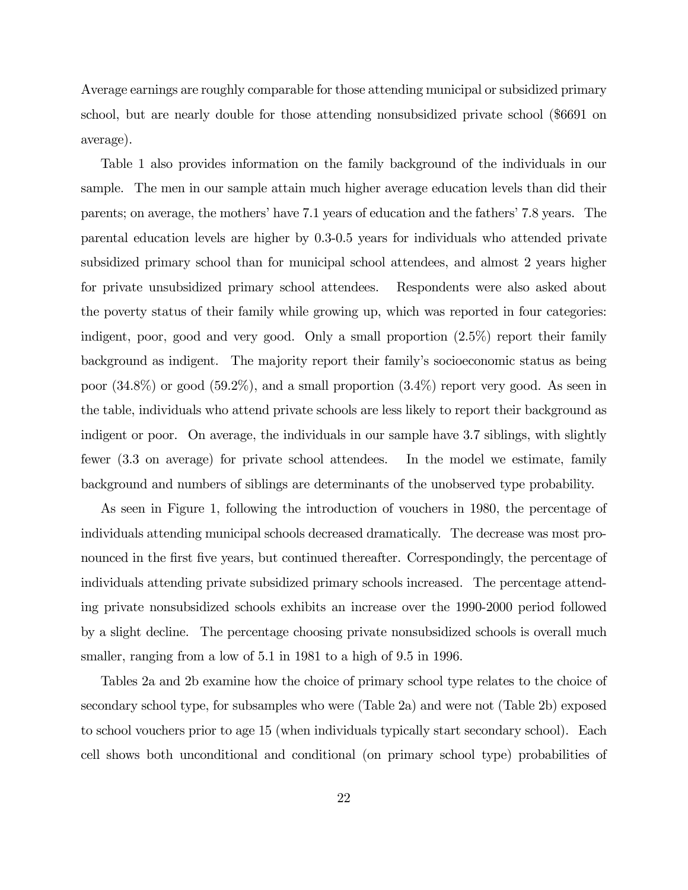Average earnings are roughly comparable for those attending municipal or subsidized primary school, but are nearly double for those attending nonsubsidized private school ($6691 on average).

Table 1 also provides information on the family background of the individuals in our sample. The men in our sample attain much higher average education levels than did their parents; on average, the mothers' have 7.1 years of education and the fathers' 7.8 years. The parental education levels are higher by 0.3-0.5 years for individuals who attended private subsidized primary school than for municipal school attendees, and almost 2 years higher for private unsubsidized primary school attendees. Respondents were also asked about the poverty status of their family while growing up, which was reported in four categories: indigent, poor, good and very good. Only a small proportion (2.5%) report their family background as indigent. The majority report their family's socioeconomic status as being poor (34.8%) or good (59.2%), and a small proportion (3.4%) report very good. As seen in the table, individuals who attend private schools are less likely to report their background as indigent or poor. On average, the individuals in our sample have 3.7 siblings, with slightly fewer (3.3 on average) for private school attendees. In the model we estimate, family background and numbers of siblings are determinants of the unobserved type probability.

As seen in Figure 1, following the introduction of vouchers in 1980, the percentage of individuals attending municipal schools decreased dramatically. The decrease was most pronounced in the first five years, but continued thereafter. Correspondingly, the percentage of individuals attending private subsidized primary schools increased. The percentage attending private nonsubsidized schools exhibits an increase over the 1990-2000 period followed by a slight decline. The percentage choosing private nonsubsidized schools is overall much smaller, ranging from a low of 5.1 in 1981 to a high of 9.5 in 1996.

Tables 2a and 2b examine how the choice of primary school type relates to the choice of secondary school type, for subsamples who were (Table 2a) and were not (Table 2b) exposed to school vouchers prior to age 15 (when individuals typically start secondary school). Each cell shows both unconditional and conditional (on primary school type) probabilities of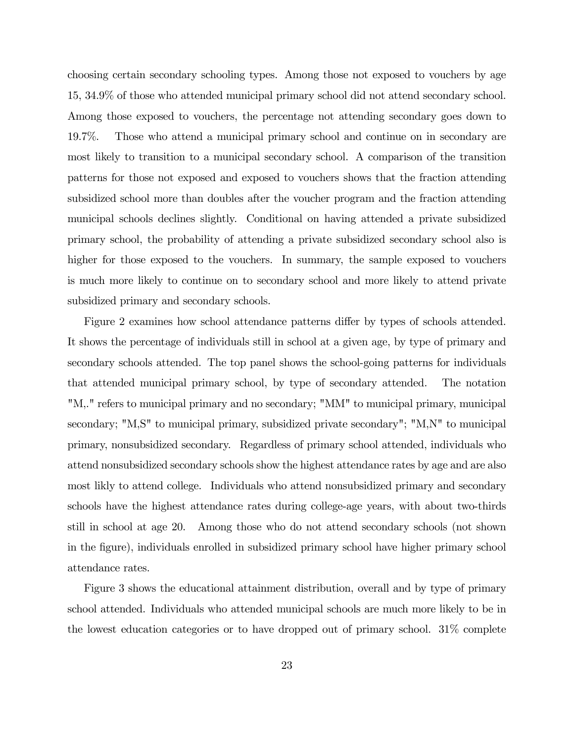choosing certain secondary schooling types. Among those not exposed to vouchers by age 15, 34.9% of those who attended municipal primary school did not attend secondary school. Among those exposed to vouchers, the percentage not attending secondary goes down to 19.7%. Those who attend a municipal primary school and continue on in secondary are most likely to transition to a municipal secondary school. A comparison of the transition patterns for those not exposed and exposed to vouchers shows that the fraction attending subsidized school more than doubles after the voucher program and the fraction attending municipal schools declines slightly. Conditional on having attended a private subsidized primary school, the probability of attending a private subsidized secondary school also is higher for those exposed to the vouchers. In summary, the sample exposed to vouchers is much more likely to continue on to secondary school and more likely to attend private subsidized primary and secondary schools.

Figure 2 examines how school attendance patterns differ by types of schools attended. It shows the percentage of individuals still in school at a given age, by type of primary and secondary schools attended. The top panel shows the school-going patterns for individuals that attended municipal primary school, by type of secondary attended. The notation "M,." refers to municipal primary and no secondary; "MM" to municipal primary, municipal secondary; "M,S" to municipal primary, subsidized private secondary"; "M,N" to municipal primary, nonsubsidized secondary. Regardless of primary school attended, individuals who attend nonsubsidized secondary schools show the highest attendance rates by age and are also most likly to attend college. Individuals who attend nonsubsidized primary and secondary schools have the highest attendance rates during college-age years, with about two-thirds still in school at age 20. Among those who do not attend secondary schools (not shown in the figure), individuals enrolled in subsidized primary school have higher primary school attendance rates.

Figure 3 shows the educational attainment distribution, overall and by type of primary school attended. Individuals who attended municipal schools are much more likely to be in the lowest education categories or to have dropped out of primary school. 31% complete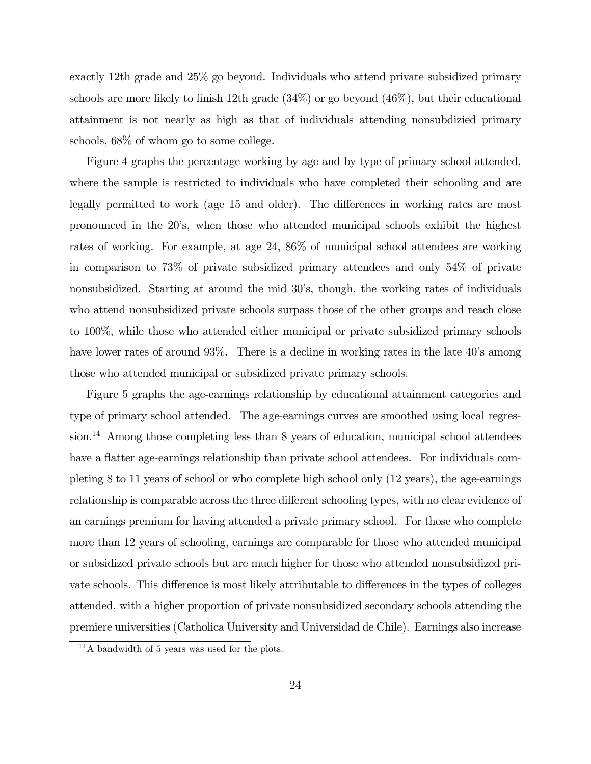exactly 12th grade and 25% go beyond. Individuals who attend private subsidized primary schools are more likely to finish 12th grade (34%) or go beyond (46%), but their educational attainment is not nearly as high as that of individuals attending nonsubdizied primary schools, 68% of whom go to some college.

Figure 4 graphs the percentage working by age and by type of primary school attended, where the sample is restricted to individuals who have completed their schooling and are legally permitted to work (age 15 and older). The differences in working rates are most pronounced in the 20's, when those who attended municipal schools exhibit the highest rates of working. For example, at age 24, 86% of municipal school attendees are working in comparison to 73% of private subsidized primary attendees and only 54% of private nonsubsidized. Starting at around the mid 30's, though, the working rates of individuals who attend nonsubsidized private schools surpass those of the other groups and reach close to 100%, while those who attended either municipal or private subsidized primary schools have lower rates of around 93%. There is a decline in working rates in the late 40's among those who attended municipal or subsidized private primary schools.

Figure 5 graphs the age-earnings relationship by educational attainment categories and type of primary school attended. The age-earnings curves are smoothed using local regression.[14] Among those completing less than 8 years of education, municipal school attendees have a flatter age-earnings relationship than private school attendees. For individuals completing 8 to 11 years of school or who complete high school only (12 years), the age-earnings relationship is comparable across the three different schooling types, with no clear evidence of an earnings premium for having attended a private primary school. For those who complete more than 12 years of schooling, earnings are comparable for those who attended municipal or subsidized private schools but are much higher for those who attended nonsubsidized private schools. This difference is most likely attributable to differences in the types of colleges attended, with a higher proportion of private nonsubsidized secondary schools attending the premiere universities (Catholica University and Universidad de Chile). Earnings also increase

[14] A bandwidth of 5 years was used for the plots.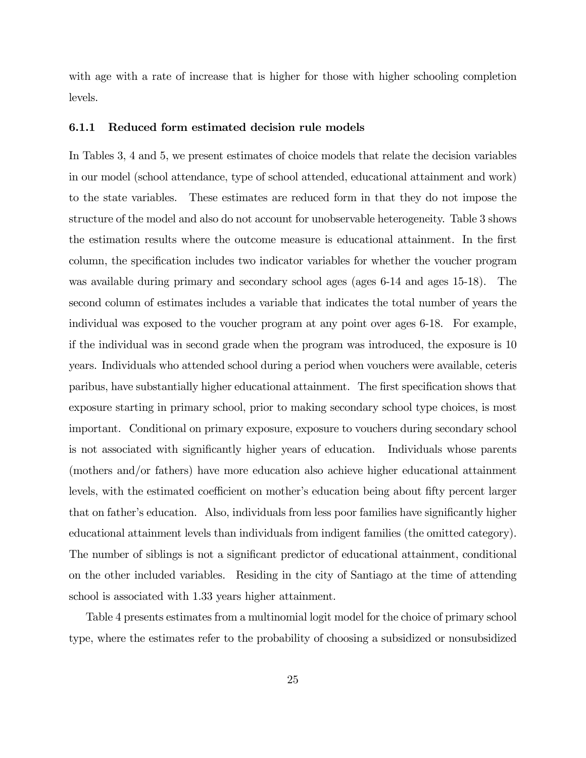with age with a rate of increase that is higher for those with higher schooling completion levels.

#### 6.1.1 Reduced form estimated decision rule models

In Tables 3, 4 and 5, we present estimates of choice models that relate the decision variables in our model (school attendance, type of school attended, educational attainment and work) to the state variables. These estimates are reduced form in that they do not impose the structure of the model and also do not account for unobservable heterogeneity. Table 3 shows the estimation results where the outcome measure is educational attainment. In the first column, the specification includes two indicator variables for whether the voucher program was available during primary and secondary school ages (ages 6-14 and ages 15-18). The second column of estimates includes a variable that indicates the total number of years the individual was exposed to the voucher program at any point over ages 6-18. For example, if the individual was in second grade when the program was introduced, the exposure is 10 years. Individuals who attended school during a period when vouchers were available, ceteris paribus, have substantially higher educational attainment. The first specification shows that exposure starting in primary school, prior to making secondary school type choices, is most important. Conditional on primary exposure, exposure to vouchers during secondary school is not associated with significantly higher years of education. Individuals whose parents (mothers and/or fathers) have more education also achieve higher educational attainment levels, with the estimated coefficient on mother's education being about fifty percent larger that on father's education. Also, individuals from less poor families have significantly higher educational attainment levels than individuals from indigent families (the omitted category). The number of siblings is not a significant predictor of educational attainment, conditional on the other included variables. Residing in the city of Santiago at the time of attending school is associated with 1.33 years higher attainment.

Table 4 presents estimates from a multinomial logit model for the choice of primary school type, where the estimates refer to the probability of choosing a subsidized or nonsubsidized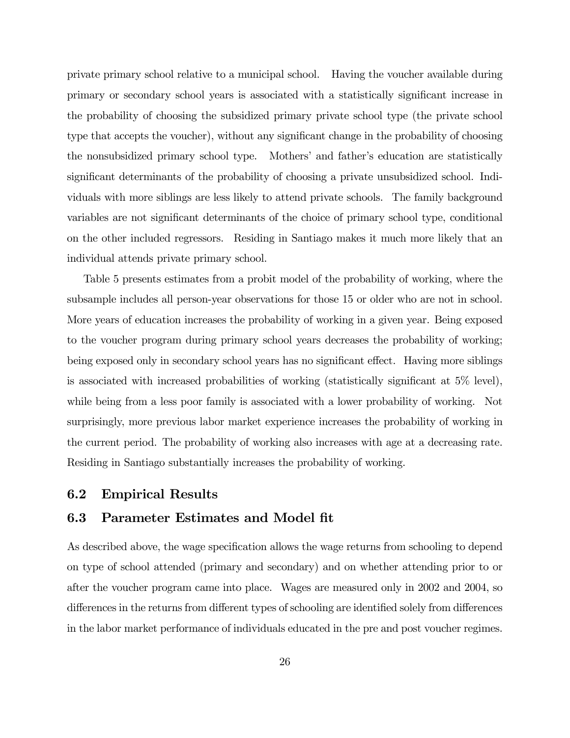private primary school relative to a municipal school. Having the voucher available during primary or secondary school years is associated with a statistically significant increase in the probability of choosing the subsidized primary private school type (the private school type that accepts the voucher), without any significant change in the probability of choosing the nonsubsidized primary school type. Mothers' and father's education are statistically significant determinants of the probability of choosing a private unsubsidized school. Individuals with more siblings are less likely to attend private schools. The family background variables are not significant determinants of the choice of primary school type, conditional on the other included regressors. Residing in Santiago makes it much more likely that an individual attends private primary school.

Table 5 presents estimates from a probit model of the probability of working, where the subsample includes all person-year observations for those 15 or older who are not in school. More years of education increases the probability of working in a given year. Being exposed to the voucher program during primary school years decreases the probability of working; being exposed only in secondary school years has no significant effect. Having more siblings is associated with increased probabilities of working (statistically significant at 5% level), while being from a less poor family is associated with a lower probability of working. Not surprisingly, more previous labor market experience increases the probability of working in the current period. The probability of working also increases with age at a decreasing rate. Residing in Santiago substantially increases the probability of working.

## 6.2 Empirical Results

## 6.3 Parameter Estimates and Model fit

As described above, the wage specification allows the wage returns from schooling to depend on type of school attended (primary and secondary) and on whether attending prior to or after the voucher program came into place. Wages are measured only in 2002 and 2004, so differences in the returns from different types of schooling are identified solely from differences in the labor market performance of individuals educated in the pre and post voucher regimes.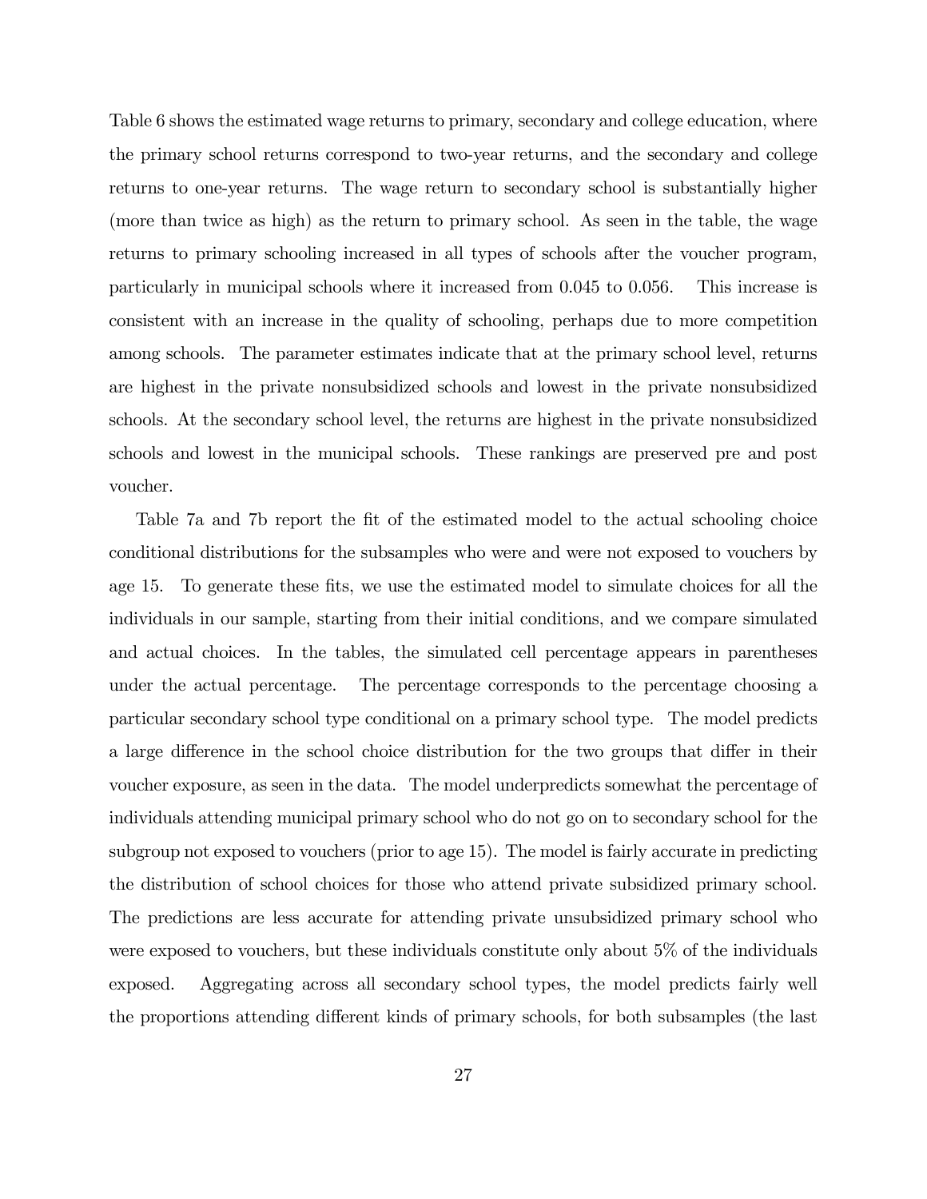Table 6 shows the estimated wage returns to primary, secondary and college education, where the primary school returns correspond to two-year returns, and the secondary and college returns to one-year returns. The wage return to secondary school is substantially higher (more than twice as high) as the return to primary school. As seen in the table, the wage returns to primary schooling increased in all types of schools after the voucher program, particularly in municipal schools where it increased from 0.045 to 0.056. This increase is consistent with an increase in the quality of schooling, perhaps due to more competition among schools. The parameter estimates indicate that at the primary school level, returns are highest in the private nonsubsidized schools and lowest in the private nonsubsidized schools. At the secondary school level, the returns are highest in the private nonsubsidized schools and lowest in the municipal schools. These rankings are preserved pre and post voucher.

Table 7a and 7b report the fit of the estimated model to the actual schooling choice conditional distributions for the subsamples who were and were not exposed to vouchers by age 15. To generate these fits, we use the estimated model to simulate choices for all the individuals in our sample, starting from their initial conditions, and we compare simulated and actual choices. In the tables, the simulated cell percentage appears in parentheses under the actual percentage. The percentage corresponds to the percentage choosing a particular secondary school type conditional on a primary school type. The model predicts a large difference in the school choice distribution for the two groups that differ in their voucher exposure, as seen in the data. The model underpredicts somewhat the percentage of individuals attending municipal primary school who do not go on to secondary school for the subgroup not exposed to vouchers (prior to age 15). The model is fairly accurate in predicting the distribution of school choices for those who attend private subsidized primary school. The predictions are less accurate for attending private unsubsidized primary school who were exposed to vouchers, but these individuals constitute only about 5% of the individuals exposed. Aggregating across all secondary school types, the model predicts fairly well the proportions attending different kinds of primary schools, for both subsamples (the last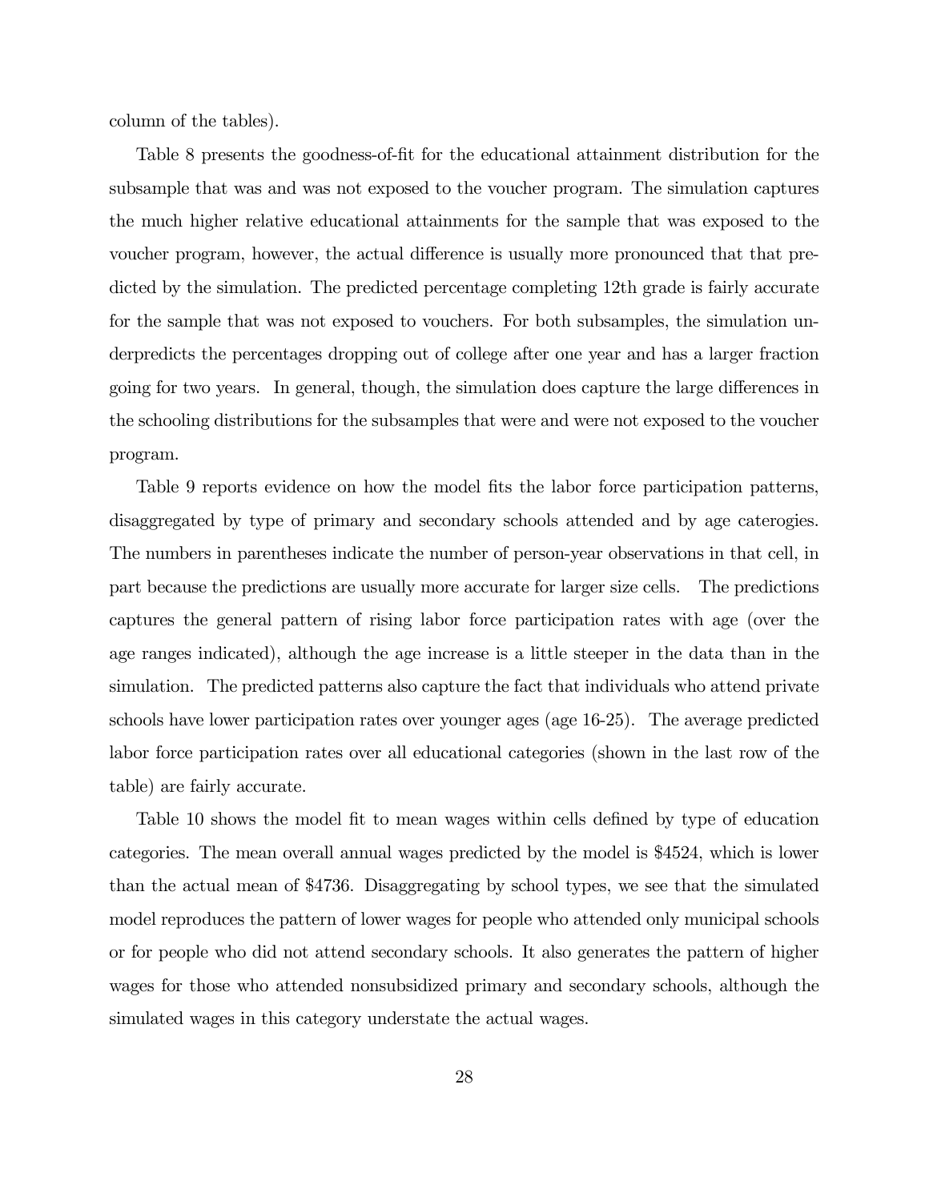column of the tables).

Table 8 presents the goodness-of-fit for the educational attainment distribution for the subsample that was and was not exposed to the voucher program. The simulation captures the much higher relative educational attainments for the sample that was exposed to the voucher program, however, the actual difference is usually more pronounced that that predicted by the simulation. The predicted percentage completing 12th grade is fairly accurate for the sample that was not exposed to vouchers. For both subsamples, the simulation underpredicts the percentages dropping out of college after one year and has a larger fraction going for two years. In general, though, the simulation does capture the large differences in the schooling distributions for the subsamples that were and were not exposed to the voucher program.

Table 9 reports evidence on how the model fits the labor force participation patterns, disaggregated by type of primary and secondary schools attended and by age caterogies. The numbers in parentheses indicate the number of person-year observations in that cell, in part because the predictions are usually more accurate for larger size cells. The predictions captures the general pattern of rising labor force participation rates with age (over the age ranges indicated), although the age increase is a little steeper in the data than in the simulation. The predicted patterns also capture the fact that individuals who attend private schools have lower participation rates over younger ages (age 16-25). The average predicted labor force participation rates over all educational categories (shown in the last row of the table) are fairly accurate.

Table 10 shows the model fit to mean wages within cells defined by type of education categories. The mean overall annual wages predicted by the model is $4524, which is lower than the actual mean of $4736. Disaggregating by school types, we see that the simulated model reproduces the pattern of lower wages for people who attended only municipal schools or for people who did not attend secondary schools. It also generates the pattern of higher wages for those who attended nonsubsidized primary and secondary schools, although the simulated wages in this category understate the actual wages.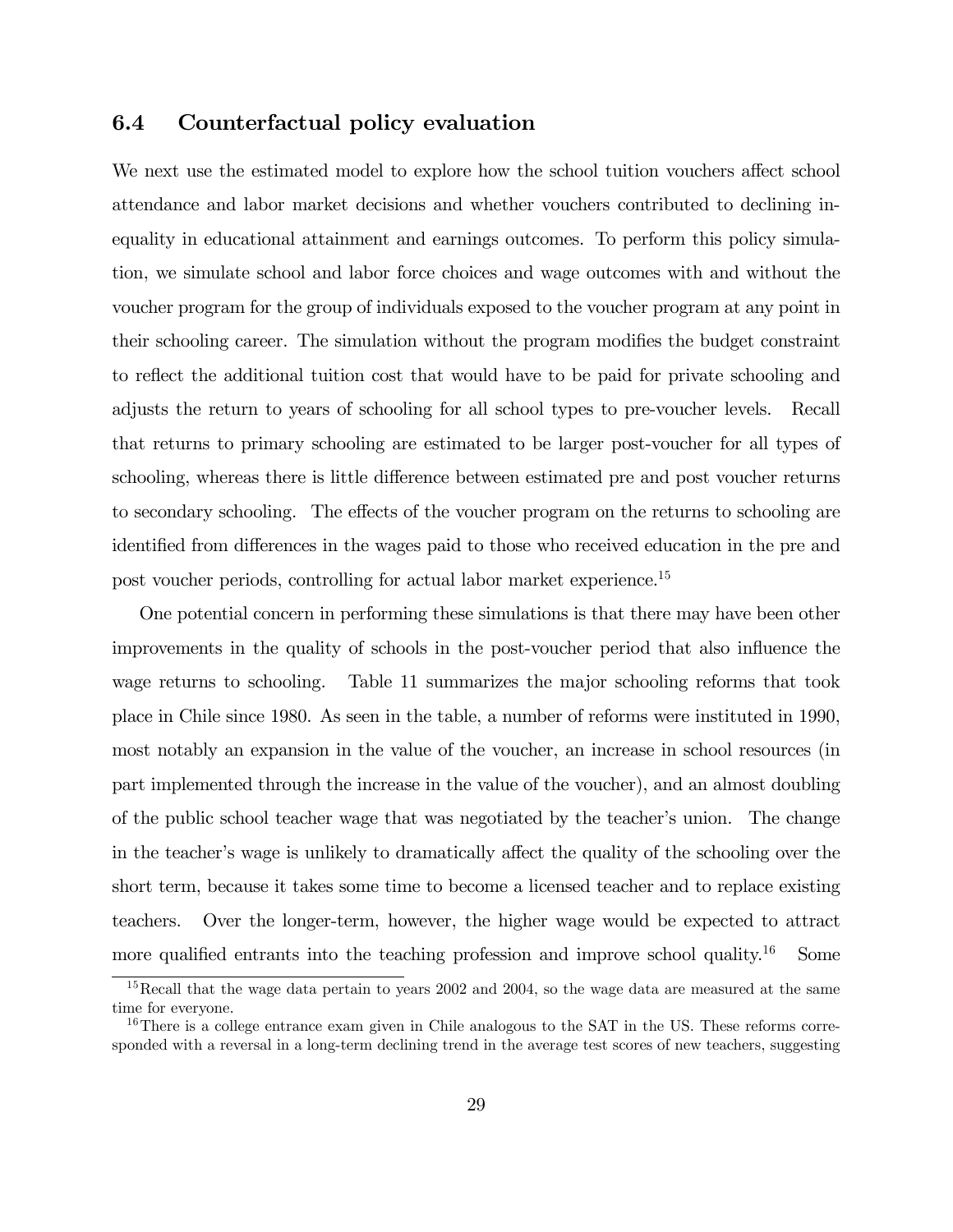### 6.4 Counterfactual policy evaluation

We next use the estimated model to explore how the school tuition vouchers affect school attendance and labor market decisions and whether vouchers contributed to declining inequality in educational attainment and earnings outcomes. To perform this policy simulation, we simulate school and labor force choices and wage outcomes with and without the voucher program for the group of individuals exposed to the voucher program at any point in their schooling career. The simulation without the program modifies the budget constraint to reflect the additional tuition cost that would have to be paid for private schooling and adjusts the return to years of schooling for all school types to pre-voucher levels. Recall that returns to primary schooling are estimated to be larger post-voucher for all types of schooling, whereas there is little difference between estimated pre and post voucher returns to secondary schooling. The effects of the voucher program on the returns to schooling are identified from differences in the wages paid to those who received education in the pre and post voucher periods, controlling for actual labor market experience.[15]

One potential concern in performing these simulations is that there may have been other improvements in the quality of schools in the post-voucher period that also influence the wage returns to schooling. Table 11 summarizes the major schooling reforms that took place in Chile since 1980. As seen in the table, a number of reforms were instituted in 1990, most notably an expansion in the value of the voucher, an increase in school resources (in part implemented through the increase in the value of the voucher), and an almost doubling of the public school teacher wage that was negotiated by the teacher's union. The change in the teacher's wage is unlikely to dramatically affect the quality of the schooling over the short term, because it takes some time to become a licensed teacher and to replace existing teachers. Over the longer-term, however, the higher wage would be expected to attract more qualified entrants into the teaching profession and improve school quality.[16] Some

[15] Recall that the wage data pertain to years 2002 and 2004, so the wage data are measured at the same time for everyone.

[16] There is a college entrance exam given in Chile analogous to the SAT in the US. These reforms corresponded with a reversal in a long-term declining trend in the average test scores of new teachers, suggesting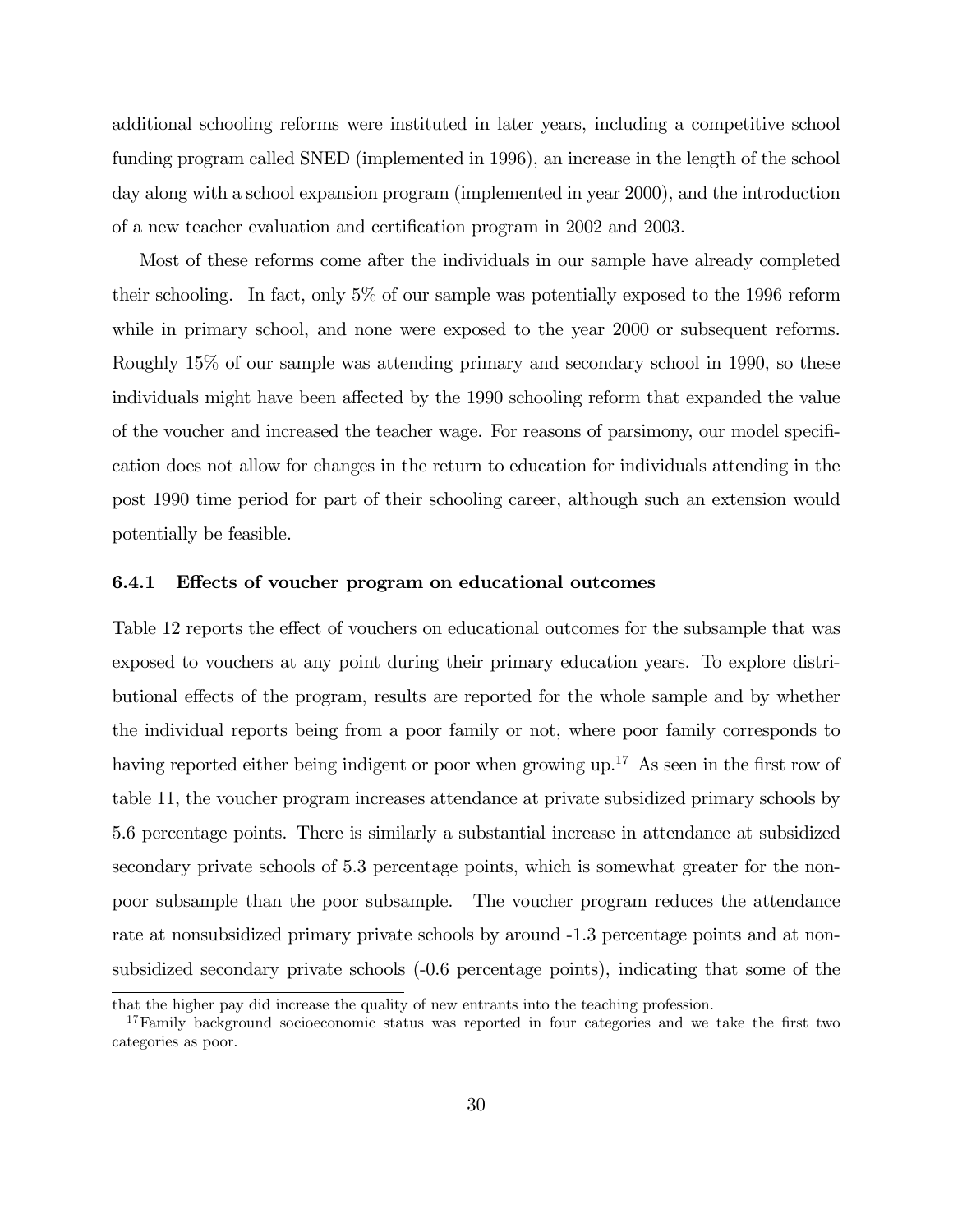additional schooling reforms were instituted in later years, including a competitive school funding program called SNED (implemented in 1996), an increase in the length of the school day along with a school expansion program (implemented in year 2000), and the introduction of a new teacher evaluation and certification program in 2002 and 2003.

Most of these reforms come after the individuals in our sample have already completed their schooling. In fact, only 5% of our sample was potentially exposed to the 1996 reform while in primary school, and none were exposed to the year 2000 or subsequent reforms. Roughly 15% of our sample was attending primary and secondary school in 1990, so these individuals might have been affected by the 1990 schooling reform that expanded the value of the voucher and increased the teacher wage. For reasons of parsimony, our model specification does not allow for changes in the return to education for individuals attending in the post 1990 time period for part of their schooling career, although such an extension would potentially be feasible.

### 6.4.1 Effects of voucher program on educational outcomes

Table 12 reports the effect of vouchers on educational outcomes for the subsample that was exposed to vouchers at any point during their primary education years. To explore distributional effects of the program, results are reported for the whole sample and by whether the individual reports being from a poor family or not, where poor family corresponds to having reported either being indigent or poor when growing up.[17] As seen in the first row of table 11, the voucher program increases attendance at private subsidized primary schools by 5.6 percentage points. There is similarly a substantial increase in attendance at subsidized secondary private schools of 5.3 percentage points, which is somewhat greater for the non-poor subsample than the poor subsample. The voucher program reduces the attendance rate at nonsubsidized primary private schools by around -1.3 percentage points and at non-subsidized secondary private schools (-0.6 percentage points), indicating that some of the

that the higher pay did increase the quality of new entrants into the teaching profession.

[17] Family background socioeconomic status was reported in four categories and we take the first two categories as poor.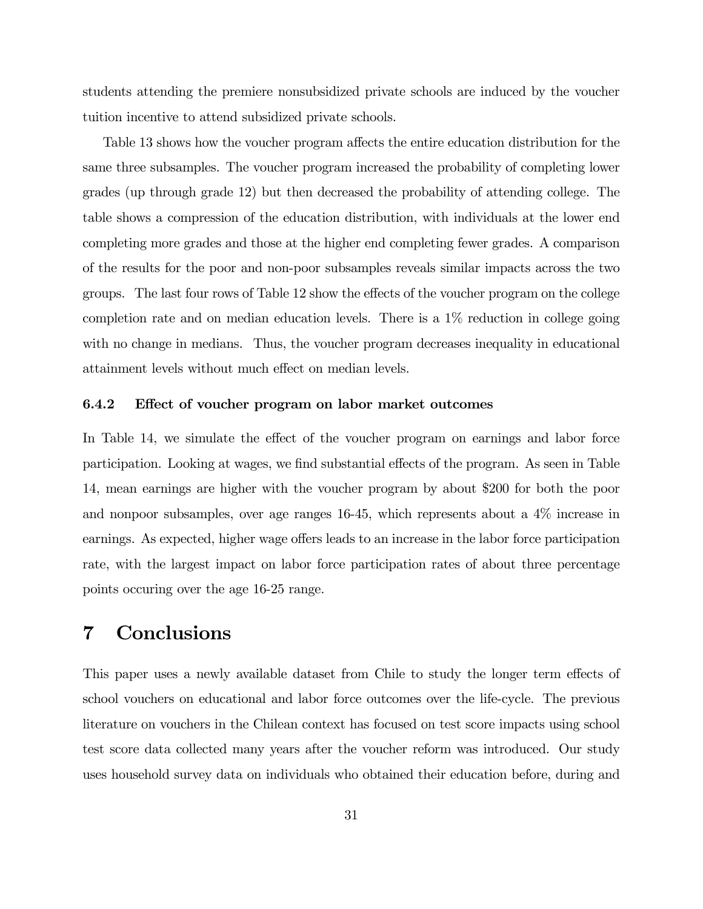students attending the premiere nonsubsidized private schools are induced by the voucher tuition incentive to attend subsidized private schools.

Table 13 shows how the voucher program affects the entire education distribution for the same three subsamples. The voucher program increased the probability of completing lower grades (up through grade 12) but then decreased the probability of attending college. The table shows a compression of the education distribution, with individuals at the lower end completing more grades and those at the higher end completing fewer grades. A comparison of the results for the poor and non-poor subsamples reveals similar impacts across the two groups. The last four rows of Table 12 show the effects of the voucher program on the college completion rate and on median education levels. There is a 1% reduction in college going with no change in medians. Thus, the voucher program decreases inequality in educational attainment levels without much effect on median levels.

### 6.4.2 Effect of voucher program on labor market outcomes

In Table 14, we simulate the effect of the voucher program on earnings and labor force participation. Looking at wages, we find substantial effects of the program. As seen in Table 14, mean earnings are higher with the voucher program by about $200 for both the poor and nonpoor subsamples, over age ranges 16-45, which represents about a 4% increase in earnings. As expected, higher wage offers leads to an increase in the labor force participation rate, with the largest impact on labor force participation rates of about three percentage points occuring over the age 16-25 range.

# 7 Conclusions

This paper uses a newly available dataset from Chile to study the longer term effects of school vouchers on educational and labor force outcomes over the life-cycle. The previous literature on vouchers in the Chilean context has focused on test score impacts using school test score data collected many years after the voucher reform was introduced. Our study uses household survey data on individuals who obtained their education before, during and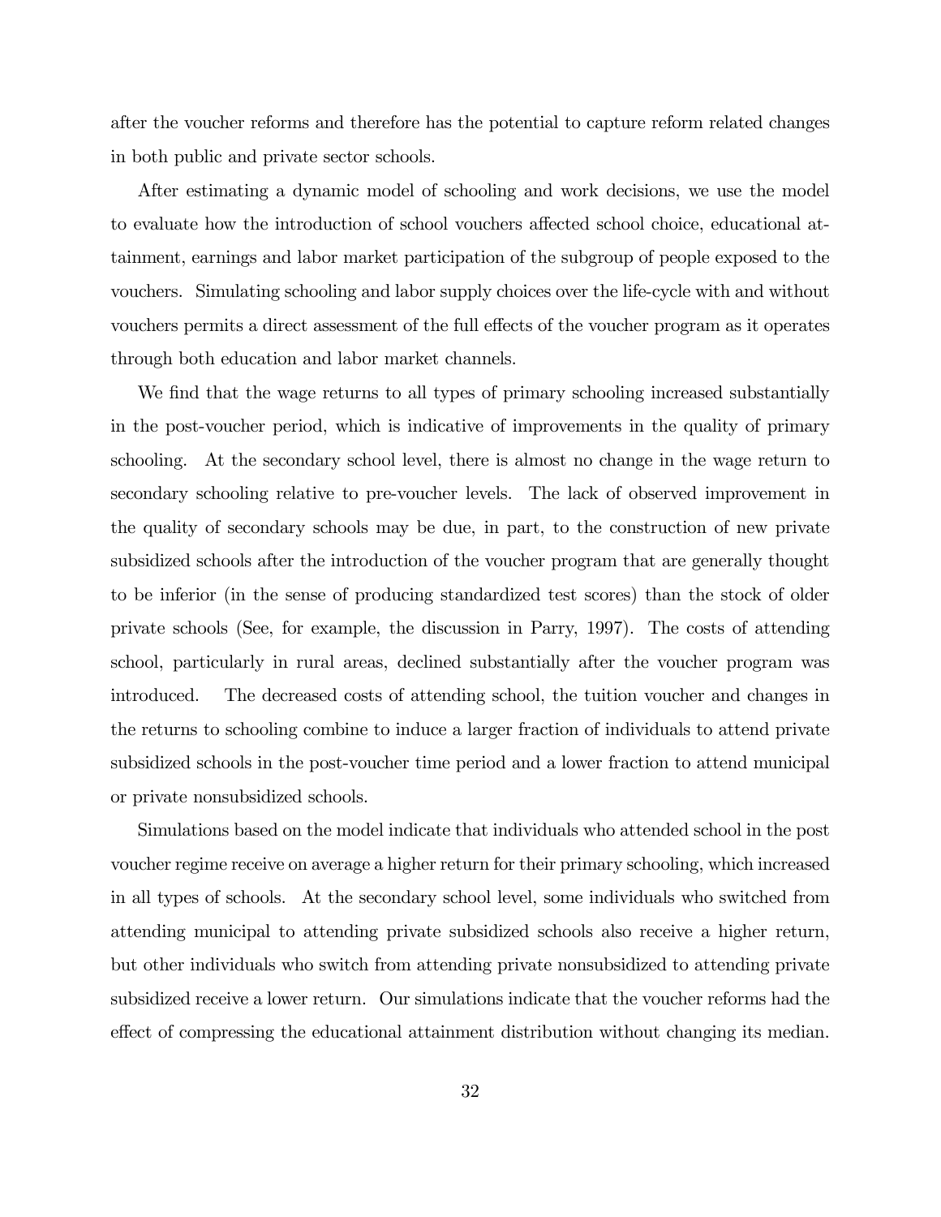after the voucher reforms and therefore has the potential to capture reform related changes in both public and private sector schools.

After estimating a dynamic model of schooling and work decisions, we use the model to evaluate how the introduction of school vouchers affected school choice, educational attainment, earnings and labor market participation of the subgroup of people exposed to the vouchers. Simulating schooling and labor supply choices over the life-cycle with and without vouchers permits a direct assessment of the full effects of the voucher program as it operates through both education and labor market channels.

We find that the wage returns to all types of primary schooling increased substantially in the post-voucher period, which is indicative of improvements in the quality of primary schooling. At the secondary school level, there is almost no change in the wage return to secondary schooling relative to pre-voucher levels. The lack of observed improvement in the quality of secondary schools may be due, in part, to the construction of new private subsidized schools after the introduction of the voucher program that are generally thought to be inferior (in the sense of producing standardized test scores) than the stock of older private schools (See, for example, the discussion in Parry, 1997). The costs of attending school, particularly in rural areas, declined substantially after the voucher program was introduced. The decreased costs of attending school, the tuition voucher and changes in the returns to schooling combine to induce a larger fraction of individuals to attend private subsidized schools in the post-voucher time period and a lower fraction to attend municipal or private nonsubsidized schools.

Simulations based on the model indicate that individuals who attended school in the post voucher regime receive on average a higher return for their primary schooling, which increased in all types of schools. At the secondary school level, some individuals who switched from attending municipal to attending private subsidized schools also receive a higher return, but other individuals who switch from attending private nonsubsidized to attending private subsidized receive a lower return. Our simulations indicate that the voucher reforms had the effect of compressing the educational attainment distribution without changing its median.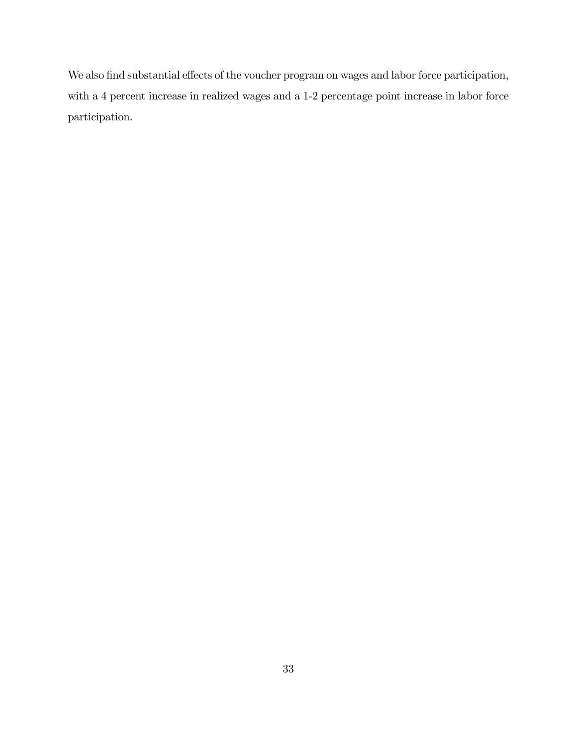We also find substantial effects of the voucher program on wages and labor force participation, with a 4 percent increase in realized wages and a 1-2 percentage point increase in labor force participation.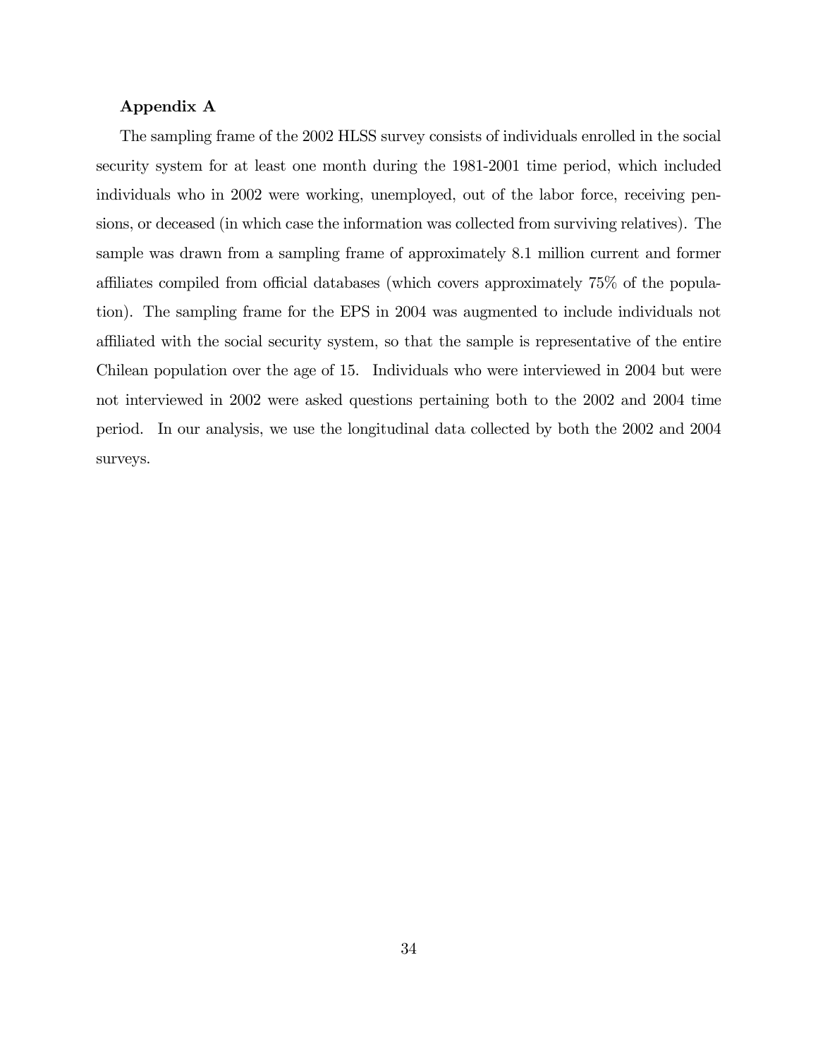## Appendix A

The sampling frame of the 2002 HLSS survey consists of individuals enrolled in the social security system for at least one month during the 1981-2001 time period, which included individuals who in 2002 were working, unemployed, out of the labor force, receiving pensions, or deceased (in which case the information was collected from surviving relatives). The sample was drawn from a sampling frame of approximately 8.1 million current and former affiliates compiled from official databases (which covers approximately 75% of the population). The sampling frame for the EPS in 2004 was augmented to include individuals not affiliated with the social security system, so that the sample is representative of the entire Chilean population over the age of 15. Individuals who were interviewed in 2004 but were not interviewed in 2002 were asked questions pertaining both to the 2002 and 2004 time period. In our analysis, we use the longitudinal data collected by both the 2002 and 2004 surveys.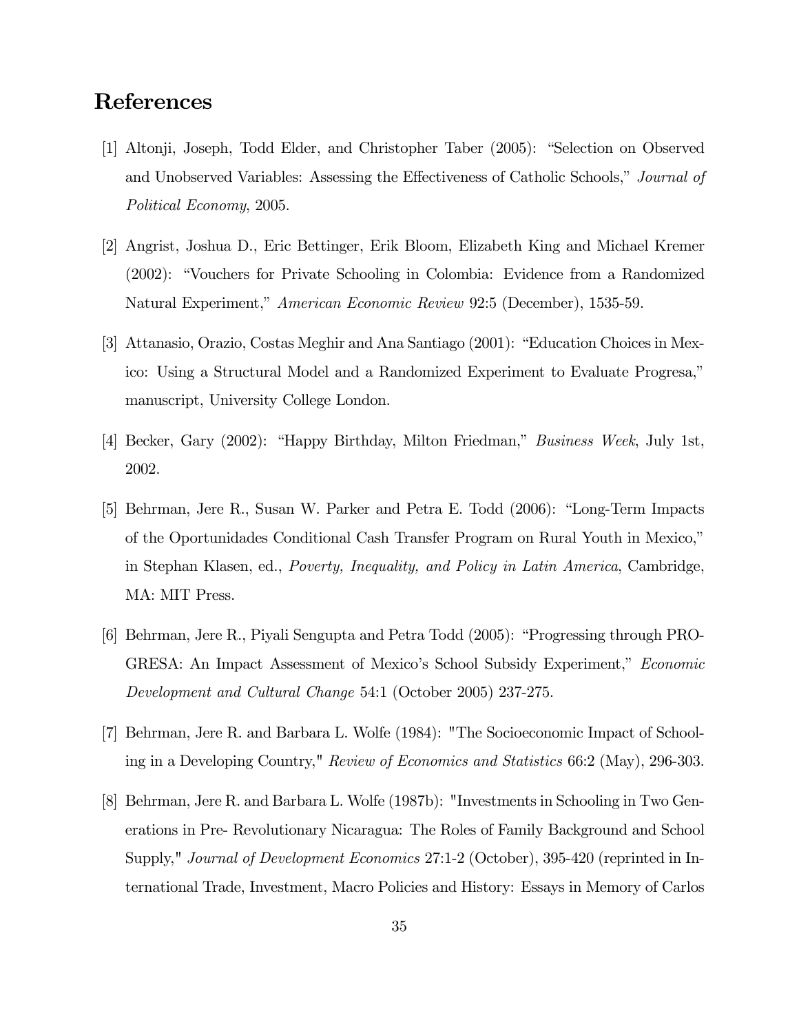# References

[1] Altonji, Joseph, Todd Elder, and Christopher Taber (2005): "Selection on Observed and Unobserved Variables: Assessing the Effectiveness of Catholic Schools," *Journal of Political Economy*, 2005.

[2] Angrist, Joshua D., Eric Bettinger, Erik Bloom, Elizabeth King and Michael Kremer (2002): "Vouchers for Private Schooling in Colombia: Evidence from a Randomized Natural Experiment," *American Economic Review* 92:5 (December), 1535-59.

[3] Attanasio, Orazio, Costas Meghir and Ana Santiago (2001): "Education Choices in Mexico: Using a Structural Model and a Randomized Experiment to Evaluate Progresa," manuscript, University College London.

[4] Becker, Gary (2002): "Happy Birthday, Milton Friedman," *Business Week*, July 1st, 2002.

[5] Behrman, Jere R., Susan W. Parker and Petra E. Todd (2006): "Long-Term Impacts of the Oportunidades Conditional Cash Transfer Program on Rural Youth in Mexico," in Stephan Klasen, ed., *Poverty, Inequality, and Policy in Latin America*, Cambridge, MA: MIT Press.

[6] Behrman, Jere R., Piyali Sengupta and Petra Todd (2005): "Progressing through PROGRESA: An Impact Assessment of Mexico's School Subsidy Experiment," *Economic Development and Cultural Change* 54:1 (October 2005) 237-275.

[7] Behrman, Jere R. and Barbara L. Wolfe (1984): "The Socioeconomic Impact of Schooling in a Developing Country," *Review of Economics and Statistics* 66:2 (May), 296-303.

[8] Behrman, Jere R. and Barbara L. Wolfe (1987b): "Investments in Schooling in Two Generations in Pre- Revolutionary Nicaragua: The Roles of Family Background and School Supply," *Journal of Development Economics* 27:1-2 (October), 395-420 (reprinted in International Trade, Investment, Macro Policies and History: Essays in Memory of Carlos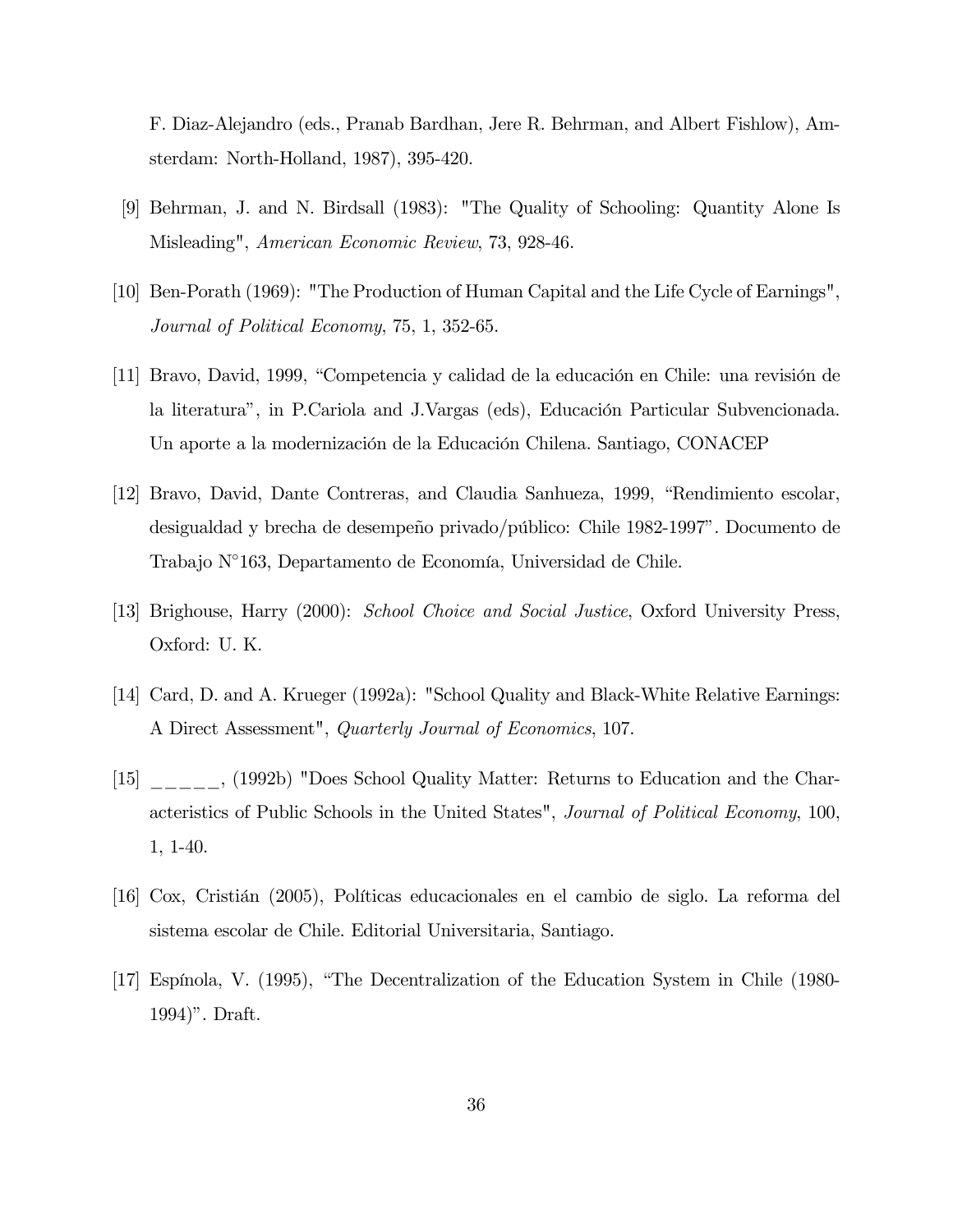F. Diaz-Alejandro (eds., Pranab Bardhan, Jere R. Behrman, and Albert Fishlow), Amsterdam: North-Holland, 1987), 395-420.

[9] Behrman, J. and N. Birdsall (1983): "The Quality of Schooling: Quantity Alone Is Misleading", *American Economic Review*, 73, 928-46.

[10] Ben-Porath (1969): "The Production of Human Capital and the Life Cycle of Earnings", *Journal of Political Economy*, 75, 1, 352-65.

[11] Bravo, David, 1999, "Competencia y calidad de la educación en Chile: una revisión de la literatura", in P.Cariola and J.Vargas (eds), Educación Particular Subvencionada. Un aporte a la modernización de la Educación Chilena. Santiago, CONACEP

[12] Bravo, David, Dante Contreras, and Claudia Sanhueza, 1999, "Rendimiento escolar, desigualdad y brecha de desempeño privado/público: Chile 1982-1997". Documento de Trabajo N°163, Departamento de Economía, Universidad de Chile.

[13] Brighouse, Harry (2000): *School Choice and Social Justice*, Oxford University Press, Oxford: U. K.

[14] Card, D. and A. Krueger (1992a): "School Quality and Black-White Relative Earnings: A Direct Assessment", *Quarterly Journal of Economics*, 107.

[15] _____, (1992b) "Does School Quality Matter: Returns to Education and the Characteristics of Public Schools in the United States", *Journal of Political Economy*, 100, 1, 1-40.

[16] Cox, Cristián (2005), Políticas educacionales en el cambio de siglo. La reforma del sistema escolar de Chile. Editorial Universitaria, Santiago.

[17] Espínola, V. (1995), "The Decentralization of the Education System in Chile (1980-1994)". Draft.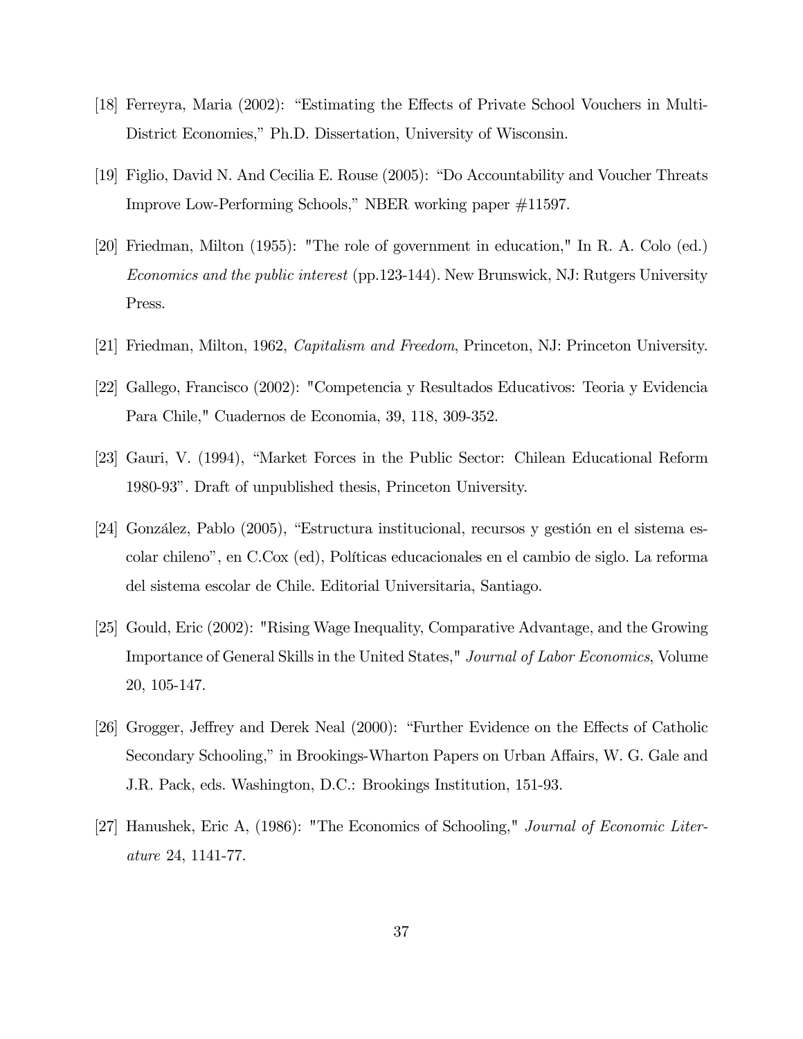[18] Ferreyra, Maria (2002): "Estimating the Effects of Private School Vouchers in Multi-District Economies," Ph.D. Dissertation, University of Wisconsin.

[19] Figlio, David N. And Cecilia E. Rouse (2005): "Do Accountability and Voucher Threats Improve Low-Performing Schools," NBER working paper #11597.

[20] Friedman, Milton (1955): "The role of government in education," In R. A. Colo (ed.) *Economics and the public interest* (pp.123-144). New Brunswick, NJ: Rutgers University Press.

[21] Friedman, Milton, 1962, *Capitalism and Freedom*, Princeton, NJ: Princeton University.

[22] Gallego, Francisco (2002): "Competencia y Resultados Educativos: Teoria y Evidencia Para Chile," Cuadernos de Economia, 39, 118, 309-352.

[23] Gauri, V. (1994), "Market Forces in the Public Sector: Chilean Educational Reform 1980-93". Draft of unpublished thesis, Princeton University.

[24] González, Pablo (2005), "Estructura institucional, recursos y gestión en el sistema escolar chileno", en C.Cox (ed), Políticas educacionales en el cambio de siglo. La reforma del sistema escolar de Chile. Editorial Universitaria, Santiago.

[25] Gould, Eric (2002): "Rising Wage Inequality, Comparative Advantage, and the Growing Importance of General Skills in the United States," *Journal of Labor Economics*, Volume 20, 105-147.

[26] Grogger, Jeffrey and Derek Neal (2000): "Further Evidence on the Effects of Catholic Secondary Schooling," in Brookings-Wharton Papers on Urban Affairs, W. G. Gale and J.R. Pack, eds. Washington, D.C.: Brookings Institution, 151-93.

[27] Hanushek, Eric A, (1986): "The Economics of Schooling," *Journal of Economic Literature* 24, 1141-77.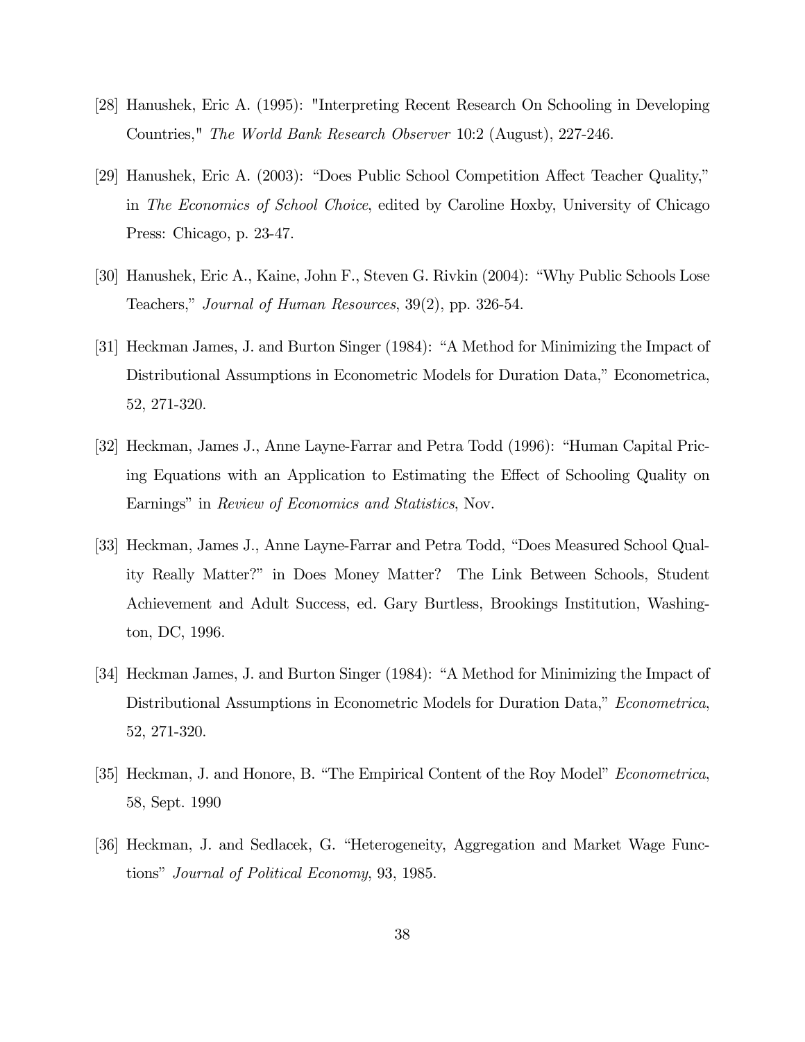[28] Hanushek, Eric A. (1995): "Interpreting Recent Research On Schooling in Developing Countries," *The World Bank Research Observer* 10:2 (August), 227-246.

[29] Hanushek, Eric A. (2003): "Does Public School Competition Affect Teacher Quality," in *The Economics of School Choice*, edited by Caroline Hoxby, University of Chicago Press: Chicago, p. 23-47.

[30] Hanushek, Eric A., Kaine, John F., Steven G. Rivkin (2004): "Why Public Schools Lose Teachers," *Journal of Human Resources*, 39(2), pp. 326-54.

[31] Heckman James, J. and Burton Singer (1984): "A Method for Minimizing the Impact of Distributional Assumptions in Econometric Models for Duration Data," Econometrica, 52, 271-320.

[32] Heckman, James J., Anne Layne-Farrar and Petra Todd (1996): "Human Capital Pricing Equations with an Application to Estimating the Effect of Schooling Quality on Earnings" in *Review of Economics and Statistics*, Nov.

[33] Heckman, James J., Anne Layne-Farrar and Petra Todd, "Does Measured School Quality Really Matter?" in Does Money Matter? The Link Between Schools, Student Achievement and Adult Success, ed. Gary Burtless, Brookings Institution, Washington, DC, 1996.

[34] Heckman James, J. and Burton Singer (1984): "A Method for Minimizing the Impact of Distributional Assumptions in Econometric Models for Duration Data," *Econometrica*, 52, 271-320.

[35] Heckman, J. and Honore, B. "The Empirical Content of the Roy Model" *Econometrica*, 58, Sept. 1990

[36] Heckman, J. and Sedlacek, G. "Heterogeneity, Aggregation and Market Wage Functions" *Journal of Political Economy*, 93, 1985.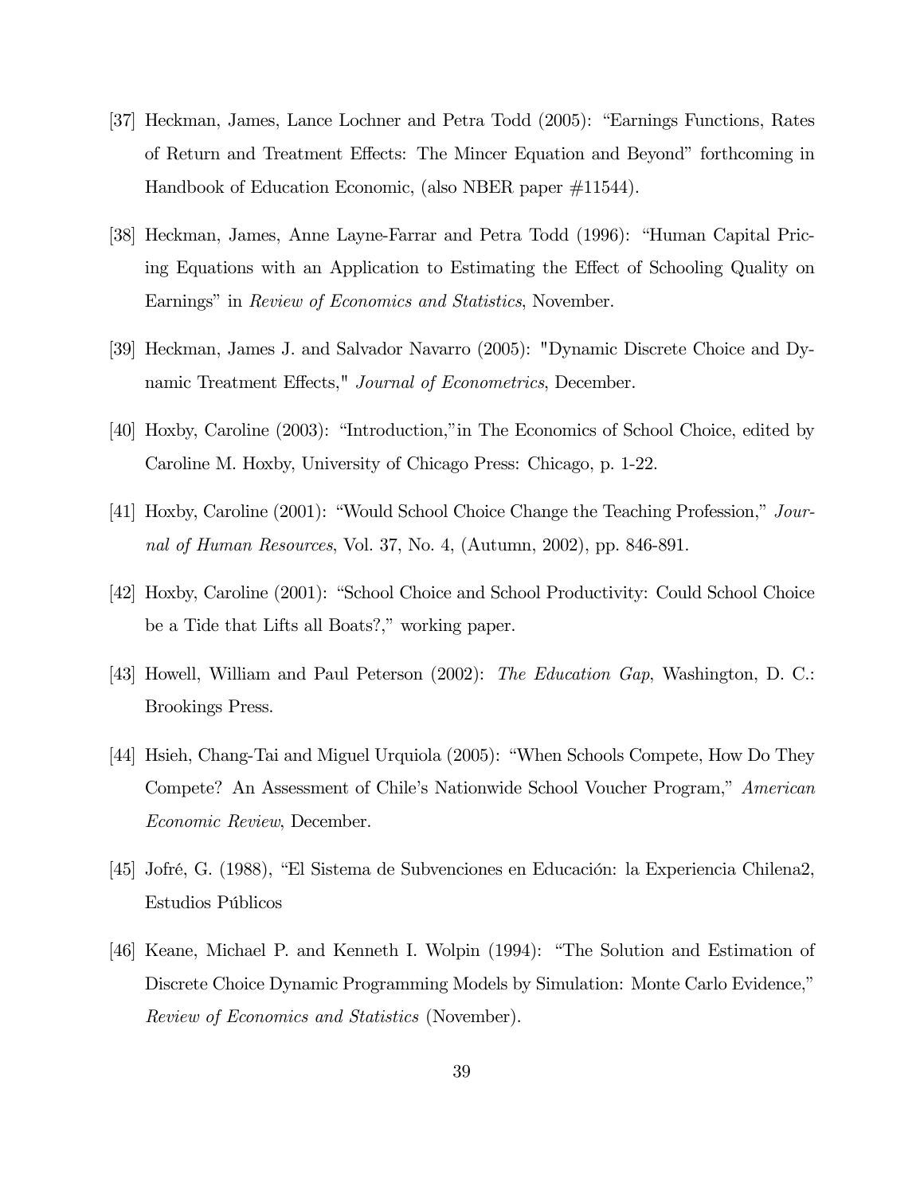[37] Heckman, James, Lance Lochner and Petra Todd (2005): "Earnings Functions, Rates of Return and Treatment Effects: The Mincer Equation and Beyond" forthcoming in Handbook of Education Economic, (also NBER paper #11544).

[38] Heckman, James, Anne Layne-Farrar and Petra Todd (1996): "Human Capital Pricing Equations with an Application to Estimating the Effect of Schooling Quality on Earnings" in *Review of Economics and Statistics*, November.

[39] Heckman, James J. and Salvador Navarro (2005): "Dynamic Discrete Choice and Dynamic Treatment Effects," *Journal of Econometrics*, December.

[40] Hoxby, Caroline (2003): "Introduction,"in The Economics of School Choice, edited by Caroline M. Hoxby, University of Chicago Press: Chicago, p. 1-22.

[41] Hoxby, Caroline (2001): "Would School Choice Change the Teaching Profession," *Journal of Human Resources*, Vol. 37, No. 4, (Autumn, 2002), pp. 846-891.

[42] Hoxby, Caroline (2001): "School Choice and School Productivity: Could School Choice be a Tide that Lifts all Boats?," working paper.

[43] Howell, William and Paul Peterson (2002): *The Education Gap*, Washington, D. C.: Brookings Press.

[44] Hsieh, Chang-Tai and Miguel Urquiola (2005): "When Schools Compete, How Do They Compete? An Assessment of Chile's Nationwide School Voucher Program," *American Economic Review*, December.

[45] Jofré, G. (1988), "El Sistema de Subvenciones en Educación: la Experiencia Chilena2, Estudios Públicos

[46] Keane, Michael P. and Kenneth I. Wolpin (1994): "The Solution and Estimation of Discrete Choice Dynamic Programming Models by Simulation: Monte Carlo Evidence," *Review of Economics and Statistics* (November).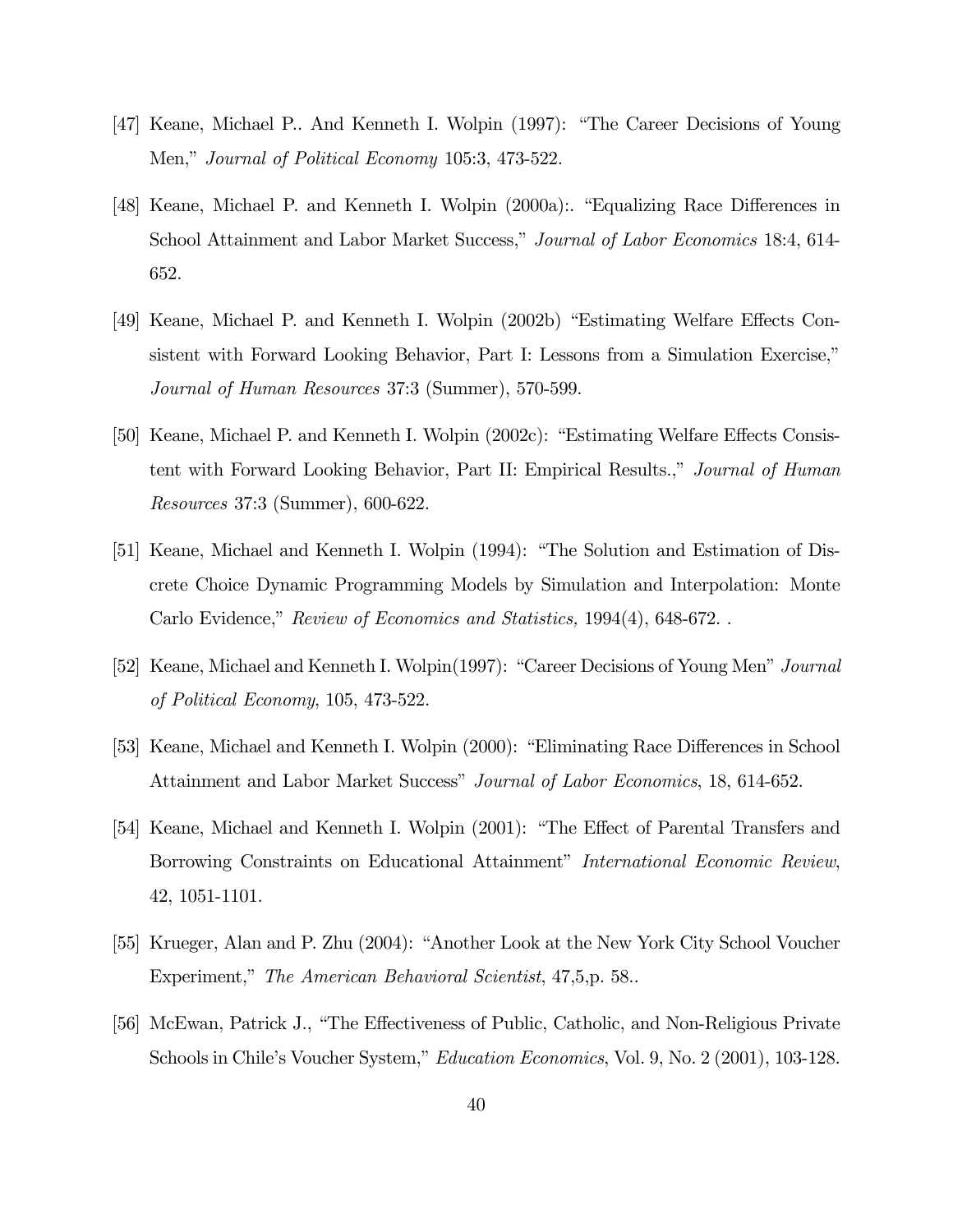[47] Keane, Michael P.. And Kenneth I. Wolpin (1997): "The Career Decisions of Young Men," *Journal of Political Economy* 105:3, 473-522.

[48] Keane, Michael P. and Kenneth I. Wolpin (2000a):. "Equalizing Race Differences in School Attainment and Labor Market Success," *Journal of Labor Economics* 18:4, 614-652.

[49] Keane, Michael P. and Kenneth I. Wolpin (2002b) "Estimating Welfare Effects Consistent with Forward Looking Behavior, Part I: Lessons from a Simulation Exercise," *Journal of Human Resources* 37:3 (Summer), 570-599.

[50] Keane, Michael P. and Kenneth I. Wolpin (2002c): "Estimating Welfare Effects Consistent with Forward Looking Behavior, Part II: Empirical Results.," *Journal of Human Resources* 37:3 (Summer), 600-622.

[51] Keane, Michael and Kenneth I. Wolpin (1994): "The Solution and Estimation of Discrete Choice Dynamic Programming Models by Simulation and Interpolation: Monte Carlo Evidence," *Review of Economics and Statistics,* 1994(4), 648-672. .

[52] Keane, Michael and Kenneth I. Wolpin(1997): "Career Decisions of Young Men" *Journal of Political Economy*, 105, 473-522.

[53] Keane, Michael and Kenneth I. Wolpin (2000): "Eliminating Race Differences in School Attainment and Labor Market Success" *Journal of Labor Economics*, 18, 614-652.

[54] Keane, Michael and Kenneth I. Wolpin (2001): "The Effect of Parental Transfers and Borrowing Constraints on Educational Attainment" *International Economic Review*, 42, 1051-1101.

[55] Krueger, Alan and P. Zhu (2004): "Another Look at the New York City School Voucher Experiment," *The American Behavioral Scientist*, 47,5,p. 58..

[56] McEwan, Patrick J., "The Effectiveness of Public, Catholic, and Non-Religious Private Schools in Chile's Voucher System," *Education Economics*, Vol. 9, No. 2 (2001), 103-128.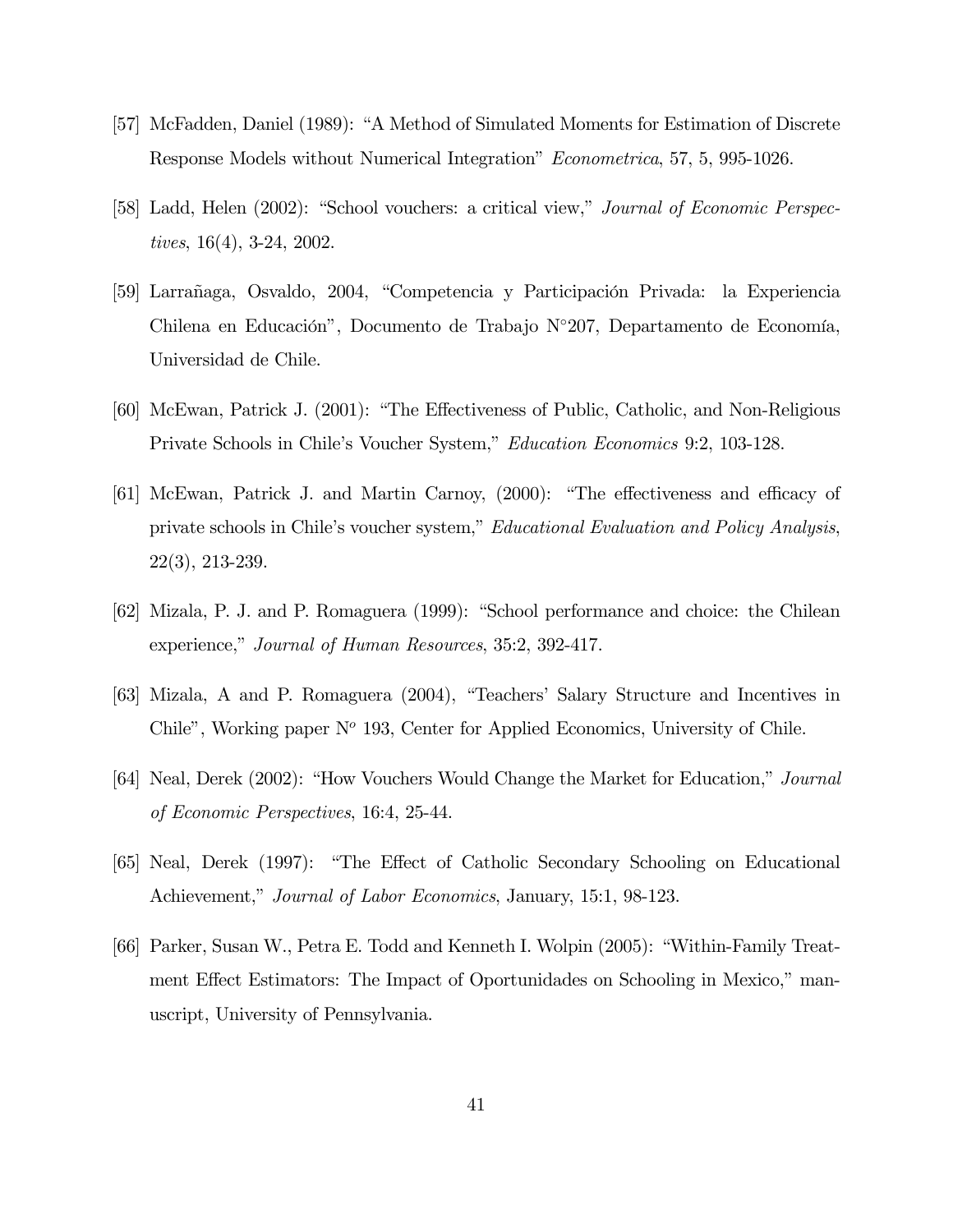[57] McFadden, Daniel (1989): "A Method of Simulated Moments for Estimation of Discrete Response Models without Numerical Integration" *Econometrica*, 57, 5, 995-1026.

[58] Ladd, Helen (2002): "School vouchers: a critical view," *Journal of Economic Perspectives*, 16(4), 3-24, 2002.

[59] Larrañaga, Osvaldo, 2004, "Competencia y Participación Privada: la Experiencia Chilena en Educación", Documento de Trabajo N°207, Departamento de Economía, Universidad de Chile.

[60] McEwan, Patrick J. (2001): "The Effectiveness of Public, Catholic, and Non-Religious Private Schools in Chile's Voucher System," *Education Economics* 9:2, 103-128.

[61] McEwan, Patrick J. and Martin Carnoy, (2000): "The effectiveness and efficacy of private schools in Chile's voucher system," *Educational Evaluation and Policy Analysis*, 22(3), 213-239.

[62] Mizala, P. J. and P. Romaguera (1999): "School performance and choice: the Chilean experience," *Journal of Human Resources*, 35:2, 392-417.

[63] Mizala, A and P. Romaguera (2004), "Teachers' Salary Structure and Incentives in Chile", Working paper N$^o$ 193, Center for Applied Economics, University of Chile.

[64] Neal, Derek (2002): "How Vouchers Would Change the Market for Education," *Journal of Economic Perspectives*, 16:4, 25-44.

[65] Neal, Derek (1997): "The Effect of Catholic Secondary Schooling on Educational Achievement," *Journal of Labor Economics*, January, 15:1, 98-123.

[66] Parker, Susan W., Petra E. Todd and Kenneth I. Wolpin (2005): "Within-Family Treatment Effect Estimators: The Impact of Oportunidades on Schooling in Mexico," manuscript, University of Pennsylvania.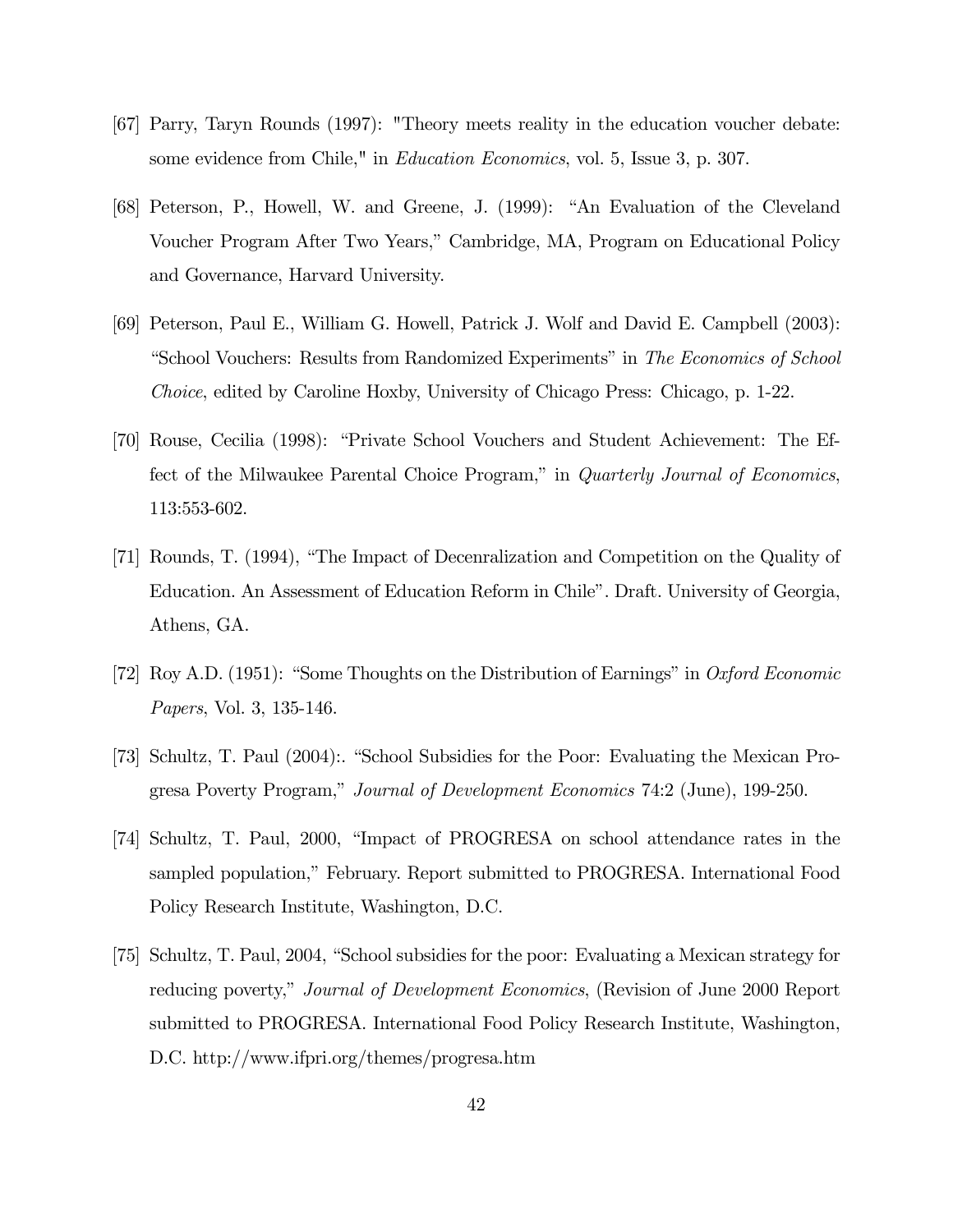[67] Parry, Taryn Rounds (1997): "Theory meets reality in the education voucher debate: some evidence from Chile," in *Education Economics*, vol. 5, Issue 3, p. 307.

[68] Peterson, P., Howell, W. and Greene, J. (1999): "An Evaluation of the Cleveland Voucher Program After Two Years," Cambridge, MA, Program on Educational Policy and Governance, Harvard University.

[69] Peterson, Paul E., William G. Howell, Patrick J. Wolf and David E. Campbell (2003): "School Vouchers: Results from Randomized Experiments" in *The Economics of School Choice*, edited by Caroline Hoxby, University of Chicago Press: Chicago, p. 1-22.

[70] Rouse, Cecilia (1998): "Private School Vouchers and Student Achievement: The Effect of the Milwaukee Parental Choice Program," in *Quarterly Journal of Economics*, 113:553-602.

[71] Rounds, T. (1994), "The Impact of Decenralization and Competition on the Quality of Education. An Assessment of Education Reform in Chile". Draft. University of Georgia, Athens, GA.

[72] Roy A.D. (1951): "Some Thoughts on the Distribution of Earnings" in *Oxford Economic Papers*, Vol. 3, 135-146.

[73] Schultz, T. Paul (2004):. "School Subsidies for the Poor: Evaluating the Mexican Progresa Poverty Program," *Journal of Development Economics* 74:2 (June), 199-250.

[74] Schultz, T. Paul, 2000, "Impact of PROGRESA on school attendance rates in the sampled population," February. Report submitted to PROGRESA. International Food Policy Research Institute, Washington, D.C.

[75] Schultz, T. Paul, 2004, "School subsidies for the poor: Evaluating a Mexican strategy for reducing poverty," *Journal of Development Economics*, (Revision of June 2000 Report submitted to PROGRESA. International Food Policy Research Institute, Washington, D.C. http://www.ifpri.org/themes/progresa.htm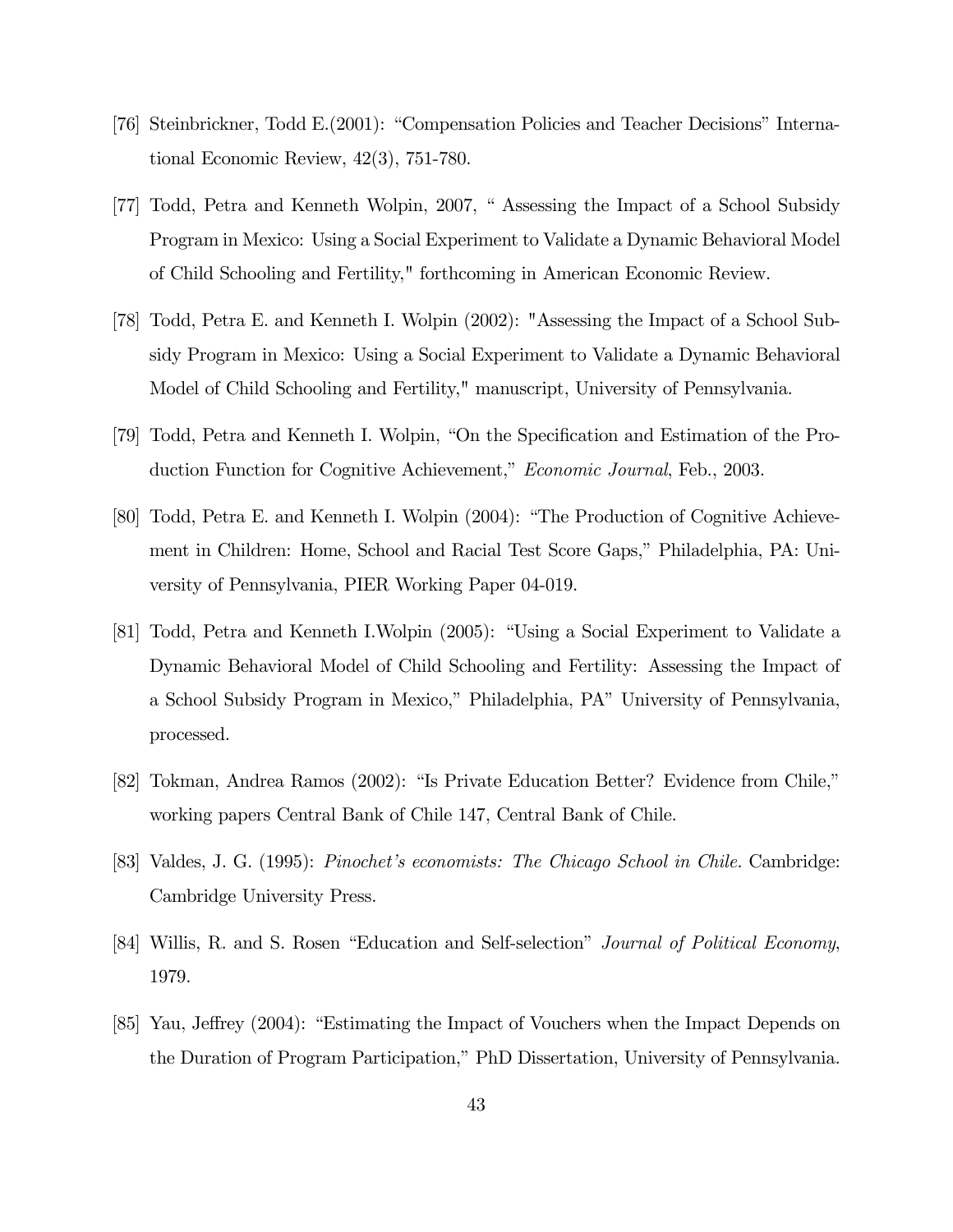[76] Steinbrickner, Todd E.(2001): "Compensation Policies and Teacher Decisions" International Economic Review, 42(3), 751-780.

[77] Todd, Petra and Kenneth Wolpin, 2007, " Assessing the Impact of a School Subsidy Program in Mexico: Using a Social Experiment to Validate a Dynamic Behavioral Model of Child Schooling and Fertility," forthcoming in American Economic Review.

[78] Todd, Petra E. and Kenneth I. Wolpin (2002): "Assessing the Impact of a School Subsidy Program in Mexico: Using a Social Experiment to Validate a Dynamic Behavioral Model of Child Schooling and Fertility," manuscript, University of Pennsylvania.

[79] Todd, Petra and Kenneth I. Wolpin, "On the Specification and Estimation of the Production Function for Cognitive Achievement," *Economic Journal*, Feb., 2003.

[80] Todd, Petra E. and Kenneth I. Wolpin (2004): "The Production of Cognitive Achievement in Children: Home, School and Racial Test Score Gaps," Philadelphia, PA: University of Pennsylvania, PIER Working Paper 04-019.

[81] Todd, Petra and Kenneth I.Wolpin (2005): "Using a Social Experiment to Validate a Dynamic Behavioral Model of Child Schooling and Fertility: Assessing the Impact of a School Subsidy Program in Mexico," Philadelphia, PA" University of Pennsylvania, processed.

[82] Tokman, Andrea Ramos (2002): "Is Private Education Better? Evidence from Chile," working papers Central Bank of Chile 147, Central Bank of Chile.

[83] Valdes, J. G. (1995): *Pinochet's economists: The Chicago School in Chile.* Cambridge: Cambridge University Press.

[84] Willis, R. and S. Rosen "Education and Self-selection" *Journal of Political Economy*, 1979.

[85] Yau, Jeffrey (2004): "Estimating the Impact of Vouchers when the Impact Depends on the Duration of Program Participation," PhD Dissertation, University of Pennsylvania.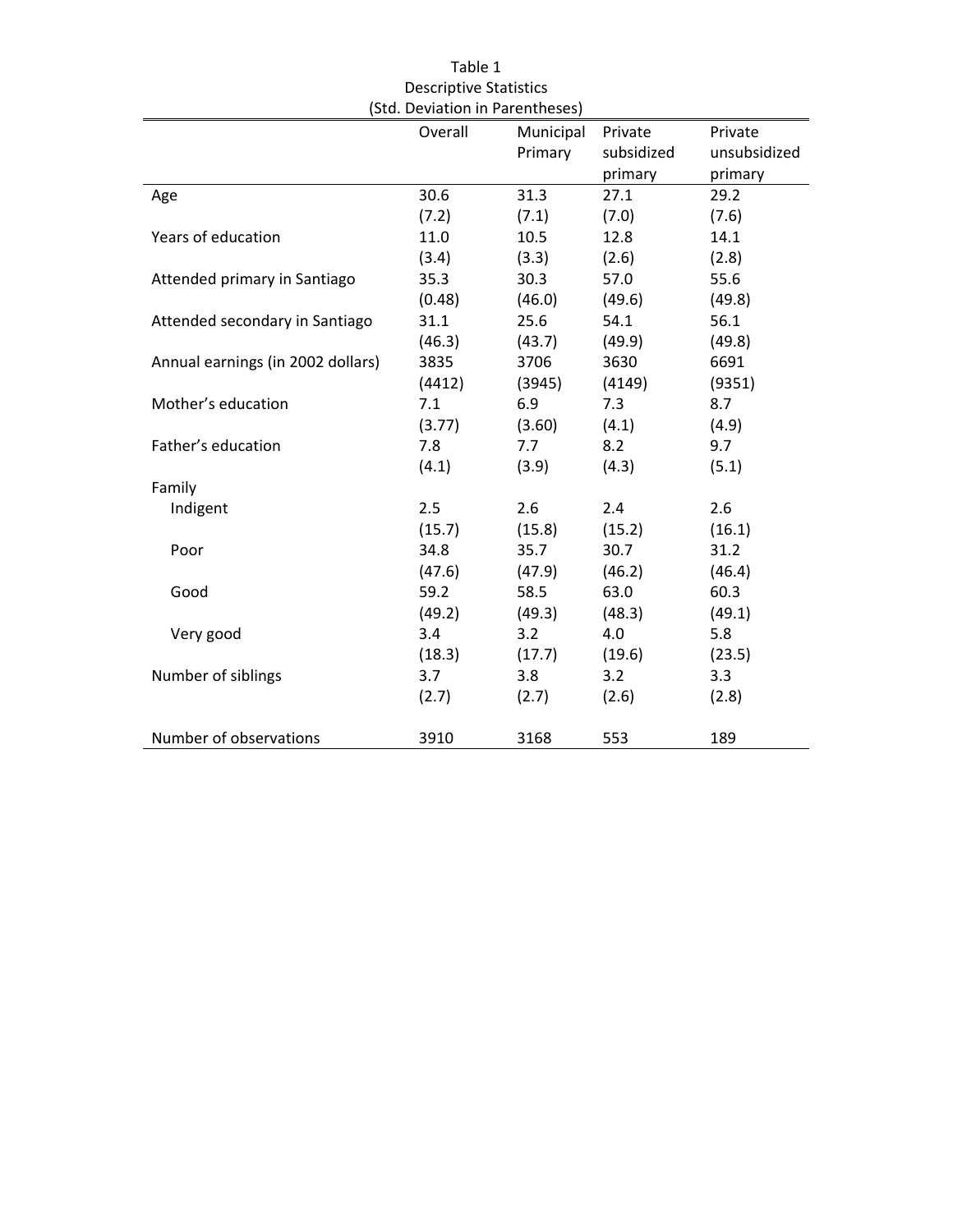Table 1
Descriptive Statistics
(Std. Deviation in Parentheses)

| | Overall | Municipal Primary | Private subsidized primary | Private unsubsidized primary |
|---|---|---|---|---|
| Age | 30.6 | 31.3 | 27.1 | 29.2 |
| | (7.2) | (7.1) | (7.0) | (7.6) |
| Years of education | 11.0 | 10.5 | 12.8 | 14.1 |
| | (3.4) | (3.3) | (2.6) | (2.8) |
| Attended primary in Santiago | 35.3 | 30.3 | 57.0 | 55.6 |
| | (0.48) | (46.0) | (49.6) | (49.8) |
| Attended secondary in Santiago | 31.1 | 25.6 | 54.1 | 56.1 |
| | (46.3) | (43.7) | (49.9) | (49.8) |
| Annual earnings (in 2002 dollars) | 3835 | 3706 | 3630 | 6691 |
| | (4412) | (3945) | (4149) | (9351) |
| Mother's education | 7.1 | 6.9 | 7.3 | 8.7 |
| | (3.77) | (3.60) | (4.1) | (4.9) |
| Father's education | 7.8 | 7.7 | 8.2 | 9.7 |
| | (4.1) | (3.9) | (4.3) | (5.1) |
| Family | | | | |
| Indigent | 2.5 | 2.6 | 2.4 | 2.6 |
| | (15.7) | (15.8) | (15.2) | (16.1) |
| Poor | 34.8 | 35.7 | 30.7 | 31.2 |
| | (47.6) | (47.9) | (46.2) | (46.4) |
| Good | 59.2 | 58.5 | 63.0 | 60.3 |
| | (49.2) | (49.3) | (48.3) | (49.1) |
| Very good | 3.4 | 3.2 | 4.0 | 5.8 |
| | (18.3) | (17.7) | (19.6) | (23.5) |
| Number of siblings | 3.7 | 3.8 | 3.2 | 3.3 |
| | (2.7) | (2.7) | (2.6) | (2.8) |
| Number of observations | 3910 | 3168 | 553 | 189 |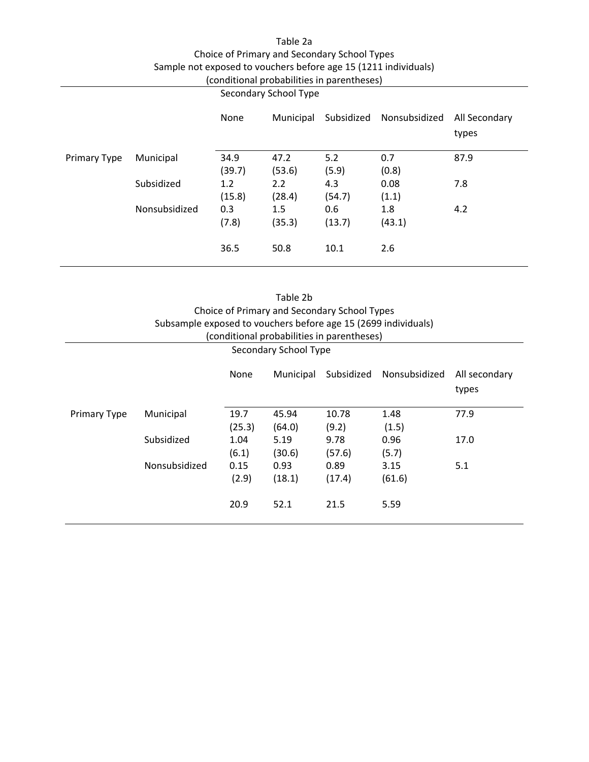Table 2a

Choice of Primary and Secondary School Types

Sample not exposed to vouchers before age 15 (1211 individuals)

(conditional probabilities in parentheses)

| | | Secondary School Type | | | | |
|---|---|---|---|---|---|---|
| | | None | Municipal | Subsidized | Nonsubsidized | All Secondary types |
| Primary Type | Municipal | 34.9<br>(39.7) | 47.2<br>(53.6) | 5.2<br>(5.9) | 0.7<br>(0.8) | 87.9 |
| | Subsidized | 1.2<br>(15.8) | 2.2<br>(28.4) | 4.3<br>(54.7) | 0.08<br>(1.1) | 7.8 |
| | Nonsubsidized | 0.3<br>(7.8) | 1.5<br>(35.3) | 0.6<br>(13.7) | 1.8<br>(43.1) | 4.2 |
| | | 36.5 | 50.8 | 10.1 | 2.6 | |

Table 2b

Choice of Primary and Secondary School Types

Subsample exposed to vouchers before age 15 (2699 individuals)

(conditional probabilities in parentheses)

| | | Secondary School Type | | | | |
|---|---|---|---|---|---|---|
| | | None | Municipal | Subsidized | Nonsubsidized | All secondary types |
| Primary Type | Municipal | 19.7<br>(25.3) | 45.94<br>(64.0) | 10.78<br>(9.2) | 1.48<br>(1.5) | 77.9 |
| | Subsidized | 1.04<br>(6.1) | 5.19<br>(30.6) | 9.78<br>(57.6) | 0.96<br>(5.7) | 17.0 |
| | Nonsubsidized | 0.15<br>(2.9) | 0.93<br>(18.1) | 0.89<br>(17.4) | 3.15<br>(61.6) | 5.1 |
| | | 20.9 | 52.1 | 21.5 | 5.59 | |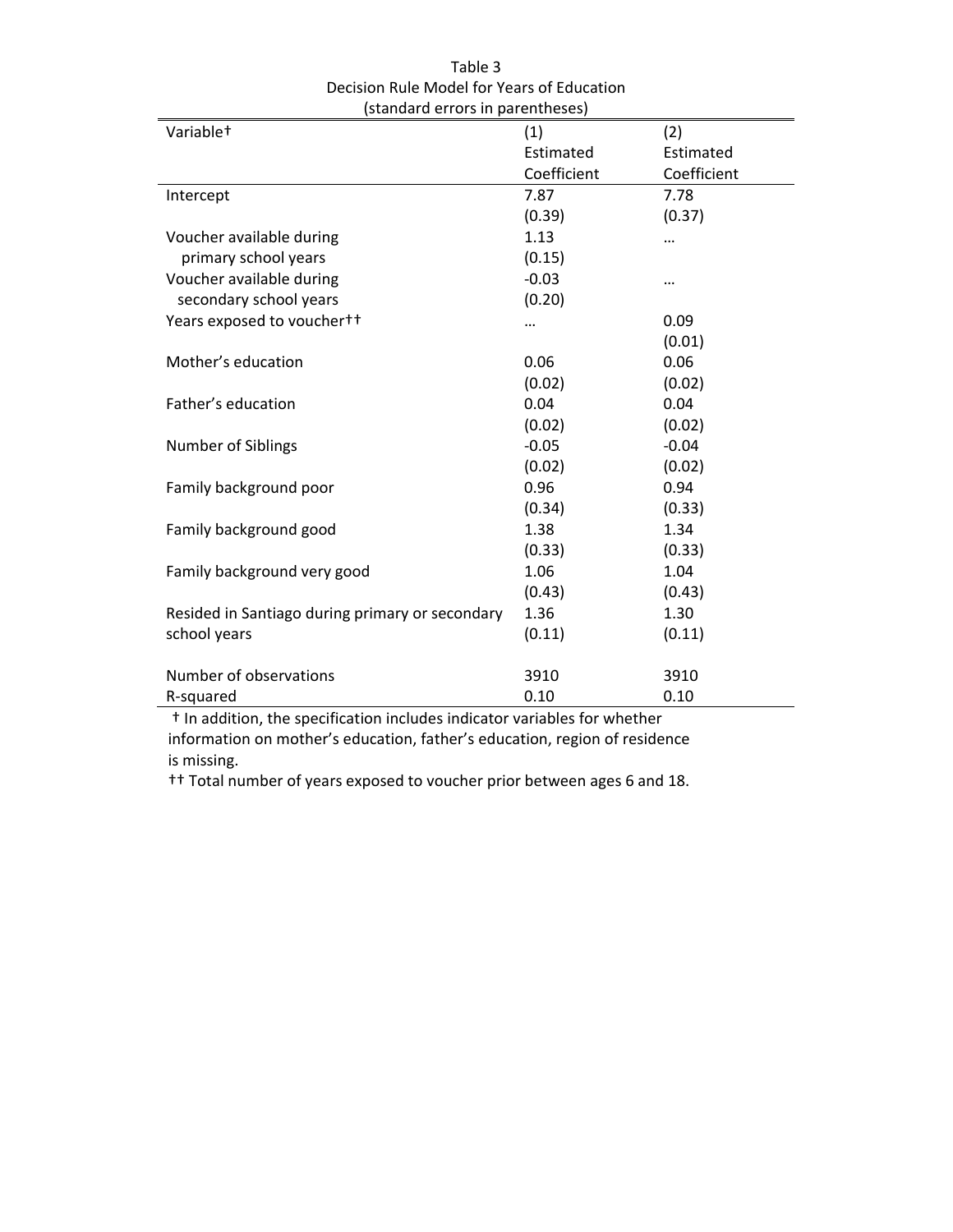Table 3
Decision Rule Model for Years of Education
(standard errors in parentheses)

| Variable† | (1) Estimated Coefficient | (2) Estimated Coefficient |
|---|---|---|
| Intercept | 7.87 | 7.78 |
| | (0.39) | (0.37) |
| Voucher available during primary school years | 1.13 | … |
| | (0.15) | |
| Voucher available during secondary school years | -0.03 | … |
| | (0.20) | |
| Years exposed to voucher†† | … | 0.09 |
| | | (0.01) |
| Mother's education | 0.06 | 0.06 |
| | (0.02) | (0.02) |
| Father's education | 0.04 | 0.04 |
| | (0.02) | (0.02) |
| Number of Siblings | -0.05 | -0.04 |
| | (0.02) | (0.02) |
| Family background poor | 0.96 | 0.94 |
| | (0.34) | (0.33) |
| Family background good | 1.38 | 1.34 |
| | (0.33) | (0.33) |
| Family background very good | 1.06 | 1.04 |
| | (0.43) | (0.43) |
| Resided in Santiago during primary or secondary school years | 1.36 | 1.30 |
| | (0.11) | (0.11) |
| Number of observations | 3910 | 3910 |
| R-squared | 0.10 | 0.10 |

† In addition, the specification includes indicator variables for whether information on mother's education, father's education, region of residence is missing.

†† Total number of years exposed to voucher prior between ages 6 and 18.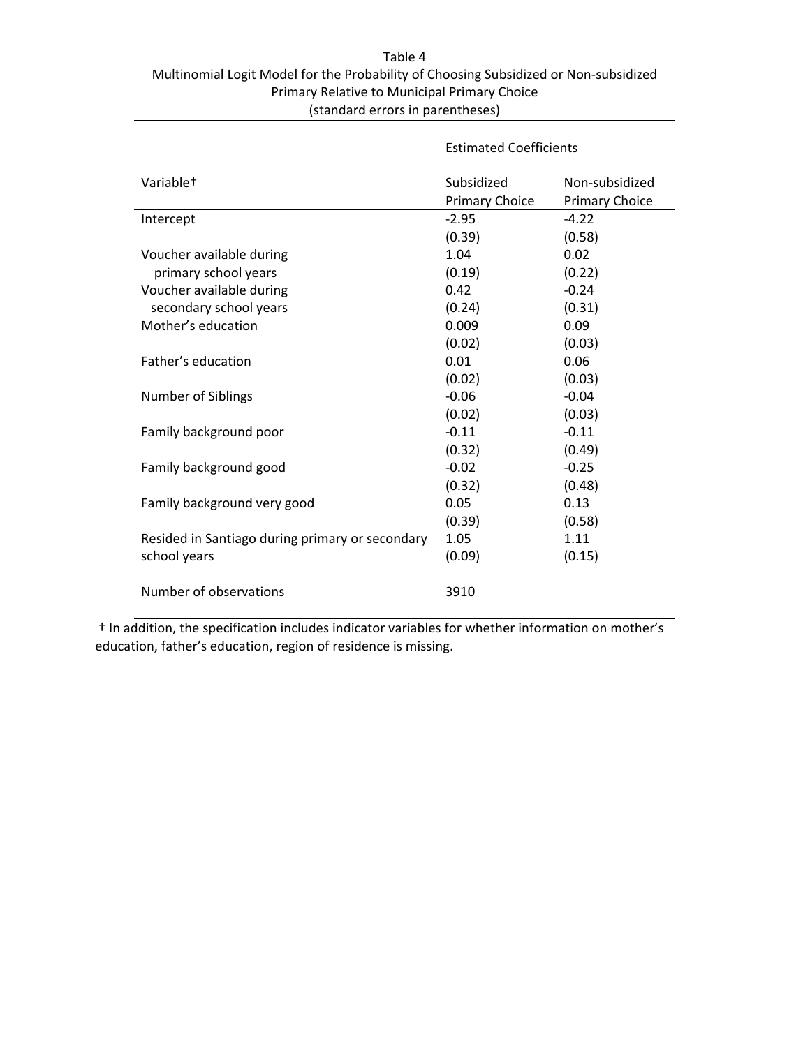Table 4

Multinomial Logit Model for the Probability of Choosing Subsidized or Non-subsidized Primary Relative to Municipal Primary Choice

(standard errors in parentheses)

| Variable† | Estimated Coefficients | |
|---|---|---|
| | Subsidized Primary Choice | Non-subsidized Primary Choice |
| Intercept | -2.95 | -4.22 |
| | (0.39) | (0.58) |
| Voucher available during primary school years | 1.04 | 0.02 |
| | (0.19) | (0.22) |
| Voucher available during secondary school years | 0.42 | -0.24 |
| | (0.24) | (0.31) |
| Mother's education | 0.009 | 0.09 |
| | (0.02) | (0.03) |
| Father's education | 0.01 | 0.06 |
| | (0.02) | (0.03) |
| Number of Siblings | -0.06 | -0.04 |
| | (0.02) | (0.03) |
| Family background poor | -0.11 | -0.11 |
| | (0.32) | (0.49) |
| Family background good | -0.02 | -0.25 |
| | (0.32) | (0.48) |
| Family background very good | 0.05 | 0.13 |
| | (0.39) | (0.58) |
| Resided in Santiago during primary or secondary school years | 1.05 | 1.11 |
| | (0.09) | (0.15) |
| Number of observations | 3910 | |

† In addition, the specification includes indicator variables for whether information on mother's education, father's education, region of residence is missing.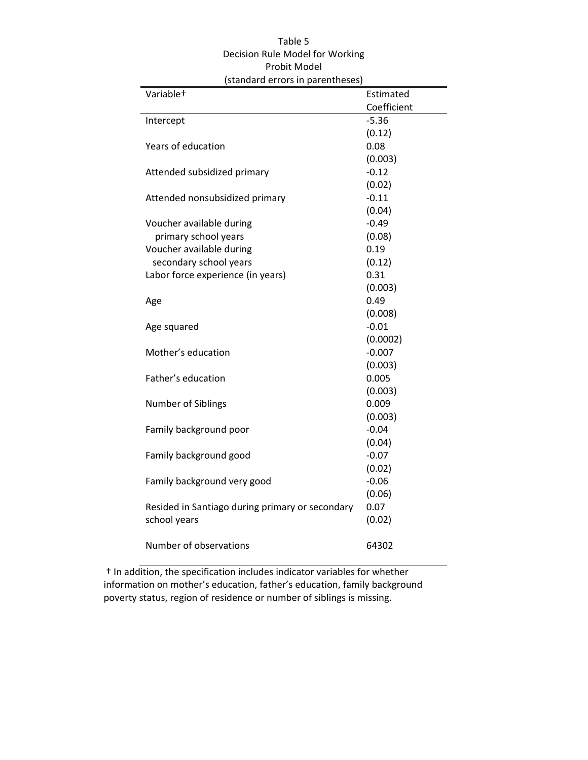Table 5
Decision Rule Model for Working
Probit Model
(standard errors in parentheses)

| Variable† | Estimated Coefficient |
|---|---|
| Intercept | -5.36 |
| | (0.12) |
| Years of education | 0.08 |
| | (0.003) |
| Attended subsidized primary | -0.12 |
| | (0.02) |
| Attended nonsubsidized primary | -0.11 |
| | (0.04) |
| Voucher available during primary school years | -0.49 |
| | (0.08) |
| Voucher available during secondary school years | 0.19 |
| | (0.12) |
| Labor force experience (in years) | 0.31 |
| | (0.003) |
| Age | 0.49 |
| | (0.008) |
| Age squared | -0.01 |
| | (0.0002) |
| Mother's education | -0.007 |
| | (0.003) |
| Father's education | 0.005 |
| | (0.003) |
| Number of Siblings | 0.009 |
| | (0.003) |
| Family background poor | -0.04 |
| | (0.04) |
| Family background good | -0.07 |
| | (0.02) |
| Family background very good | -0.06 |
| | (0.06) |
| Resided in Santiago during primary or secondary school years | 0.07 |
| | (0.02) |
| Number of observations | 64302 |

† In addition, the specification includes indicator variables for whether information on mother's education, father's education, family background poverty status, region of residence or number of siblings is missing.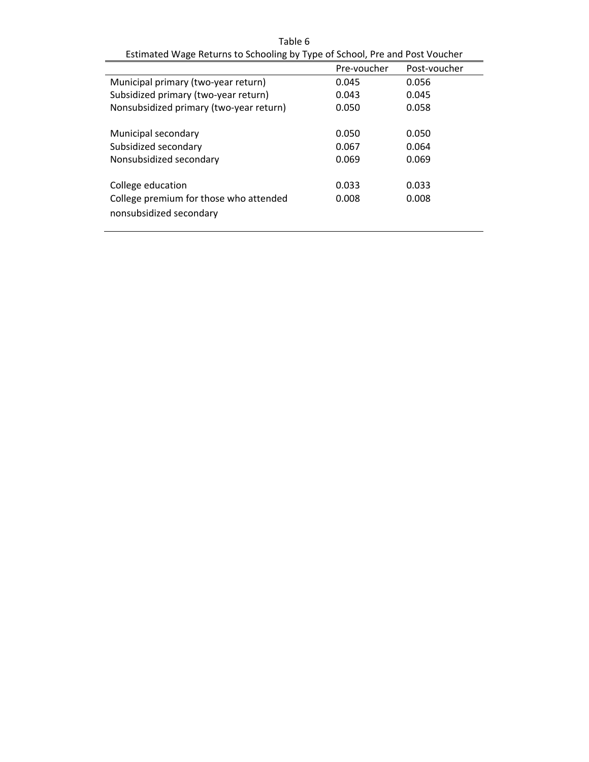Table 6

Estimated Wage Returns to Schooling by Type of School, Pre and Post Voucher

| | Pre-voucher | Post-voucher |
|---|---|---|
| Municipal primary (two-year return) | 0.045 | 0.056 |
| Subsidized primary (two-year return) | 0.043 | 0.045 |
| Nonsubsidized primary (two-year return) | 0.050 | 0.058 |
| | | |
| Municipal secondary | 0.050 | 0.050 |
| Subsidized secondary | 0.067 | 0.064 |
| Nonsubsidized secondary | 0.069 | 0.069 |
| | | |
| College education | 0.033 | 0.033 |
| College premium for those who attended nonsubsidized secondary | 0.008 | 0.008 |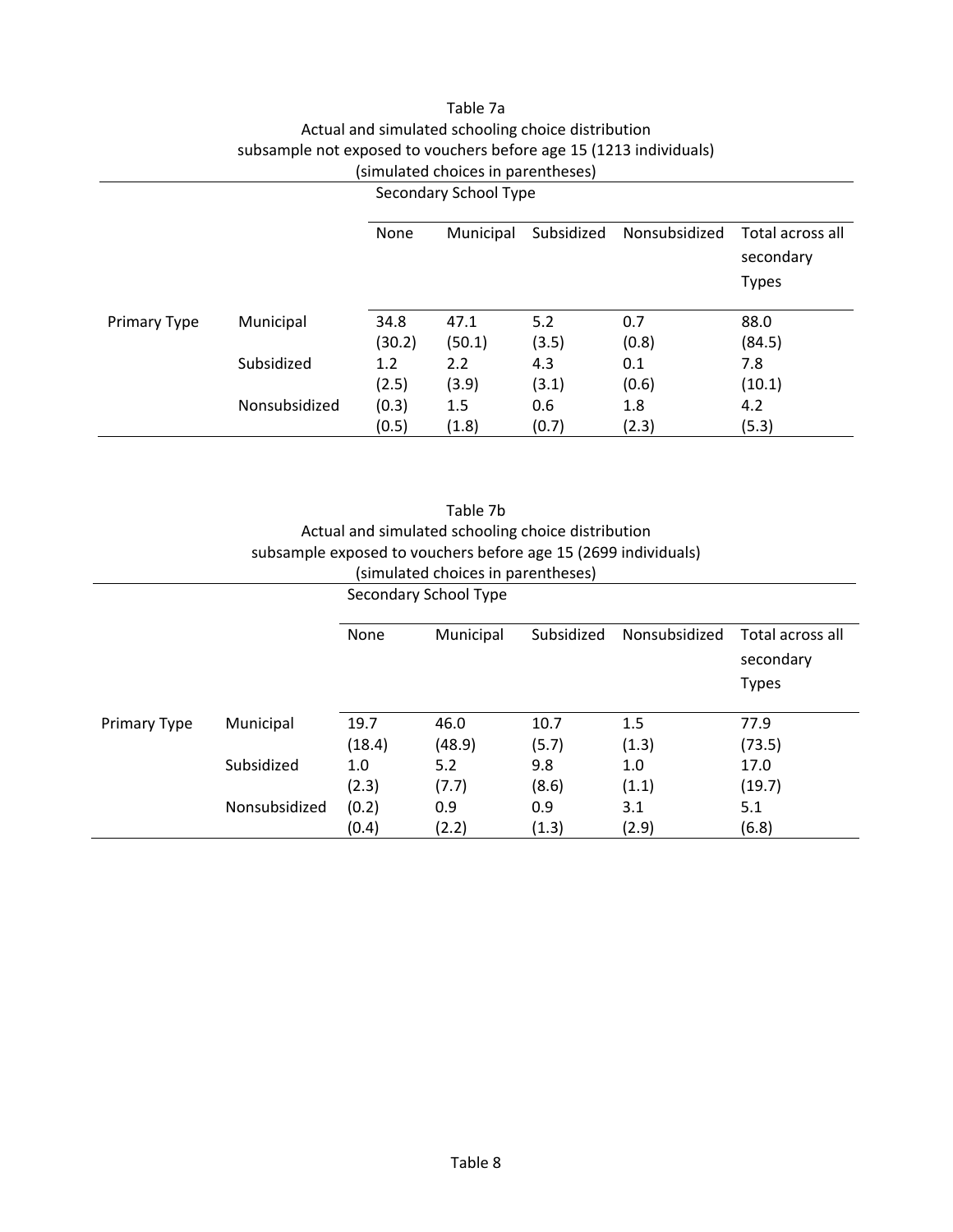Table 7a
Actual and simulated schooling choice distribution
subsample not exposed to vouchers before age 15 (1213 individuals)
(simulated choices in parentheses)

| | | Secondary School Type | | | | |
|---|---|---|---|---|---|---|
| | | None | Municipal | Subsidized | Nonsubsidized | Total across all secondary Types |
| Primary Type | Municipal | 34.8 | 47.1 | 5.2 | 0.7 | 88.0 |
| | | (30.2) | (50.1) | (3.5) | (0.8) | (84.5) |
| | Subsidized | 1.2 | 2.2 | 4.3 | 0.1 | 7.8 |
| | | (2.5) | (3.9) | (3.1) | (0.6) | (10.1) |
| | Nonsubsidized | (0.3) | 1.5 | 0.6 | 1.8 | 4.2 |
| | | (0.5) | (1.8) | (0.7) | (2.3) | (5.3) |

Table 7b
Actual and simulated schooling choice distribution
subsample exposed to vouchers before age 15 (2699 individuals)
(simulated choices in parentheses)

| | | Secondary School Type | | | | |
|---|---|---|---|---|---|---|
| | | None | Municipal | Subsidized | Nonsubsidized | Total across all secondary Types |
| Primary Type | Municipal | 19.7 | 46.0 | 10.7 | 1.5 | 77.9 |
| | | (18.4) | (48.9) | (5.7) | (1.3) | (73.5) |
| | Subsidized | 1.0 | 5.2 | 9.8 | 1.0 | 17.0 |
| | | (2.3) | (7.7) | (8.6) | (1.1) | (19.7) |
| | Nonsubsidized | (0.2) | 0.9 | 0.9 | 3.1 | 5.1 |
| | | (0.4) | (2.2) | (1.3) | (2.9) | (6.8) |

Table 8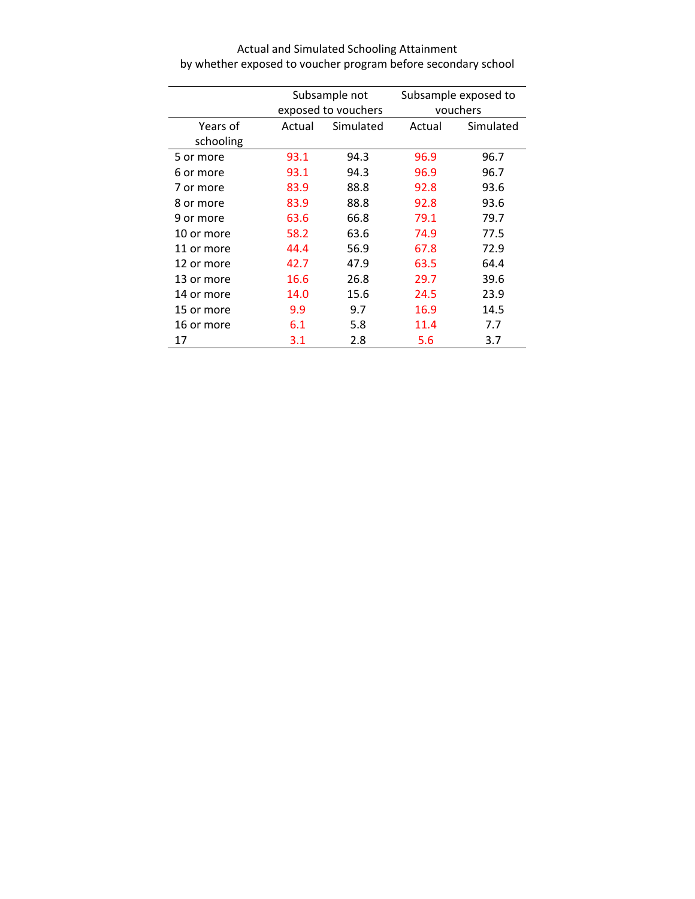Actual and Simulated Schooling Attainment
by whether exposed to voucher program before secondary school

| | Subsample not exposed to vouchers | | Subsample exposed to vouchers | |
|---|---|---|---|---|
| Years of schooling | Actual | Simulated | Actual | Simulated |
| 5 or more | 93.1 | 94.3 | 96.9 | 96.7 |
| 6 or more | 93.1 | 94.3 | 96.9 | 96.7 |
| 7 or more | 83.9 | 88.8 | 92.8 | 93.6 |
| 8 or more | 83.9 | 88.8 | 92.8 | 93.6 |
| 9 or more | 63.6 | 66.8 | 79.1 | 79.7 |
| 10 or more | 58.2 | 63.6 | 74.9 | 77.5 |
| 11 or more | 44.4 | 56.9 | 67.8 | 72.9 |
| 12 or more | 42.7 | 47.9 | 63.5 | 64.4 |
| 13 or more | 16.6 | 26.8 | 29.7 | 39.6 |
| 14 or more | 14.0 | 15.6 | 24.5 | 23.9 |
| 15 or more | 9.9 | 9.7 | 16.9 | 14.5 |
| 16 or more | 6.1 | 5.8 | 11.4 | 7.7 |
| 17 | 3.1 | 2.8 | 5.6 | 3.7 |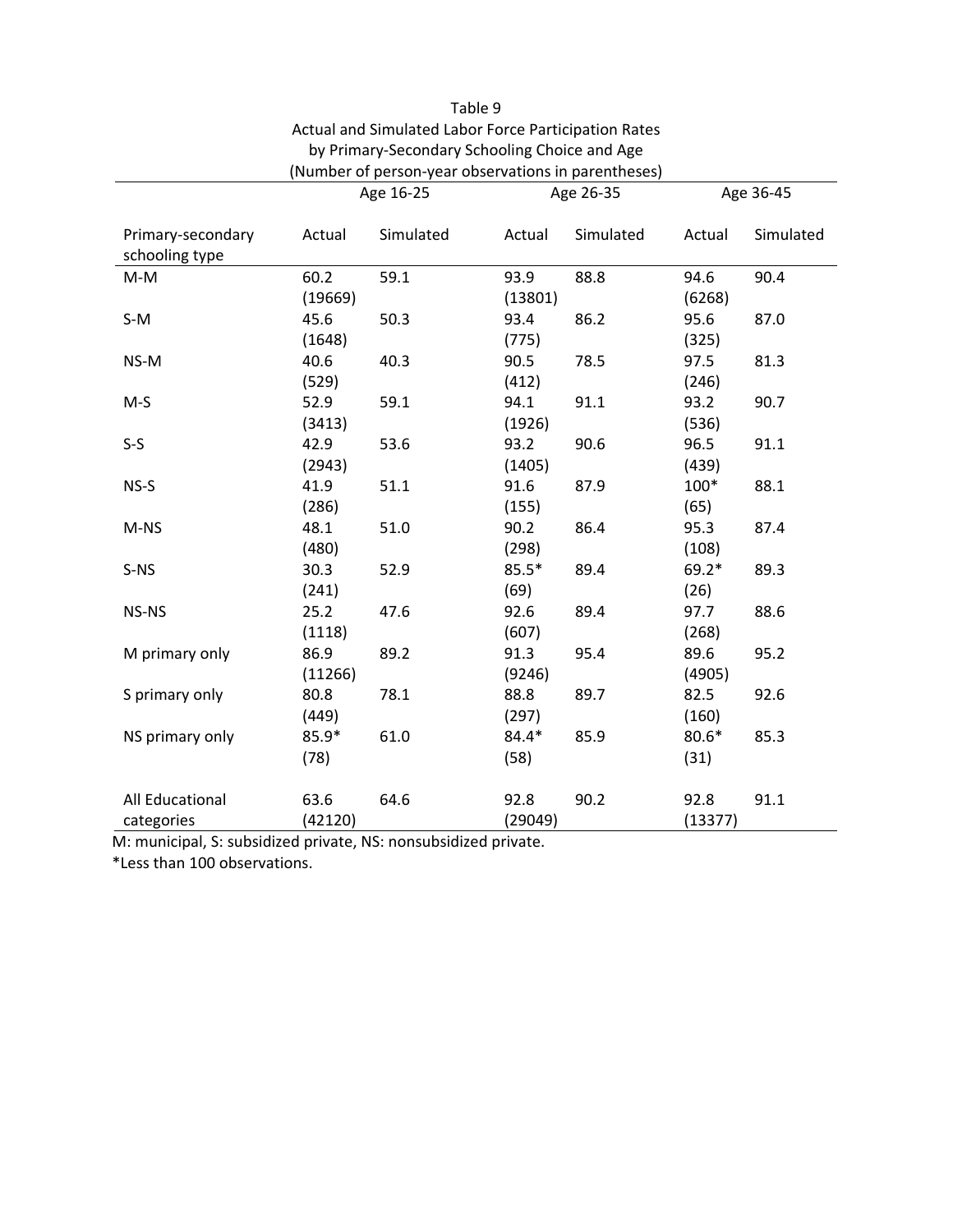Table 9
Actual and Simulated Labor Force Participation Rates
by Primary-Secondary Schooling Choice and Age
(Number of person-year observations in parentheses)

| | Age 16-25 | | Age 26-35 | | Age 36-45 | |
|---|---|---|---|---|---|---|
| Primary-secondary schooling type | Actual | Simulated | Actual | Simulated | Actual | Simulated |
| M-M | 60.2 (19669) | 59.1 | 93.9 (13801) | 88.8 | 94.6 (6268) | 90.4 |
| S-M | 45.6 (1648) | 50.3 | 93.4 (775) | 86.2 | 95.6 (325) | 87.0 |
| NS-M | 40.6 (529) | 40.3 | 90.5 (412) | 78.5 | 97.5 (246) | 81.3 |
| M-S | 52.9 (3413) | 59.1 | 94.1 (1926) | 91.1 | 93.2 (536) | 90.7 |
| S-S | 42.9 (2943) | 53.6 | 93.2 (1405) | 90.6 | 96.5 (439) | 91.1 |
| NS-S | 41.9 (286) | 51.1 | 91.6 (155) | 87.9 | 100* (65) | 88.1 |
| M-NS | 48.1 (480) | 51.0 | 90.2 (298) | 86.4 | 95.3 (108) | 87.4 |
| S-NS | 30.3 (241) | 52.9 | 85.5* (69) | 89.4 | 69.2* (26) | 89.3 |
| NS-NS | 25.2 (1118) | 47.6 | 92.6 (607) | 89.4 | 97.7 (268) | 88.6 |
| M primary only | 86.9 (11266) | 89.2 | 91.3 (9246) | 95.4 | 89.6 (4905) | 95.2 |
| S primary only | 80.8 (449) | 78.1 | 88.8 (297) | 89.7 | 82.5 (160) | 92.6 |
| NS primary only | 85.9* (78) | 61.0 | 84.4* (58) | 85.9 | 80.6* (31) | 85.3 |
| All Educational categories | 63.6 (42120) | 64.6 | 92.8 (29049) | 90.2 | 92.8 (13377) | 91.1 |

M: municipal, S: subsidized private, NS: nonsubsidized private.

*Less than 100 observations.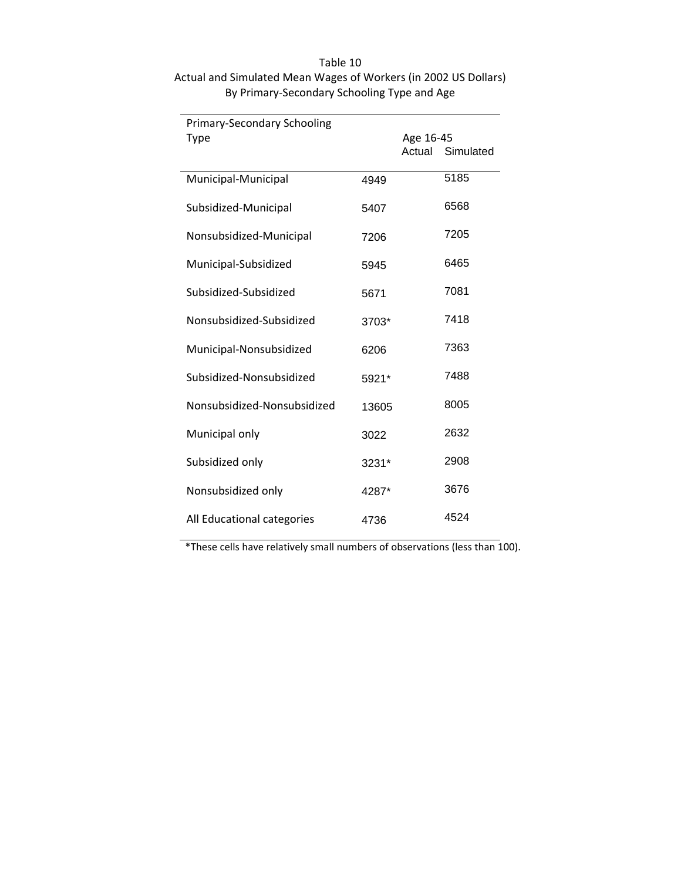Table 10
Actual and Simulated Mean Wages of Workers (in 2002 US Dollars)
By Primary-Secondary Schooling Type and Age

| Primary-Secondary Schooling Type | Age 16-45 | |
|---|---|---|
| | Actual | Simulated |
| Municipal-Municipal | 4949 | 5185 |
| Subsidized-Municipal | 5407 | 6568 |
| Nonsubsidized-Municipal | 7206 | 7205 |
| Municipal-Subsidized | 5945 | 6465 |
| Subsidized-Subsidized | 5671 | 7081 |
| Nonsubsidized-Subsidized | 3703* | 7418 |
| Municipal-Nonsubsidized | 6206 | 7363 |
| Subsidized-Nonsubsidized | 5921* | 7488 |
| Nonsubsidized-Nonsubsidized | 13605 | 8005 |
| Municipal only | 3022 | 2632 |
| Subsidized only | 3231* | 2908 |
| Nonsubsidized only | 4287* | 3676 |
| All Educational categories | 4736 | 4524 |

*These cells have relatively small numbers of observations (less than 100).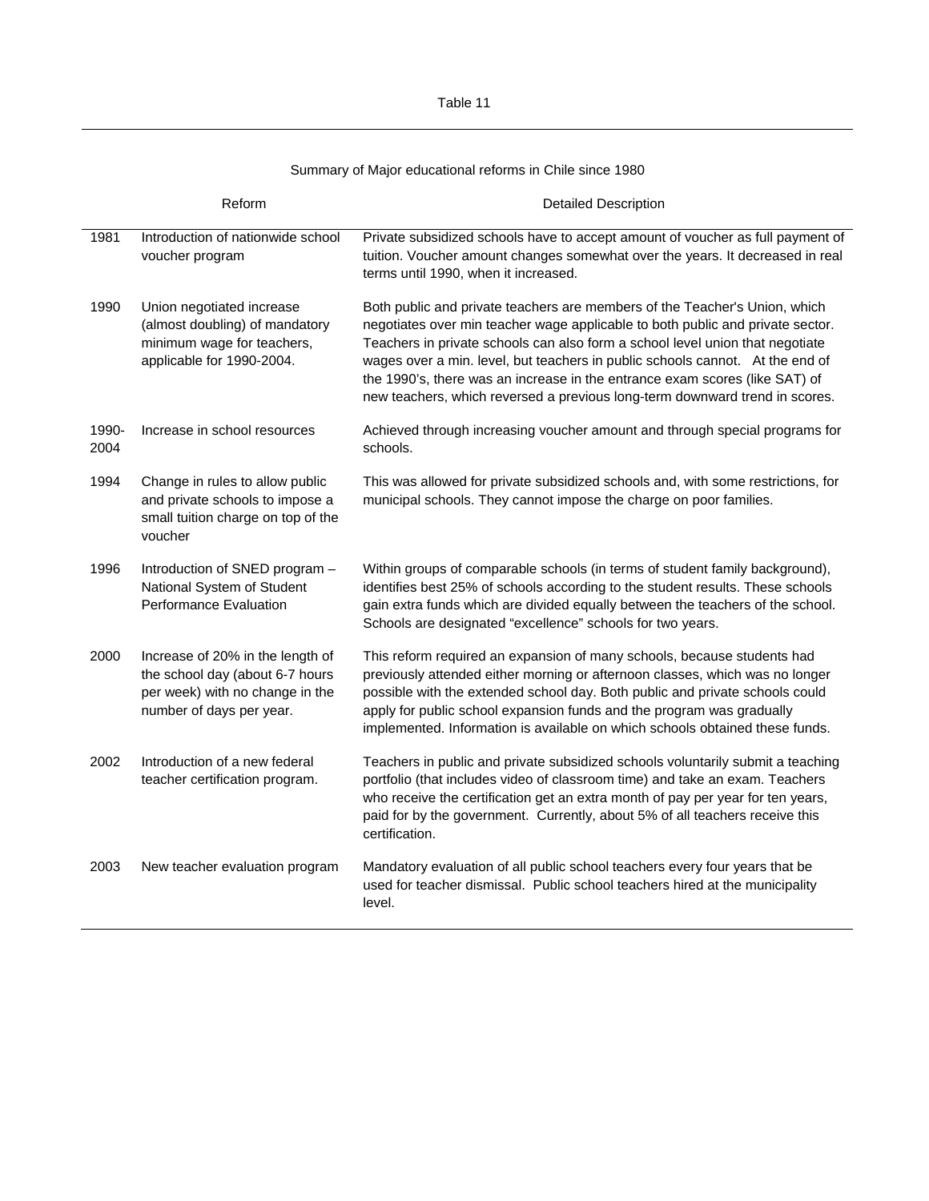Table 11

Summary of Major educational reforms in Chile since 1980

| | Reform | Detailed Description |
|---|---|---|
| 1981 | Introduction of nationwide school voucher program | Private subsidized schools have to accept amount of voucher as full payment of tuition. Voucher amount changes somewhat over the years. It decreased in real terms until 1990, when it increased. |
| 1990 | Union negotiated increase (almost doubling) of mandatory minimum wage for teachers, applicable for 1990-2004. | Both public and private teachers are members of the Teacher's Union, which negotiates over min teacher wage applicable to both public and private sector. Teachers in private schools can also form a school level union that negotiate wages over a min. level, but teachers in public schools cannot. At the end of the 1990's, there was an increase in the entrance exam scores (like SAT) of new teachers, which reversed a previous long-term downward trend in scores. |
| 1990-2004 | Increase in school resources | Achieved through increasing voucher amount and through special programs for schools. |
| 1994 | Change in rules to allow public and private schools to impose a small tuition charge on top of the voucher | This was allowed for private subsidized schools and, with some restrictions, for municipal schools. They cannot impose the charge on poor families. |
| 1996 | Introduction of SNED program – National System of Student Performance Evaluation | Within groups of comparable schools (in terms of student family background), identifies best 25% of schools according to the student results. These schools gain extra funds which are divided equally between the teachers of the school. Schools are designated "excellence" schools for two years. |
| 2000 | Increase of 20% in the length of the school day (about 6-7 hours per week) with no change in the number of days per year. | This reform required an expansion of many schools, because students had previously attended either morning or afternoon classes, which was no longer possible with the extended school day. Both public and private schools could apply for public school expansion funds and the program was gradually implemented. Information is available on which schools obtained these funds. |
| 2002 | Introduction of a new federal teacher certification program. | Teachers in public and private subsidized schools voluntarily submit a teaching portfolio (that includes video of classroom time) and take an exam. Teachers who receive the certification get an extra month of pay per year for ten years, paid for by the government. Currently, about 5% of all teachers receive this certification. |
| 2003 | New teacher evaluation program | Mandatory evaluation of all public school teachers every four years that be used for teacher dismissal. Public school teachers hired at the municipality level. |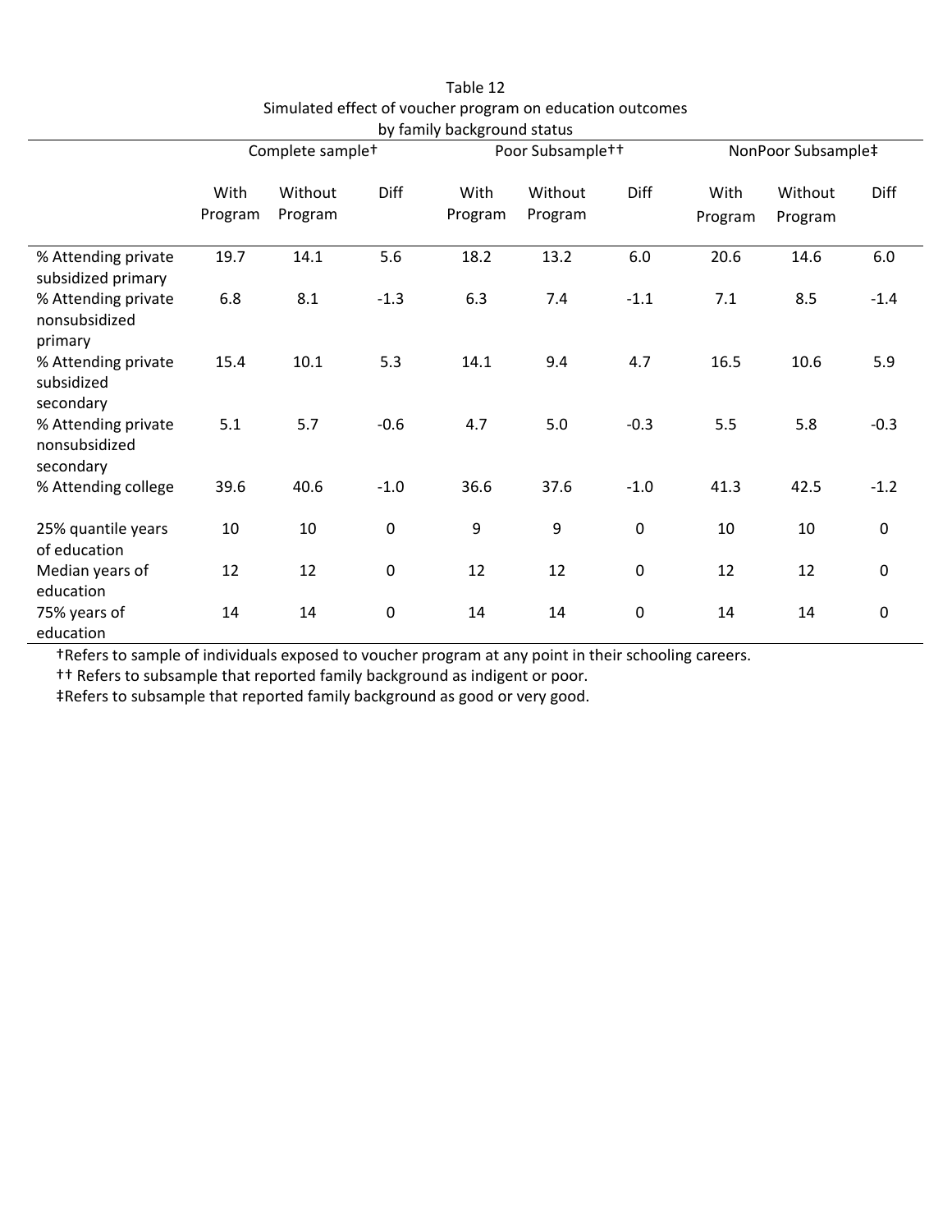Table 12
Simulated effect of voucher program on education outcomes by family background status

| | Complete sample† | | | Poor Subsample†† | | | NonPoor Subsample‡ | | |
|---|---|---|---|---|---|---|---|---|---|
| | With Program | Without Program | Diff | With Program | Without Program | Diff | With Program | Without Program | Diff |
| % Attending private subsidized primary | 19.7 | 14.1 | 5.6 | 18.2 | 13.2 | 6.0 | 20.6 | 14.6 | 6.0 |
| % Attending private nonsubsidized primary | 6.8 | 8.1 | -1.3 | 6.3 | 7.4 | -1.1 | 7.1 | 8.5 | -1.4 |
| % Attending private subsidized secondary | 15.4 | 10.1 | 5.3 | 14.1 | 9.4 | 4.7 | 16.5 | 10.6 | 5.9 |
| % Attending private nonsubsidized secondary | 5.1 | 5.7 | -0.6 | 4.7 | 5.0 | -0.3 | 5.5 | 5.8 | -0.3 |
| % Attending college | 39.6 | 40.6 | -1.0 | 36.6 | 37.6 | -1.0 | 41.3 | 42.5 | -1.2 |
| 25% quantile years of education | 10 | 10 | 0 | 9 | 9 | 0 | 10 | 10 | 0 |
| Median years of education | 12 | 12 | 0 | 12 | 12 | 0 | 12 | 12 | 0 |
| 75% years of education | 14 | 14 | 0 | 14 | 14 | 0 | 14 | 14 | 0 |

†Refers to sample of individuals exposed to voucher program at any point in their schooling careers.
†† Refers to subsample that reported family background as indigent or poor.
‡Refers to subsample that reported family background as good or very good.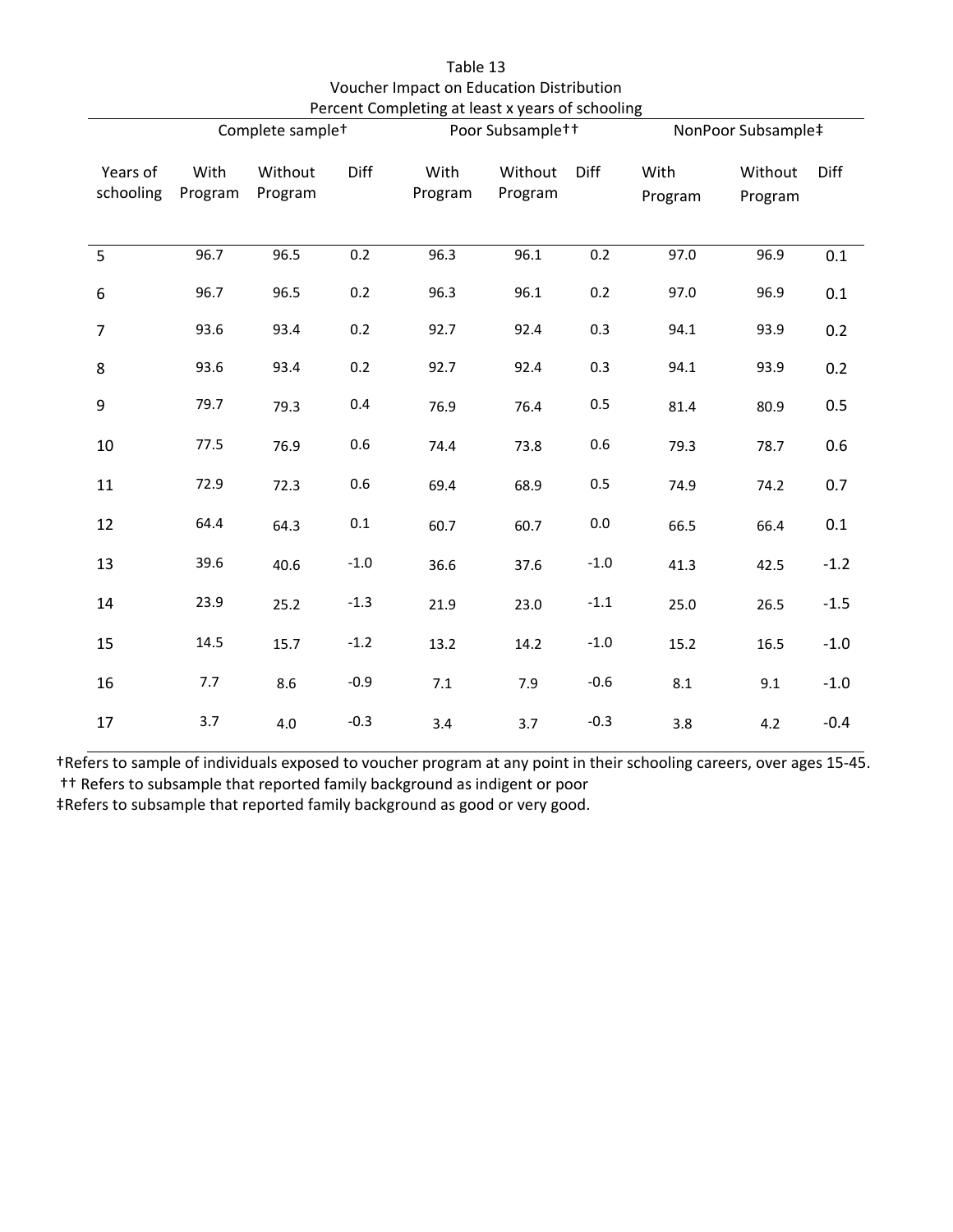Table 13
Voucher Impact on Education Distribution
Percent Completing at least x years of schooling

| | Complete sample† | | | Poor Subsample†† | | | NonPoor Subsample‡ | | |
|---|---|---|---|---|---|---|---|---|---|
| Years of schooling | With Program | Without Program | Diff | With Program | Without Program | Diff | With Program | Without Program | Diff |
| 5 | 96.7 | 96.5 | 0.2 | 96.3 | 96.1 | 0.2 | 97.0 | 96.9 | 0.1 |
| 6 | 96.7 | 96.5 | 0.2 | 96.3 | 96.1 | 0.2 | 97.0 | 96.9 | 0.1 |
| 7 | 93.6 | 93.4 | 0.2 | 92.7 | 92.4 | 0.3 | 94.1 | 93.9 | 0.2 |
| 8 | 93.6 | 93.4 | 0.2 | 92.7 | 92.4 | 0.3 | 94.1 | 93.9 | 0.2 |
| 9 | 79.7 | 79.3 | 0.4 | 76.9 | 76.4 | 0.5 | 81.4 | 80.9 | 0.5 |
| 10 | 77.5 | 76.9 | 0.6 | 74.4 | 73.8 | 0.6 | 79.3 | 78.7 | 0.6 |
| 11 | 72.9 | 72.3 | 0.6 | 69.4 | 68.9 | 0.5 | 74.9 | 74.2 | 0.7 |
| 12 | 64.4 | 64.3 | 0.1 | 60.7 | 60.7 | 0.0 | 66.5 | 66.4 | 0.1 |
| 13 | 39.6 | 40.6 | -1.0 | 36.6 | 37.6 | -1.0 | 41.3 | 42.5 | -1.2 |
| 14 | 23.9 | 25.2 | -1.3 | 21.9 | 23.0 | -1.1 | 25.0 | 26.5 | -1.5 |
| 15 | 14.5 | 15.7 | -1.2 | 13.2 | 14.2 | -1.0 | 15.2 | 16.5 | -1.0 |
| 16 | 7.7 | 8.6 | -0.9 | 7.1 | 7.9 | -0.6 | 8.1 | 9.1 | -1.0 |
| 17 | 3.7 | 4.0 | -0.3 | 3.4 | 3.7 | -0.3 | 3.8 | 4.2 | -0.4 |

†Refers to sample of individuals exposed to voucher program at any point in their schooling careers, over ages 15-45.
†† Refers to subsample that reported family background as indigent or poor
‡Refers to subsample that reported family background as good or very good.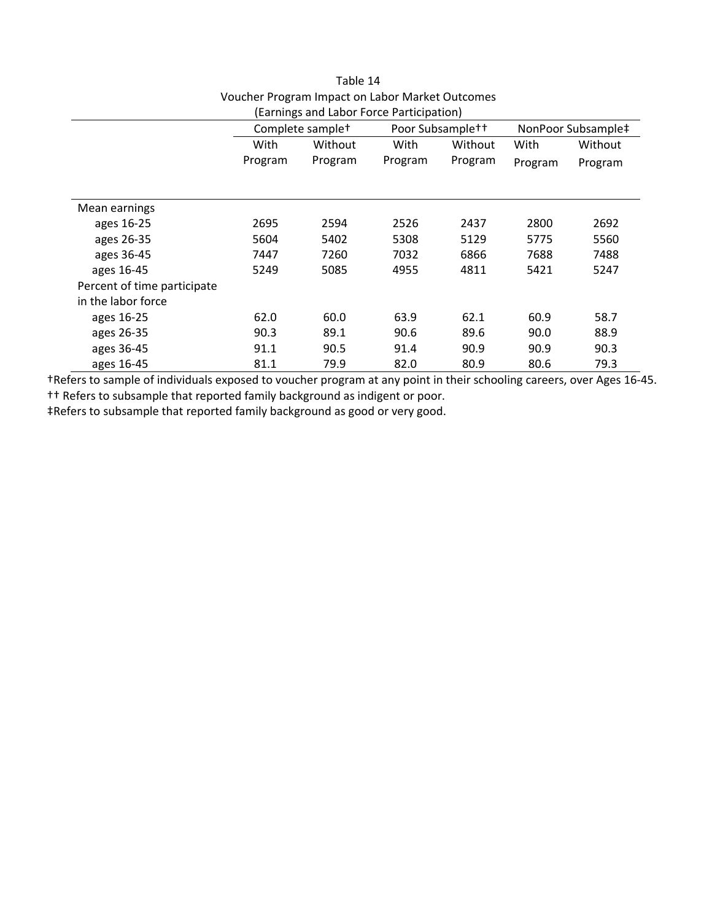Table 14
Voucher Program Impact on Labor Market Outcomes
(Earnings and Labor Force Participation)

| | Complete sample† | | Poor Subsample†† | | NonPoor Subsample‡ | |
|---|---|---|---|---|---|---|
| | With Program | Without Program | With Program | Without Program | With Program | Without Program |
| Mean earnings | | | | | | |
| ages 16-25 | 2695 | 2594 | 2526 | 2437 | 2800 | 2692 |
| ages 26-35 | 5604 | 5402 | 5308 | 5129 | 5775 | 5560 |
| ages 36-45 | 7447 | 7260 | 7032 | 6866 | 7688 | 7488 |
| ages 16-45 | 5249 | 5085 | 4955 | 4811 | 5421 | 5247 |
| Percent of time participate in the labor force | | | | | | |
| ages 16-25 | 62.0 | 60.0 | 63.9 | 62.1 | 60.9 | 58.7 |
| ages 26-35 | 90.3 | 89.1 | 90.6 | 89.6 | 90.0 | 88.9 |
| ages 36-45 | 91.1 | 90.5 | 91.4 | 90.9 | 90.9 | 90.3 |
| ages 16-45 | 81.1 | 79.9 | 82.0 | 80.9 | 80.6 | 79.3 |

†Refers to sample of individuals exposed to voucher program at any point in their schooling careers, over Ages 16-45.

†† Refers to subsample that reported family background as indigent or poor.

‡Refers to subsample that reported family background as good or very good.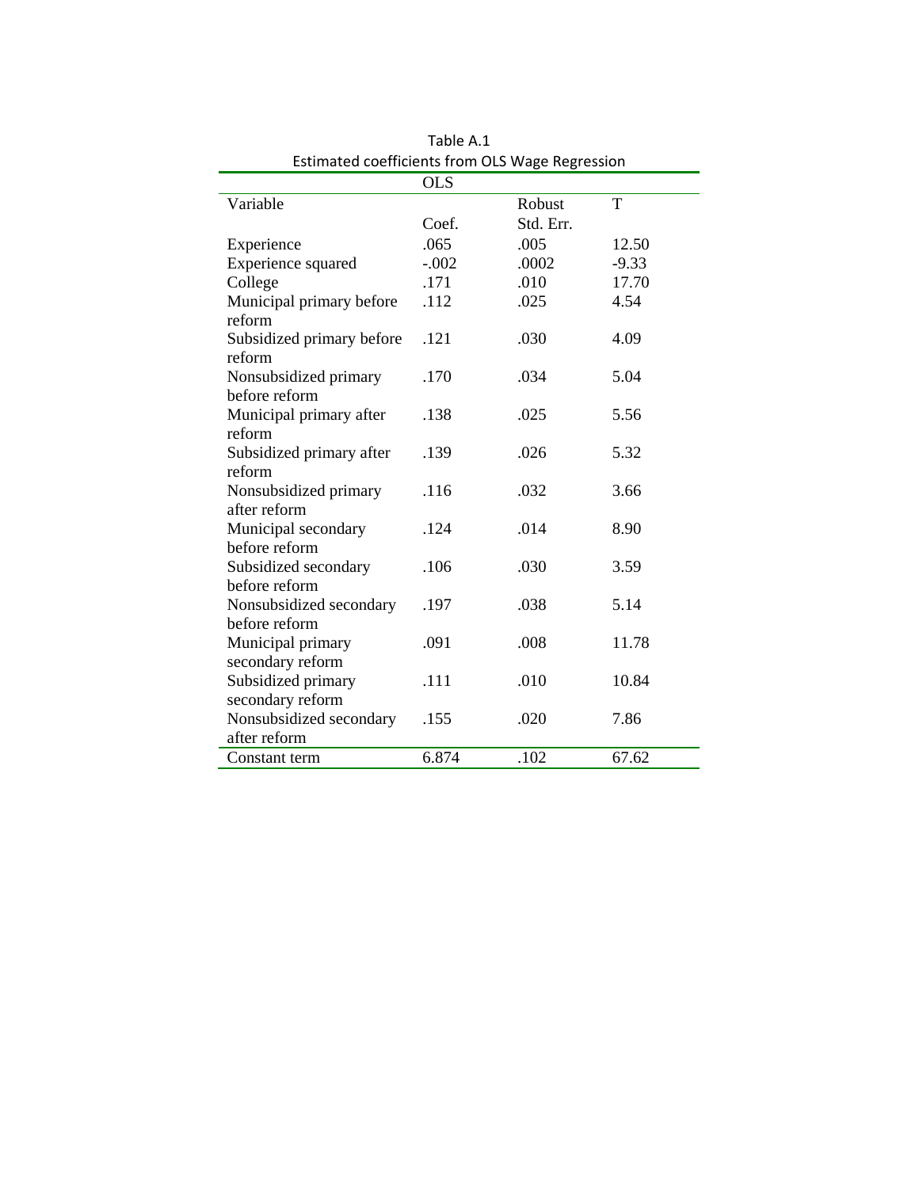Table A.1

Estimated coefficients from OLS Wage Regression

| | OLS | | |
|---|---|---|---|
| Variable | Coef. | Robust Std. Err. | T |
| Experience | .065 | .005 | 12.50 |
| Experience squared | -.002 | .0002 | -9.33 |
| College | .171 | .010 | 17.70 |
| Municipal primary before reform | .112 | .025 | 4.54 |
| Subsidized primary before reform | .121 | .030 | 4.09 |
| Nonsubsidized primary before reform | .170 | .034 | 5.04 |
| Municipal primary after reform | .138 | .025 | 5.56 |
| Subsidized primary after reform | .139 | .026 | 5.32 |
| Nonsubsidized primary after reform | .116 | .032 | 3.66 |
| Municipal secondary before reform | .124 | .014 | 8.90 |
| Subsidized secondary before reform | .106 | .030 | 3.59 |
| Nonsubsidized secondary before reform | .197 | .038 | 5.14 |
| Municipal primary secondary reform | .091 | .008 | 11.78 |
| Subsidized primary secondary reform | .111 | .010 | 10.84 |
| Nonsubsidized secondary after reform | .155 | .020 | 7.86 |
| Constant term | 6.874 | .102 | 67.62 |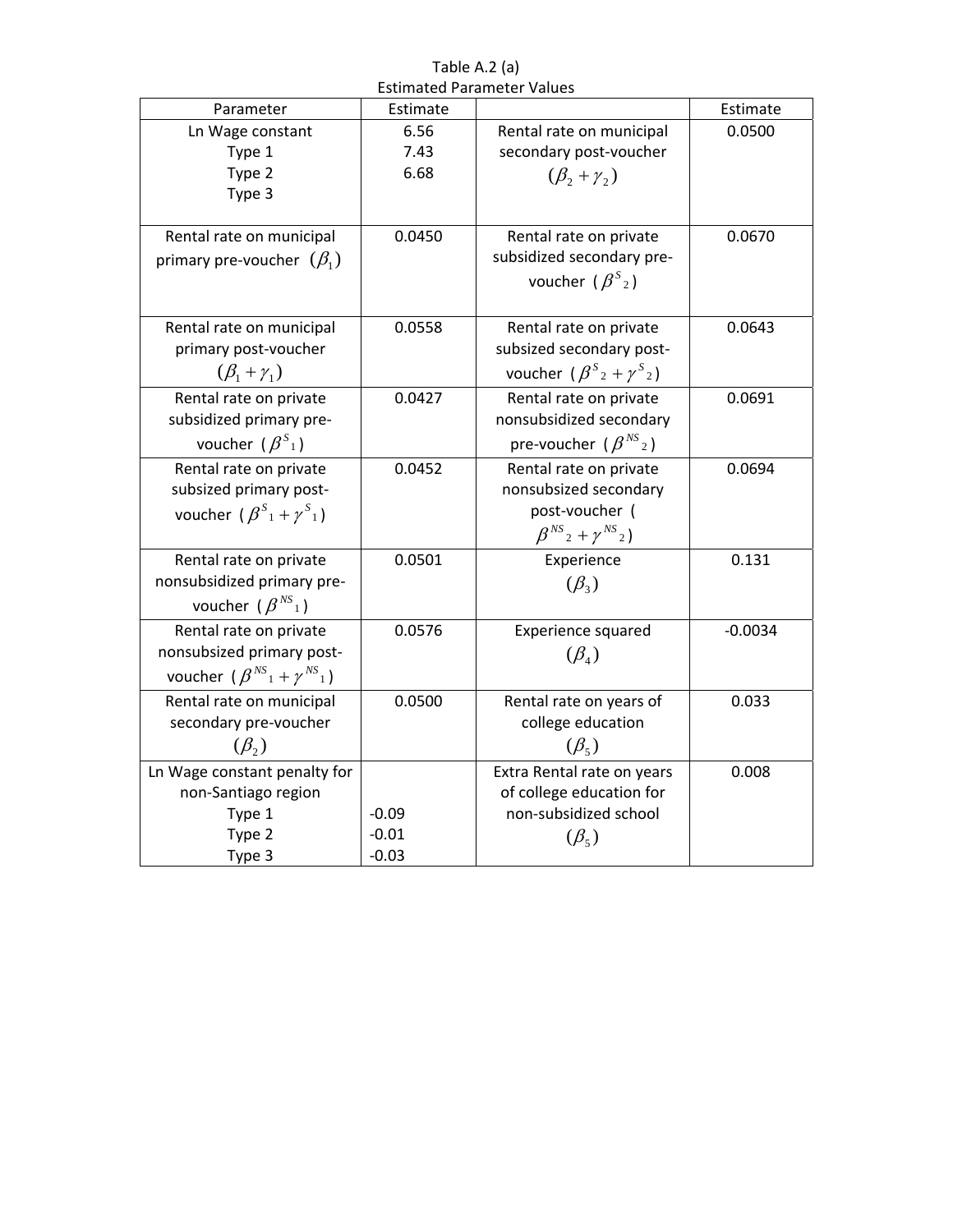Table A.2 (a)
Estimated Parameter Values

| Parameter | Estimate | | Estimate |
|---|---|---|---|
| Ln Wage constant<br>Type 1<br>Type 2<br>Type 3 | <br>6.56<br>7.43<br>6.68 | Rental rate on municipal secondary post-voucher $(\beta_2 + \gamma_2)$ | 0.0500 |
| Rental rate on municipal primary pre-voucher $(\beta_1)$ | 0.0450 | Rental rate on private subsidized secondary pre-voucher ($\beta^S{}_2$) | 0.0670 |
| Rental rate on municipal primary post-voucher $(\beta_1 + \gamma_1)$ | 0.0558 | Rental rate on private subsized secondary post-voucher ($\beta^S{}_2 + \gamma^S{}_2$) | 0.0643 |
| Rental rate on private subsidized primary pre-voucher ($\beta^S{}_1$) | 0.0427 | Rental rate on private nonsubsidized secondary pre-voucher ($\beta^{NS}{}_2$) | 0.0691 |
| Rental rate on private subsized primary post-voucher ($\beta^S{}_1 + \gamma^S{}_1$) | 0.0452 | Rental rate on private nonsubsized secondary post-voucher ( $\beta^{NS}{}_2 + \gamma^{NS}{}_2$) | 0.0694 |
| Rental rate on private nonsubsidized primary pre-voucher ($\beta^{NS}{}_1$) | 0.0501 | Experience $(\beta_3)$ | 0.131 |
| Rental rate on private nonsubsized primary post-voucher ($\beta^{NS}{}_1 + \gamma^{NS}{}_1$) | 0.0576 | Experience squared $(\beta_4)$ | -0.0034 |
| Rental rate on municipal secondary pre-voucher $(\beta_2)$ | 0.0500 | Rental rate on years of college education $(\beta_5)$ | 0.033 |
| Ln Wage constant penalty for non-Santiago region<br>Type 1<br>Type 2<br>Type 3 | <br><br>-0.09<br>-0.01<br>-0.03 | Extra Rental rate on years of college education for non-subsidized school $(\beta_5)$ | 0.008 |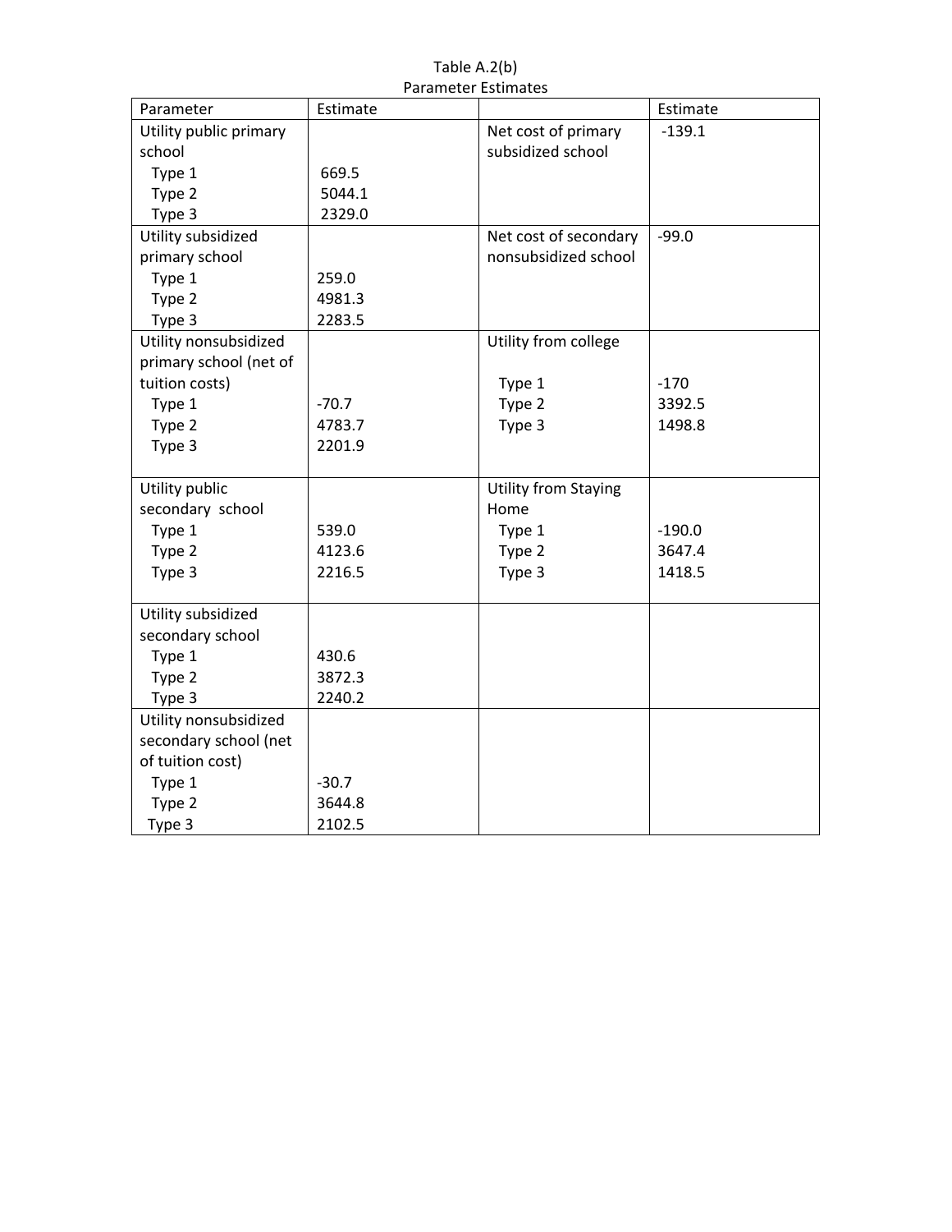Table A.2(b)
Parameter Estimates

| Parameter | Estimate | | Estimate |
|---|---|---|---|
| Utility public primary school | | Net cost of primary subsidized school | -139.1 |
| Type 1 | 669.5 | | |
| Type 2 | 5044.1 | | |
| Type 3 | 2329.0 | | |
| Utility subsidized primary school | | Net cost of secondary nonsubsidized school | -99.0 |
| Type 1 | 259.0 | | |
| Type 2 | 4981.3 | | |
| Type 3 | 2283.5 | | |
| Utility nonsubsidized primary school (net of tuition costs) | | Utility from college | |
| Type 1 | -70.7 | Type 1 | -170 |
| Type 2 | 4783.7 | Type 2 | 3392.5 |
| Type 3 | 2201.9 | Type 3 | 1498.8 |
| Utility public secondary school | | Utility from Staying Home | |
| Type 1 | 539.0 | Type 1 | -190.0 |
| Type 2 | 4123.6 | Type 2 | 3647.4 |
| Type 3 | 2216.5 | Type 3 | 1418.5 |
| Utility subsidized secondary school | | | |
| Type 1 | 430.6 | | |
| Type 2 | 3872.3 | | |
| Type 3 | 2240.2 | | |
| Utility nonsubsidized secondary school (net of tuition cost) | | | |
| Type 1 | -30.7 | | |
| Type 2 | 3644.8 | | |
| Type 3 | 2102.5 | | |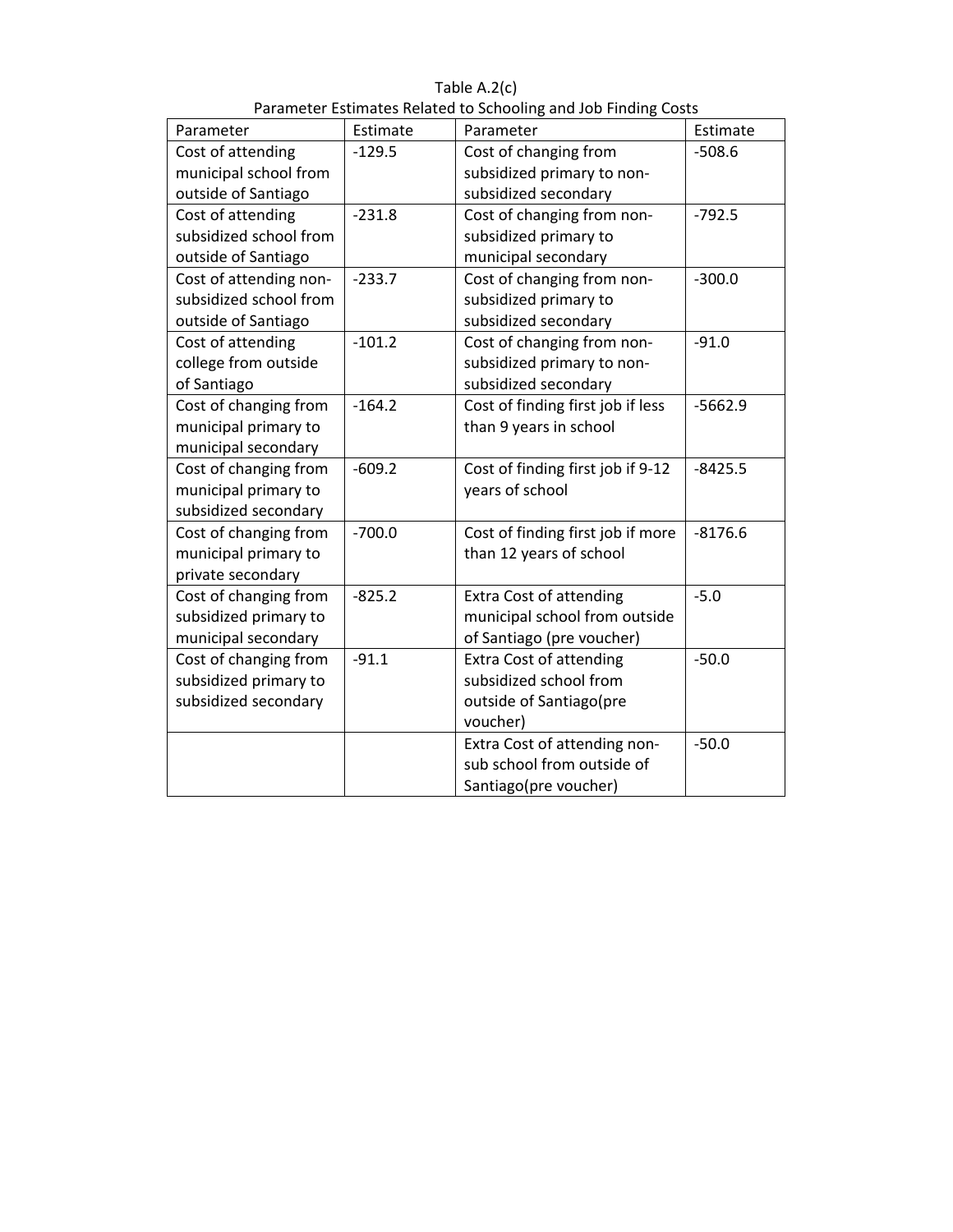Table A.2(c)

Parameter Estimates Related to Schooling and Job Finding Costs

| Parameter | Estimate | Parameter | Estimate |
|---|---|---|---|
| Cost of attending municipal school from outside of Santiago | -129.5 | Cost of changing from subsidized primary to non-subsidized secondary | -508.6 |
| Cost of attending subsidized school from outside of Santiago | -231.8 | Cost of changing from non-subsidized primary to municipal secondary | -792.5 |
| Cost of attending non-subsidized school from outside of Santiago | -233.7 | Cost of changing from non-subsidized primary to subsidized secondary | -300.0 |
| Cost of attending college from outside of Santiago | -101.2 | Cost of changing from non-subsidized primary to non-subsidized secondary | -91.0 |
| Cost of changing from municipal primary to municipal secondary | -164.2 | Cost of finding first job if less than 9 years in school | -5662.9 |
| Cost of changing from municipal primary to subsidized secondary | -609.2 | Cost of finding first job if 9-12 years of school | -8425.5 |
| Cost of changing from municipal primary to private secondary | -700.0 | Cost of finding first job if more than 12 years of school | -8176.6 |
| Cost of changing from subsidized primary to municipal secondary | -825.2 | Extra Cost of attending municipal school from outside of Santiago (pre voucher) | -5.0 |
| Cost of changing from subsidized primary to subsidized secondary | -91.1 | Extra Cost of attending subsidized school from outside of Santiago(pre voucher) | -50.0 |
| | | Extra Cost of attending non-sub school from outside of Santiago(pre voucher) | -50.0 |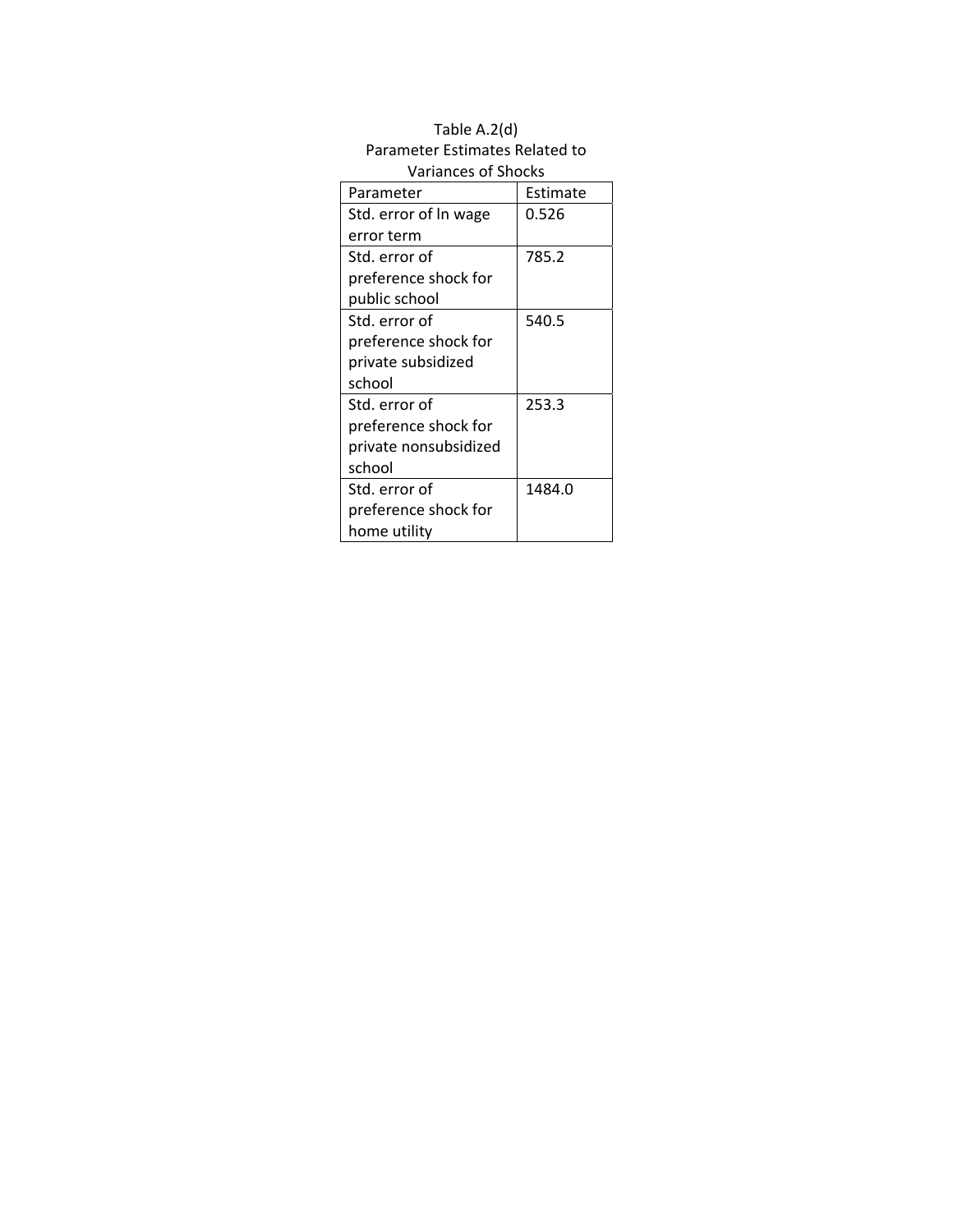Table A.2(d)
Parameter Estimates Related to Variances of Shocks

| Parameter | Estimate |
|---|---|
| Std. error of ln wage error term | 0.526 |
| Std. error of preference shock for public school | 785.2 |
| Std. error of preference shock for private subsidized school | 540.5 |
| Std. error of preference shock for private nonsubsidized school | 253.3 |
| Std. error of preference shock for home utility | 1484.0 |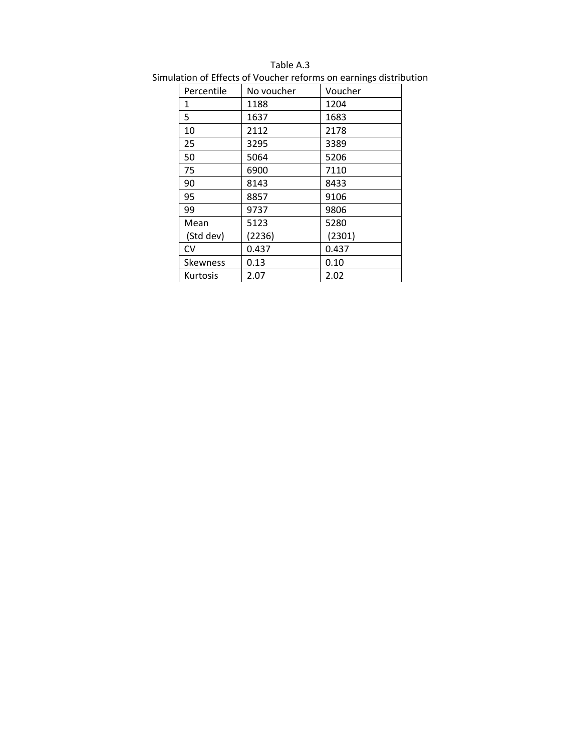Table A.3

Simulation of Effects of Voucher reforms on earnings distribution

| Percentile | No voucher | Voucher |
|---|---|---|
| 1 | 1188 | 1204 |
| 5 | 1637 | 1683 |
| 10 | 2112 | 2178 |
| 25 | 3295 | 3389 |
| 50 | 5064 | 5206 |
| 75 | 6900 | 7110 |
| 90 | 8143 | 8433 |
| 95 | 8857 | 9106 |
| 99 | 9737 | 9806 |
| Mean<br>(Std dev) | 5123<br>(2236) | 5280<br>(2301) |
| CV | 0.437 | 0.437 |
| Skewness | 0.13 | 0.10 |
| Kurtosis | 2.07 | 2.02 |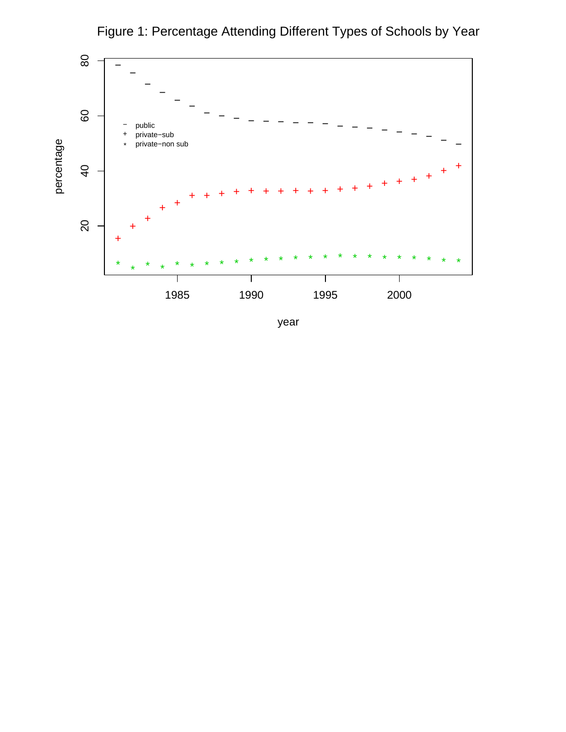Figure 1: Percentage Attending Different Types of Schools by Year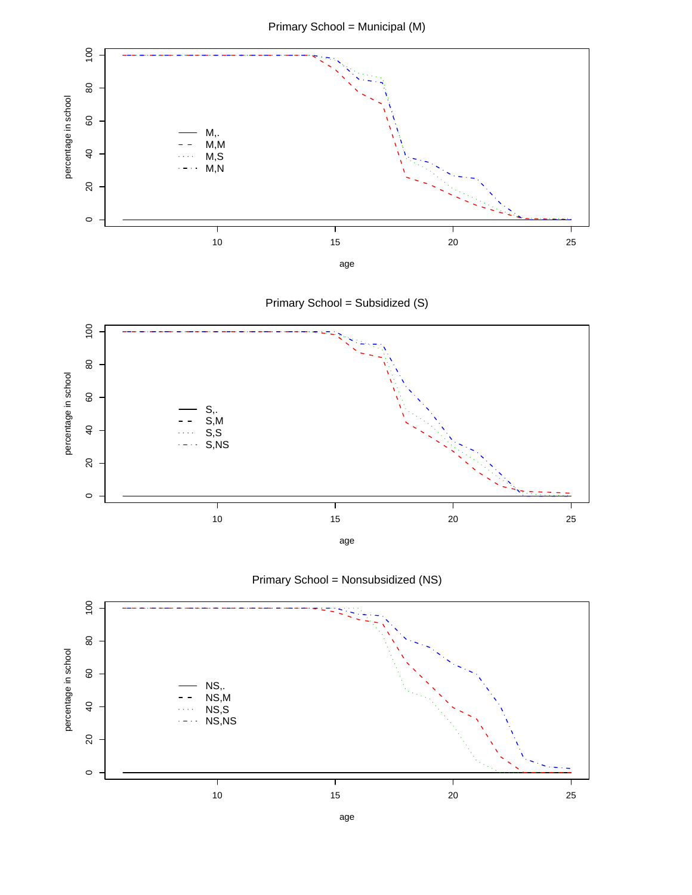Primary School = Municipal (M)

percentage in school

M,.
M,M
M,S
M,N

age

Primary School = Subsidized (S)

percentage in school

S,.
S,M
S,S
S,NS

age

Primary School = Nonsubsidized (NS)

percentage in school

NS,.
NS,M
NS,S
NS,NS

age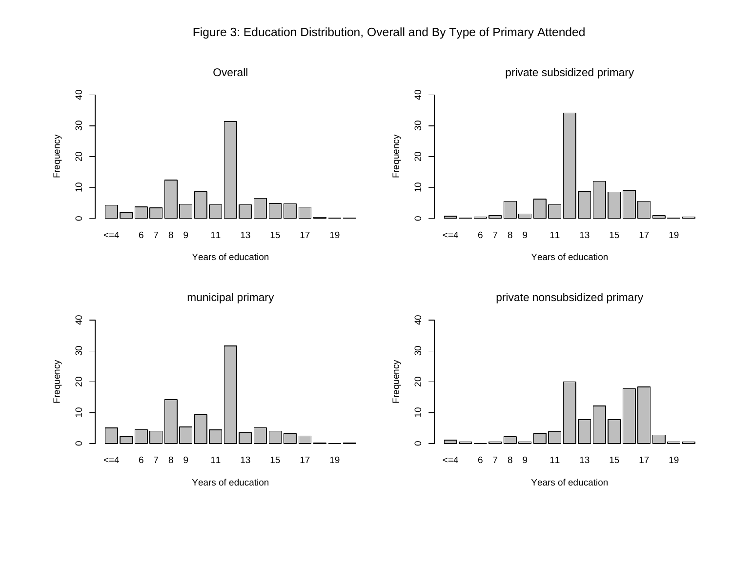Figure 3: Education Distribution, Overall and By Type of Primary Attended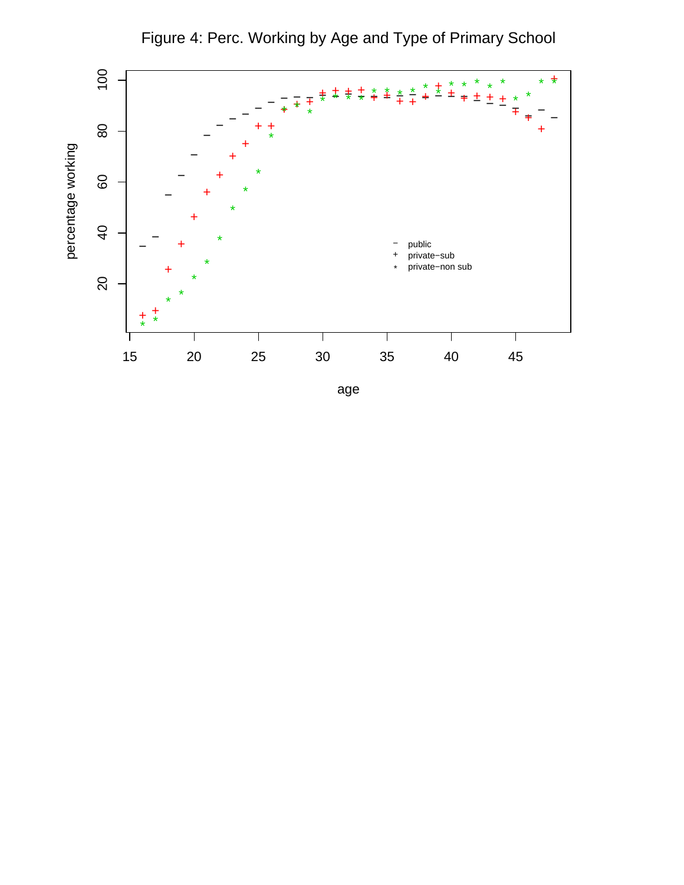Figure 4: Perc. Working by Age and Type of Primary School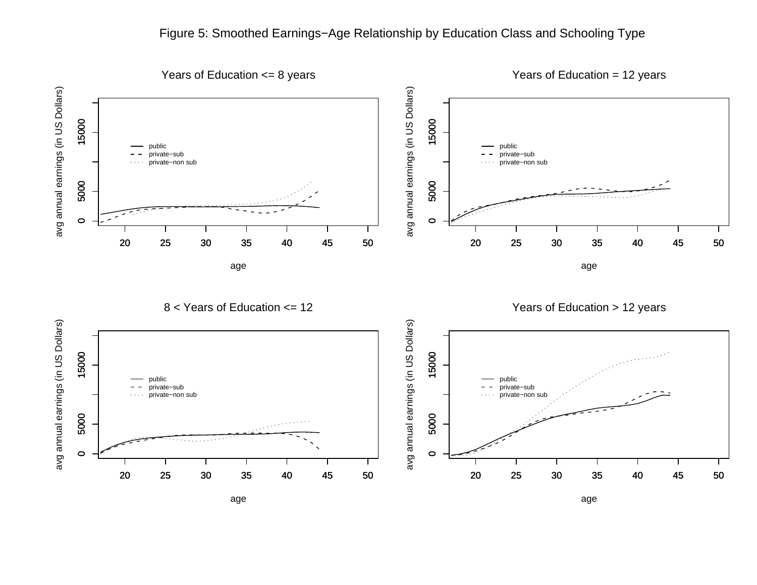Figure 5: Smoothed Earnings−Age Relationship by Education Class and Schooling Type

Years of Education <= 8 years

avg annual earnings (in US Dollars)

0
5000
15000

20
25
30
35
40
45
50

age

public
private−sub
private−non sub

Years of Education = 12 years

avg annual earnings (in US Dollars)

0
5000
15000

20
25
30
35
40
45
50

age

public
private−sub
private−non sub

8 < Years of Education <= 12

avg annual earnings (in US Dollars)

0
5000
15000

20
25
30
35
40
45
50

age

public
private−sub
private−non sub

Years of Education > 12 years

avg annual earnings (in US Dollars)

0
5000
15000

20
25
30
35
40
45
50

age

public
private−sub
private−non sub